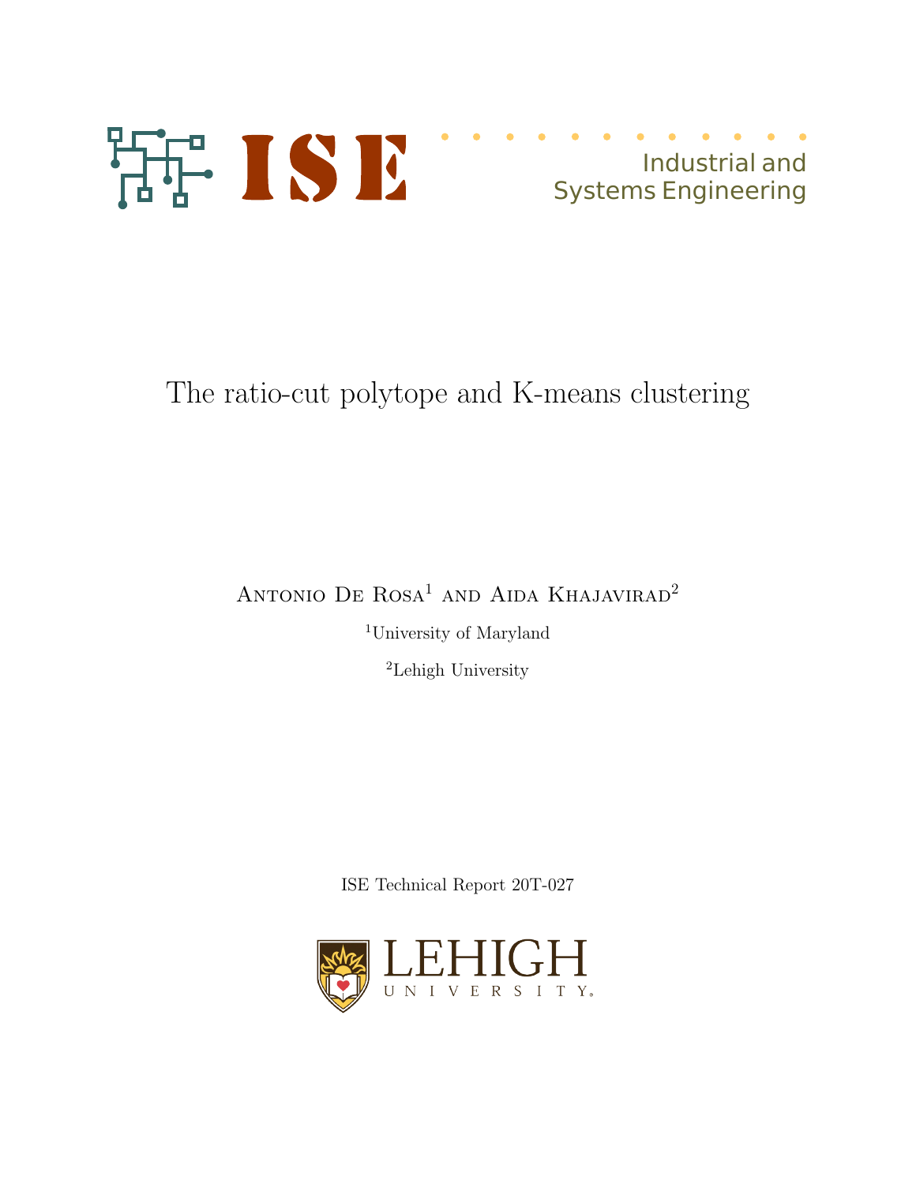Industrial and Systems Engineering

# The ratio-cut polytope and K-means clustering

Antonio De Rosa[1] and Aida Khajavirad[2]

[1]University of Maryland

[2]Lehigh University

ISE Technical Report 20T-027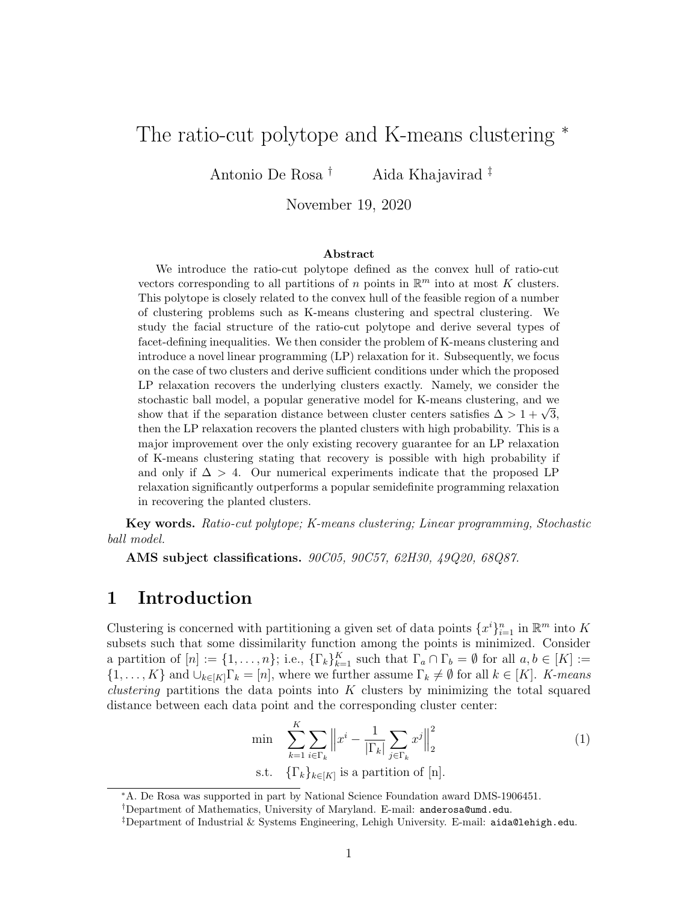# The ratio-cut polytope and K-means clustering *

Antonio De Rosa † Aida Khajavirad ‡

November 19, 2020

### Abstract

We introduce the ratio-cut polytope defined as the convex hull of ratio-cut vectors corresponding to all partitions of $n$ points in $\mathbb{R}^m$ into at most $K$ clusters. This polytope is closely related to the convex hull of the feasible region of a number of clustering problems such as K-means clustering and spectral clustering. We study the facial structure of the ratio-cut polytope and derive several types of facet-defining inequalities. We then consider the problem of K-means clustering and introduce a novel linear programming (LP) relaxation for it. Subsequently, we focus on the case of two clusters and derive sufficient conditions under which the proposed LP relaxation recovers the underlying clusters exactly. Namely, we consider the stochastic ball model, a popular generative model for K-means clustering, and we show that if the separation distance between cluster centers satisfies $\Delta > 1 + \sqrt{3}$, then the LP relaxation recovers the planted clusters with high probability. This is a major improvement over the only existing recovery guarantee for an LP relaxation of K-means clustering stating that recovery is possible with high probability if and only if $\Delta > 4$. Our numerical experiments indicate that the proposed LP relaxation significantly outperforms a popular semidefinite programming relaxation in recovering the planted clusters.

**Key words.** *Ratio-cut polytope; K-means clustering; Linear programming, Stochastic ball model.*

**AMS subject classifications.** *90C05, 90C57, 62H30, 49Q20, 68Q87.*

## 1 Introduction

Clustering is concerned with partitioning a given set of data points $\{x^i\}_{i=1}^n$ in $\mathbb{R}^m$ into $K$ subsets such that some dissimilarity function among the points is minimized. Consider a partition of $[n] := \{1, \ldots, n\}$; i.e., $\{\Gamma_k\}_{k=1}^K$ such that $\Gamma_a \cap \Gamma_b = \emptyset$ for all $a, b \in [K] := \{1, \ldots, K\}$ and $\cup_{k \in [K]} \Gamma_k = [n]$, where we further assume $\Gamma_k \neq \emptyset$ for all $k \in [K]$. *K-means clustering* partitions the data points into $K$ clusters by minimizing the total squared distance between each data point and the corresponding cluster center:

$$
\begin{aligned}
\min \quad & \sum_{k=1}^{K} \sum_{i \in \Gamma_k} \Big\| x^i - \frac{1}{|\Gamma_k|} \sum_{j \in \Gamma_k} x^j \Big\|_2^2 \\
\text{s.t.} \quad & \{\Gamma_k\}_{k \in [K]} \text{ is a partition of [n].}
\end{aligned} \tag{1}
$$

*A. De Rosa was supported in part by National Science Foundation award DMS-1906451.

†Department of Mathematics, University of Maryland. E-mail: anderosa@umd.edu.

‡Department of Industrial & Systems Engineering, Lehigh University. E-mail: aida@lehigh.edu.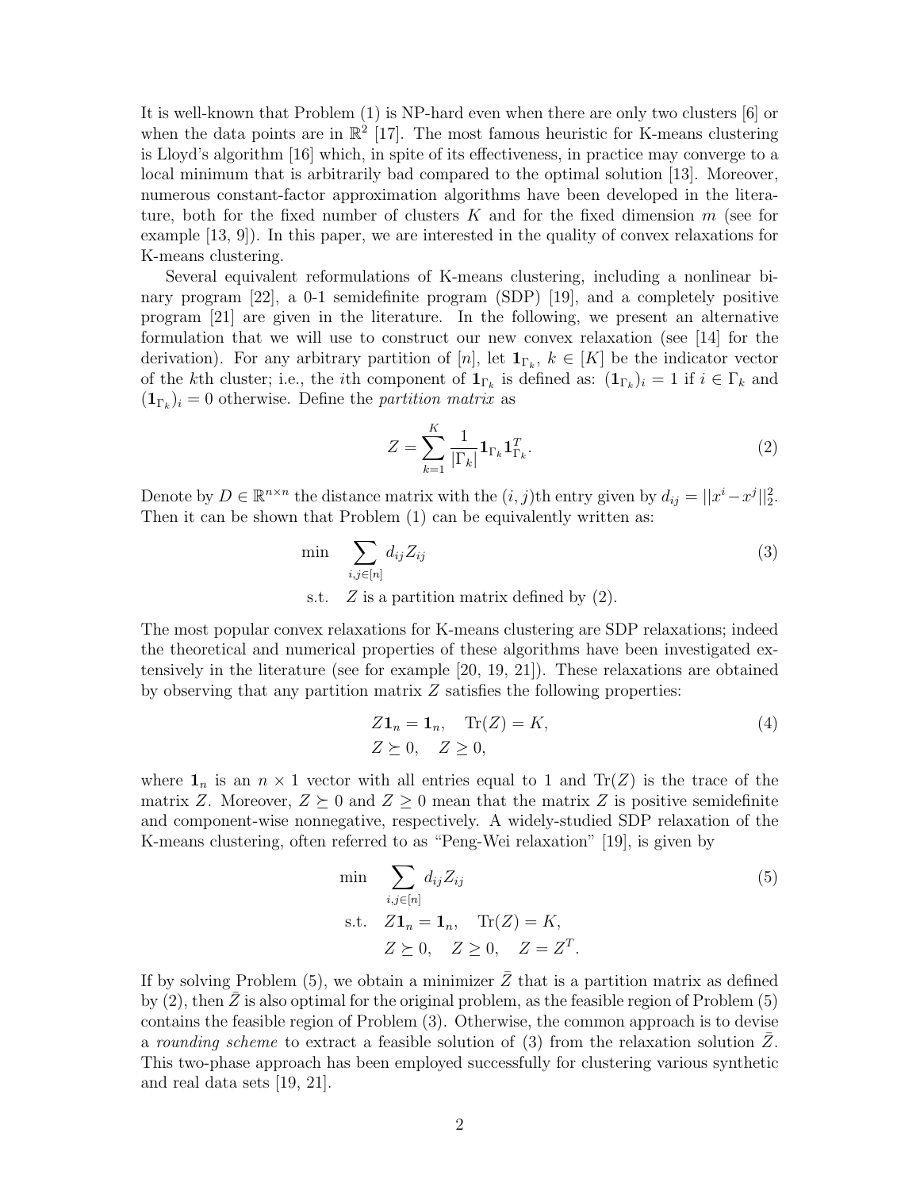It is well-known that Problem (1) is NP-hard even when there are only two clusters [6] or when the data points are in $\mathbb{R}^2$ [17]. The most famous heuristic for K-means clustering is Lloyd's algorithm [16] which, in spite of its effectiveness, in practice may converge to a local minimum that is arbitrarily bad compared to the optimal solution [13]. Moreover, numerous constant-factor approximation algorithms have been developed in the literature, both for the fixed number of clusters $K$ and for the fixed dimension $m$ (see for example [13, 9]). In this paper, we are interested in the quality of convex relaxations for K-means clustering.

Several equivalent reformulations of K-means clustering, including a nonlinear binary program [22], a 0-1 semidefinite program (SDP) [19], and a completely positive program [21] are given in the literature. In the following, we present an alternative formulation that we will use to construct our new convex relaxation (see [14] for the derivation). For any arbitrary partition of $[n]$, let $\mathbf{1}_{\Gamma_k}$, $k \in [K]$ be the indicator vector of the $k$th cluster; i.e., the $i$th component of $\mathbf{1}_{\Gamma_k}$ is defined as: $(\mathbf{1}_{\Gamma_k})_i = 1$ if $i \in \Gamma_k$ and $(\mathbf{1}_{\Gamma_k})_i = 0$ otherwise. Define the *partition matrix* as

$$Z = \sum_{k=1}^{K} \frac{1}{|\Gamma_k|} \mathbf{1}_{\Gamma_k} \mathbf{1}_{\Gamma_k}^T. \tag{2}$$

Denote by $D \in \mathbb{R}^{n \times n}$ the distance matrix with the $(i, j)$th entry given by $d_{ij} = ||x^i - x^j||_2^2$. Then it can be shown that Problem (1) can be equivalently written as:

$$\begin{aligned} \min \quad & \sum_{i,j \in [n]} d_{ij} Z_{ij} \\ \text{s.t.} \quad & Z \text{ is a partition matrix defined by (2).} \end{aligned} \tag{3}$$

The most popular convex relaxations for K-means clustering are SDP relaxations; indeed the theoretical and numerical properties of these algorithms have been investigated extensively in the literature (see for example [20, 19, 21]). These relaxations are obtained by observing that any partition matrix $Z$ satisfies the following properties:

$$\begin{aligned} & Z\mathbf{1}_n = \mathbf{1}_n, \quad \text{Tr}(Z) = K, \\ & Z \succeq 0, \quad Z \geq 0, \end{aligned} \tag{4}$$

where $\mathbf{1}_n$ is an $n \times 1$ vector with all entries equal to 1 and $\text{Tr}(Z)$ is the trace of the matrix $Z$. Moreover, $Z \succeq 0$ and $Z \geq 0$ mean that the matrix $Z$ is positive semidefinite and component-wise nonnegative, respectively. A widely-studied SDP relaxation of the K-means clustering, often referred to as "Peng-Wei relaxation" [19], is given by

$$\begin{aligned} \min \quad & \sum_{i,j \in [n]} d_{ij} Z_{ij} \\ \text{s.t.} \quad & Z\mathbf{1}_n = \mathbf{1}_n, \quad \text{Tr}(Z) = K, \\ & Z \succeq 0, \quad Z \geq 0, \quad Z = Z^T. \end{aligned} \tag{5}$$

If by solving Problem (5), we obtain a minimizer $\bar{Z}$ that is a partition matrix as defined by (2), then $\bar{Z}$ is also optimal for the original problem, as the feasible region of Problem (5) contains the feasible region of Problem (3). Otherwise, the common approach is to devise a *rounding scheme* to extract a feasible solution of (3) from the relaxation solution $\bar{Z}$. This two-phase approach has been employed successfully for clustering various synthetic and real data sets [19, 21].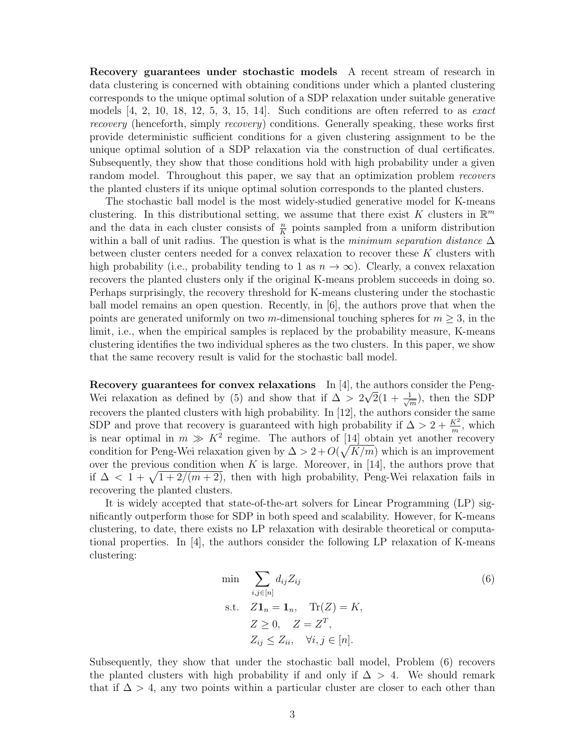**Recovery guarantees under stochastic models** A recent stream of research in data clustering is concerned with obtaining conditions under which a planted clustering corresponds to the unique optimal solution of a SDP relaxation under suitable generative models [4, 2, 10, 18, 12, 5, 3, 15, 14]. Such conditions are often referred to as *exact recovery* (henceforth, simply *recovery*) conditions. Generally speaking, these works first provide deterministic sufficient conditions for a given clustering assignment to be the unique optimal solution of a SDP relaxation via the construction of dual certificates. Subsequently, they show that those conditions hold with high probability under a given random model. Throughout this paper, we say that an optimization problem *recovers* the planted clusters if its unique optimal solution corresponds to the planted clusters.

The stochastic ball model is the most widely-studied generative model for K-means clustering. In this distributional setting, we assume that there exist $K$ clusters in $\mathbb{R}^m$ and the data in each cluster consists of $\frac{n}{K}$ points sampled from a uniform distribution within a ball of unit radius. The question is what is the *minimum separation distance* $\Delta$ between cluster centers needed for a convex relaxation to recover these $K$ clusters with high probability (i.e., probability tending to 1 as $n \to \infty$). Clearly, a convex relaxation recovers the planted clusters only if the original K-means problem succeeds in doing so. Perhaps surprisingly, the recovery threshold for K-means clustering under the stochastic ball model remains an open question. Recently, in [6], the authors prove that when the points are generated uniformly on two $m$-dimensional touching spheres for $m \geq 3$, in the limit, i.e., when the empirical samples is replaced by the probability measure, K-means clustering identifies the two individual spheres as the two clusters. In this paper, we show that the same recovery result is valid for the stochastic ball model.

**Recovery guarantees for convex relaxations** In [4], the authors consider the Peng-Wei relaxation as defined by (5) and show that if $\Delta > 2\sqrt{2}(1 + \frac{1}{\sqrt{m}})$, then the SDP recovers the planted clusters with high probability. In [12], the authors consider the same SDP and prove that recovery is guaranteed with high probability if $\Delta > 2 + \frac{K^2}{m}$, which is near optimal in $m \gg K^2$ regime. The authors of [14] obtain yet another recovery condition for Peng-Wei relaxation given by $\Delta > 2 + O(\sqrt{K/m})$ which is an improvement over the previous condition when $K$ is large. Moreover, in [14], the authors prove that if $\Delta < 1 + \sqrt{1 + 2/(m+2)}$, then with high probability, Peng-Wei relaxation fails in recovering the planted clusters.

It is widely accepted that state-of-the-art solvers for Linear Programming (LP) significantly outperform those for SDP in both speed and scalability. However, for K-means clustering, to date, there exists no LP relaxation with desirable theoretical or computational properties. In [4], the authors consider the following LP relaxation of K-means clustering:

$$
\begin{aligned}
\min \quad & \sum_{i,j \in [n]} d_{ij} Z_{ij} \\
\text{s.t.} \quad & Z\mathbf{1}_n = \mathbf{1}_n, \quad \mathrm{Tr}(Z) = K, \\
& Z \geq 0, \quad Z = Z^T, \\
& Z_{ij} \leq Z_{ii}, \quad \forall i, j \in [n].
\end{aligned}
\tag{6}
$$

Subsequently, they show that under the stochastic ball model, Problem (6) recovers the planted clusters with high probability if and only if $\Delta > 4$. We should remark that if $\Delta > 4$, any two points within a particular cluster are closer to each other than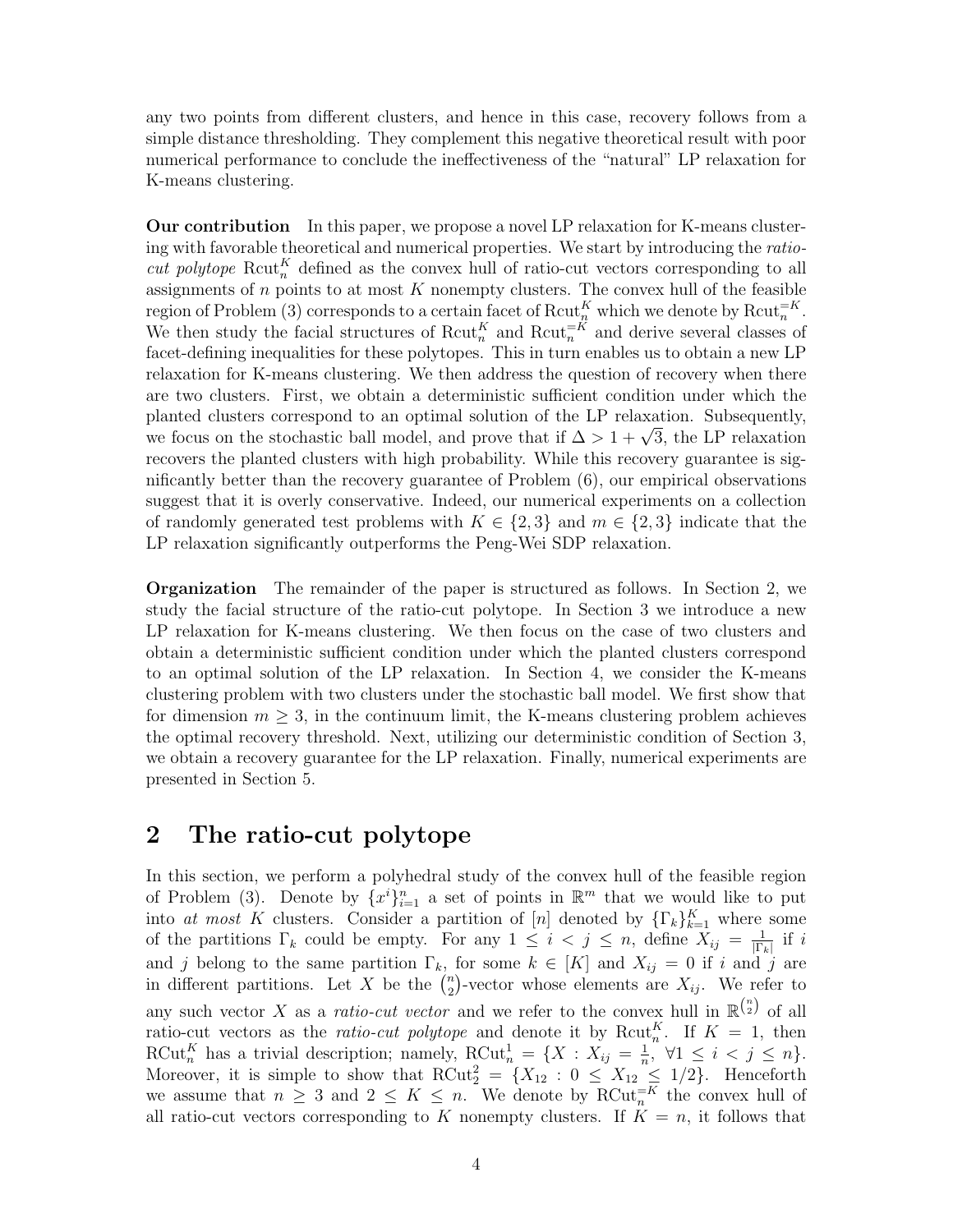any two points from different clusters, and hence in this case, recovery follows from a simple distance thresholding. They complement this negative theoretical result with poor numerical performance to conclude the ineffectiveness of the "natural" LP relaxation for K-means clustering.

**Our contribution** In this paper, we propose a novel LP relaxation for K-means clustering with favorable theoretical and numerical properties. We start by introducing the *ratio-cut polytope* $\text{Rcut}_n^K$ defined as the convex hull of ratio-cut vectors corresponding to all assignments of $n$ points to at most $K$ nonempty clusters. The convex hull of the feasible region of Problem (3) corresponds to a certain facet of $\text{Rcut}_n^K$ which we denote by $\text{Rcut}_n^{=K}$. We then study the facial structures of $\text{Rcut}_n^K$ and $\text{Rcut}_n^{=K}$ and derive several classes of facet-defining inequalities for these polytopes. This in turn enables us to obtain a new LP relaxation for K-means clustering. We then address the question of recovery when there are two clusters. First, we obtain a deterministic sufficient condition under which the planted clusters correspond to an optimal solution of the LP relaxation. Subsequently, we focus on the stochastic ball model, and prove that if $\Delta > 1 + \sqrt{3}$, the LP relaxation recovers the planted clusters with high probability. While this recovery guarantee is significantly better than the recovery guarantee of Problem (6), our empirical observations suggest that it is overly conservative. Indeed, our numerical experiments on a collection of randomly generated test problems with $K \in \{2, 3\}$ and $m \in \{2, 3\}$ indicate that the LP relaxation significantly outperforms the Peng-Wei SDP relaxation.

**Organization** The remainder of the paper is structured as follows. In Section 2, we study the facial structure of the ratio-cut polytope. In Section 3 we introduce a new LP relaxation for K-means clustering. We then focus on the case of two clusters and obtain a deterministic sufficient condition under which the planted clusters correspond to an optimal solution of the LP relaxation. In Section 4, we consider the K-means clustering problem with two clusters under the stochastic ball model. We first show that for dimension $m \geq 3$, in the continuum limit, the K-means clustering problem achieves the optimal recovery threshold. Next, utilizing our deterministic condition of Section 3, we obtain a recovery guarantee for the LP relaxation. Finally, numerical experiments are presented in Section 5.

## 2 The ratio-cut polytope

In this section, we perform a polyhedral study of the convex hull of the feasible region of Problem (3). Denote by $\{x^i\}_{i=1}^n$ a set of points in $\mathbb{R}^m$ that we would like to put into *at most* $K$ clusters. Consider a partition of $[n]$ denoted by $\{\Gamma_k\}_{k=1}^K$ where some of the partitions $\Gamma_k$ could be empty. For any $1 \leq i < j \leq n$, define $X_{ij} = \frac{1}{|\Gamma_k|}$ if $i$ and $j$ belong to the same partition $\Gamma_k$, for some $k \in [K]$ and $X_{ij} = 0$ if $i$ and $j$ are in different partitions. Let $X$ be the $\binom{n}{2}$-vector whose elements are $X_{ij}$. We refer to any such vector $X$ as a *ratio-cut vector* and we refer to the convex hull in $\mathbb{R}^{\binom{n}{2}}$ of all ratio-cut vectors as the *ratio-cut polytope* and denote it by $\text{Rcut}_n^K$. If $K = 1$, then $\text{RCut}_n^K$ has a trivial description; namely, $\text{RCut}_n^1 = \{X : X_{ij} = \frac{1}{n}, \ \forall 1 \leq i < j \leq n\}$. Moreover, it is simple to show that $\text{RCut}_2^2 = \{X_{12} : 0 \leq X_{12} \leq 1/2\}$. Henceforth we assume that $n \geq 3$ and $2 \leq K \leq n$. We denote by $\text{RCut}_n^{=K}$ the convex hull of all ratio-cut vectors corresponding to $K$ nonempty clusters. If $K = n$, it follows that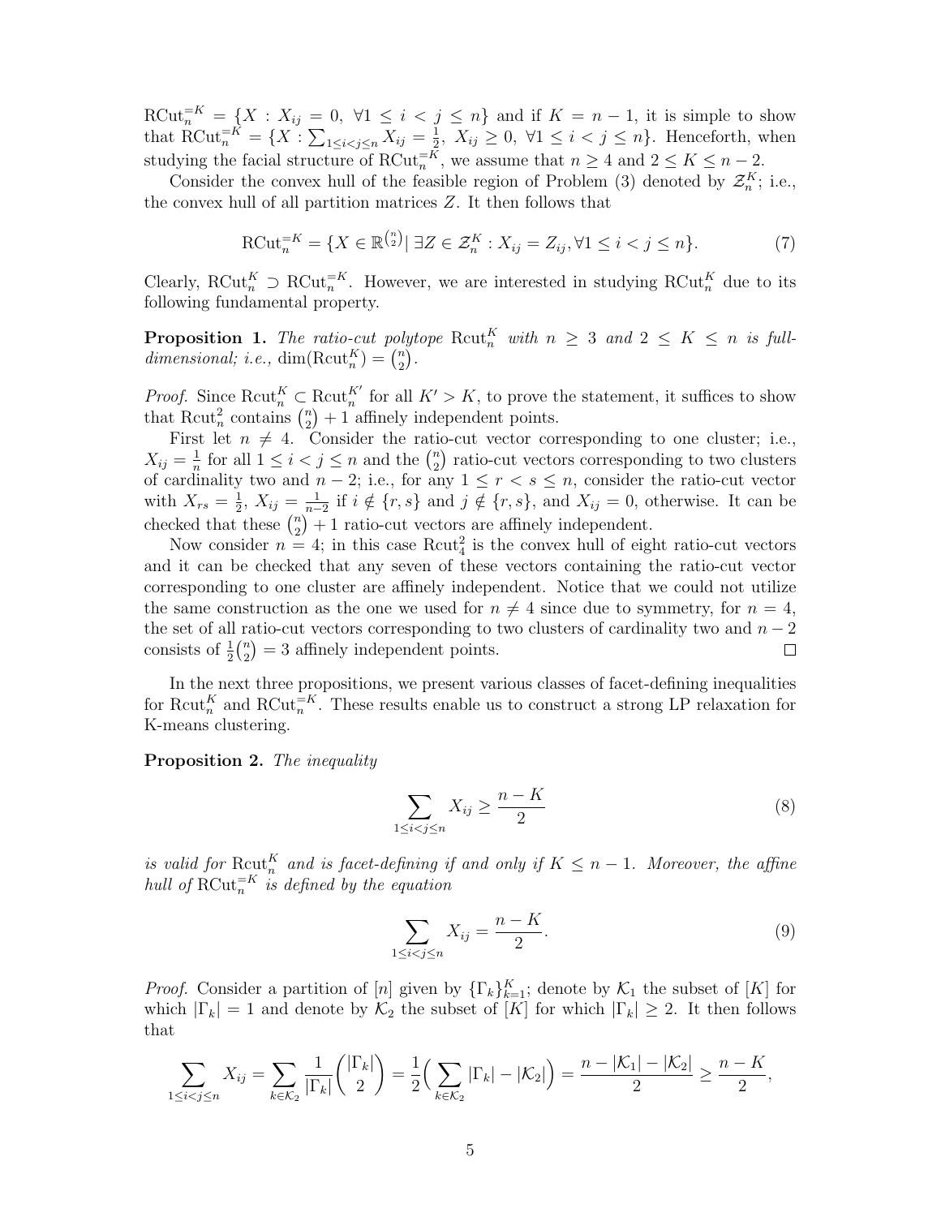$\mathrm{RCut}_n^{=K} = \{X : X_{ij} = 0,\ \forall 1 \leq i < j \leq n\}$ and if $K = n-1$, it is simple to show that $\mathrm{RCut}_n^{=K} = \{X : \sum_{1 \leq i < j \leq n} X_{ij} = \frac{1}{2},\ X_{ij} \geq 0,\ \forall 1 \leq i < j \leq n\}$. Henceforth, when studying the facial structure of $\mathrm{RCut}_n^{=K}$, we assume that $n \geq 4$ and $2 \leq K \leq n-2$.

Consider the convex hull of the feasible region of Problem (3) denoted by $\mathcal{Z}_n^K$; i.e., the convex hull of all partition matrices $Z$. It then follows that

$$\mathrm{RCut}_n^{=K} = \{X \in \mathbb{R}^{\binom{n}{2}} |\ \exists Z \in \mathcal{Z}_n^K : X_{ij} = Z_{ij}, \forall 1 \leq i < j \leq n\}. \tag{7}$$

Clearly, $\mathrm{RCut}_n^K \supset \mathrm{RCut}_n^{=K}$. However, we are interested in studying $\mathrm{RCut}_n^K$ due to its following fundamental property.

**Proposition 1.** *The ratio-cut polytope $\mathrm{Rcut}_n^K$ with $n \geq 3$ and $2 \leq K \leq n$ is full-dimensional; i.e., $\dim(\mathrm{Rcut}_n^K) = \binom{n}{2}$.*

*Proof.* Since $\mathrm{Rcut}_n^K \subset \mathrm{Rcut}_n^{K'}$ for all $K' > K$, to prove the statement, it suffices to show that $\mathrm{Rcut}_n^2$ contains $\binom{n}{2}+1$ affinely independent points.

First let $n \neq 4$. Consider the ratio-cut vector corresponding to one cluster; i.e., $X_{ij} = \frac{1}{n}$ for all $1 \leq i < j \leq n$ and the $\binom{n}{2}$ ratio-cut vectors corresponding to two clusters of cardinality two and $n-2$; i.e., for any $1 \leq r < s \leq n$, consider the ratio-cut vector with $X_{rs} = \frac{1}{2}$, $X_{ij} = \frac{1}{n-2}$ if $i \notin \{r, s\}$ and $j \notin \{r, s\}$, and $X_{ij} = 0$, otherwise. It can be checked that these $\binom{n}{2}+1$ ratio-cut vectors are affinely independent.

Now consider $n = 4$; in this case $\mathrm{Rcut}_4^2$ is the convex hull of eight ratio-cut vectors and it can be checked that any seven of these vectors containing the ratio-cut vector corresponding to one cluster are affinely independent. Notice that we could not utilize the same construction as the one we used for $n \neq 4$ since due to symmetry, for $n = 4$, the set of all ratio-cut vectors corresponding to two clusters of cardinality two and $n-2$ consists of $\frac{1}{2}\binom{n}{2} = 3$ affinely independent points. $\square$

In the next three propositions, we present various classes of facet-defining inequalities for $\mathrm{Rcut}_n^K$ and $\mathrm{RCut}_n^{=K}$. These results enable us to construct a strong LP relaxation for K-means clustering.

**Proposition 2.** *The inequality*

$$\sum_{1 \leq i < j \leq n} X_{ij} \geq \frac{n-K}{2} \tag{8}$$

*is valid for $\mathrm{Rcut}_n^K$ and is facet-defining if and only if $K \leq n-1$. Moreover, the affine hull of $\mathrm{RCut}_n^{=K}$ is defined by the equation*

$$\sum_{1 \leq i < j \leq n} X_{ij} = \frac{n-K}{2}. \tag{9}$$

*Proof.* Consider a partition of $[n]$ given by $\{\Gamma_k\}_{k=1}^K$; denote by $\mathcal{K}_1$ the subset of $[K]$ for which $|\Gamma_k| = 1$ and denote by $\mathcal{K}_2$ the subset of $[K]$ for which $|\Gamma_k| \geq 2$. It then follows that

$$\sum_{1 \leq i < j \leq n} X_{ij} = \sum_{k \in \mathcal{K}_2} \frac{1}{|\Gamma_k|}\binom{|\Gamma_k|}{2} = \frac{1}{2}\Big(\sum_{k \in \mathcal{K}_2} |\Gamma_k| - |\mathcal{K}_2|\Big) = \frac{n - |\mathcal{K}_1| - |\mathcal{K}_2|}{2} \geq \frac{n-K}{2},$$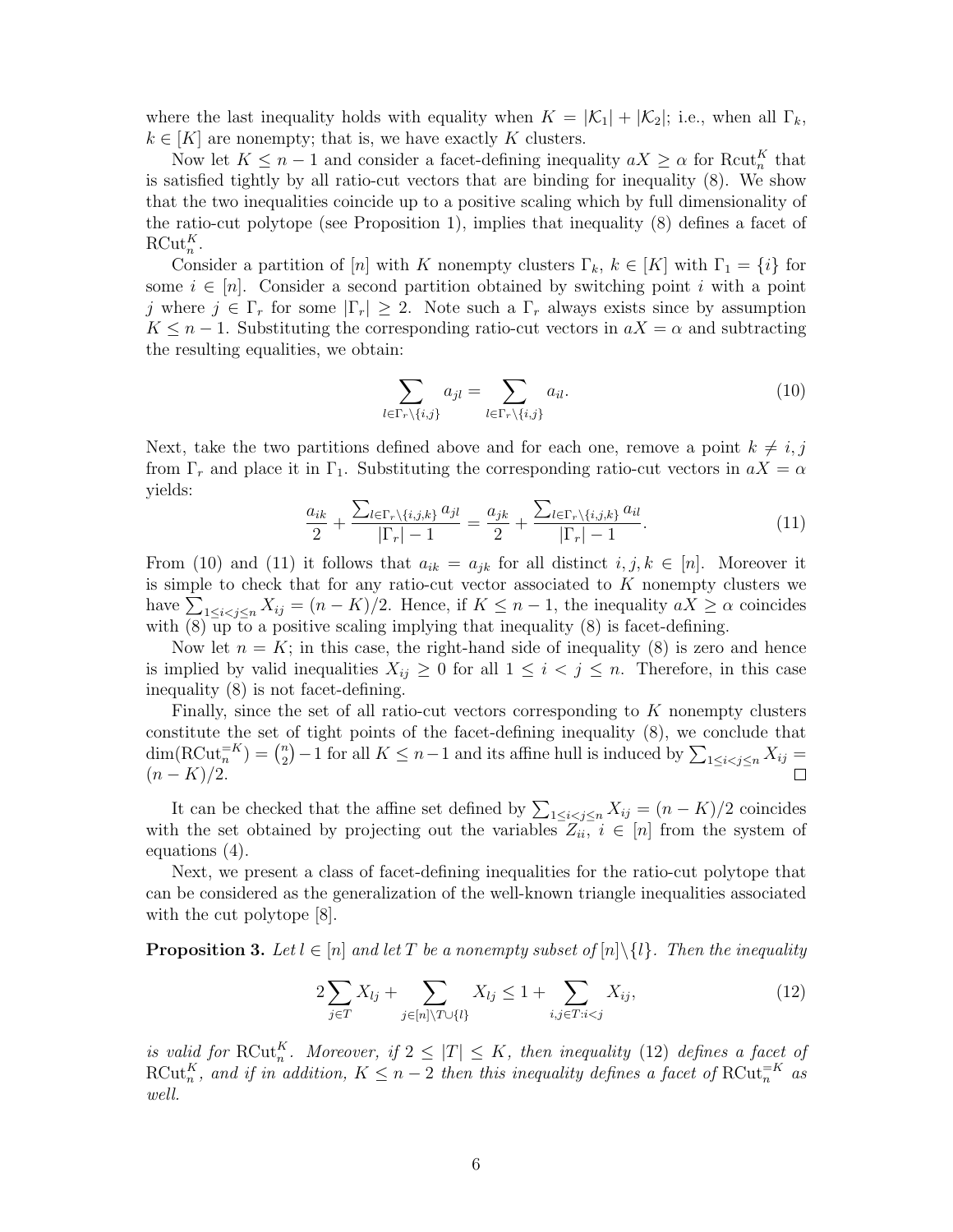where the last inequality holds with equality when $K = |\mathcal{K}_1| + |\mathcal{K}_2|$; i.e., when all $\Gamma_k$, $k \in [K]$ are nonempty; that is, we have exactly $K$ clusters.

Now let $K \leq n-1$ and consider a facet-defining inequality $aX \geq \alpha$ for $\text{Rcut}_n^K$ that is satisfied tightly by all ratio-cut vectors that are binding for inequality (8). We show that the two inequalities coincide up to a positive scaling which by full dimensionality of the ratio-cut polytope (see Proposition 1), implies that inequality (8) defines a facet of $\text{RCut}_n^K$.

Consider a partition of $[n]$ with $K$ nonempty clusters $\Gamma_k$, $k \in [K]$ with $\Gamma_1 = \{i\}$ for some $i \in [n]$. Consider a second partition obtained by switching point $i$ with a point $j$ where $j \in \Gamma_r$ for some $|\Gamma_r| \geq 2$. Note such a $\Gamma_r$ always exists since by assumption $K \leq n-1$. Substituting the corresponding ratio-cut vectors in $aX = \alpha$ and subtracting the resulting equalities, we obtain:

$$\sum_{l \in \Gamma_r \setminus \{i,j\}} a_{jl} = \sum_{l \in \Gamma_r \setminus \{i,j\}} a_{il}. \tag{10}$$

Next, take the two partitions defined above and for each one, remove a point $k \neq i, j$ from $\Gamma_r$ and place it in $\Gamma_1$. Substituting the corresponding ratio-cut vectors in $aX = \alpha$ yields:

$$\frac{a_{ik}}{2} + \frac{\sum_{l \in \Gamma_r \setminus \{i,j,k\}} a_{jl}}{|\Gamma_r| - 1} = \frac{a_{jk}}{2} + \frac{\sum_{l \in \Gamma_r \setminus \{i,j,k\}} a_{il}}{|\Gamma_r| - 1}. \tag{11}$$

From (10) and (11) it follows that $a_{ik} = a_{jk}$ for all distinct $i, j, k \in [n]$. Moreover it is simple to check that for any ratio-cut vector associated to $K$ nonempty clusters we have $\sum_{1 \leq i < j \leq n} X_{ij} = (n-K)/2$. Hence, if $K \leq n-1$, the inequality $aX \geq \alpha$ coincides with (8) up to a positive scaling implying that inequality (8) is facet-defining.

Now let $n = K$; in this case, the right-hand side of inequality (8) is zero and hence is implied by valid inequalities $X_{ij} \geq 0$ for all $1 \leq i < j \leq n$. Therefore, in this case inequality (8) is not facet-defining.

Finally, since the set of all ratio-cut vectors corresponding to $K$ nonempty clusters constitute the set of tight points of the facet-defining inequality (8), we conclude that $\dim(\text{RCut}_n^{=K}) = \binom{n}{2} - 1$ for all $K \leq n-1$ and its affine hull is induced by $\sum_{1 \leq i < j \leq n} X_{ij} = (n-K)/2$. $\square$

It can be checked that the affine set defined by $\sum_{1 \leq i < j \leq n} X_{ij} = (n-K)/2$ coincides with the set obtained by projecting out the variables $Z_{ii}$, $i \in [n]$ from the system of equations (4).

Next, we present a class of facet-defining inequalities for the ratio-cut polytope that can be considered as the generalization of the well-known triangle inequalities associated with the cut polytope [8].

**Proposition 3.** *Let $l \in [n]$ and let $T$ be a nonempty subset of $[n] \setminus \{l\}$. Then the inequality*

$$2 \sum_{j \in T} X_{lj} + \sum_{j \in [n] \setminus T \cup \{l\}} X_{lj} \leq 1 + \sum_{i,j \in T : i < j} X_{ij}, \tag{12}$$

*is valid for $\text{RCut}_n^K$. Moreover, if $2 \leq |T| \leq K$, then inequality (12) defines a facet of $\text{RCut}_n^K$, and if in addition, $K \leq n-2$ then this inequality defines a facet of $\text{RCut}_n^{=K}$ as well.*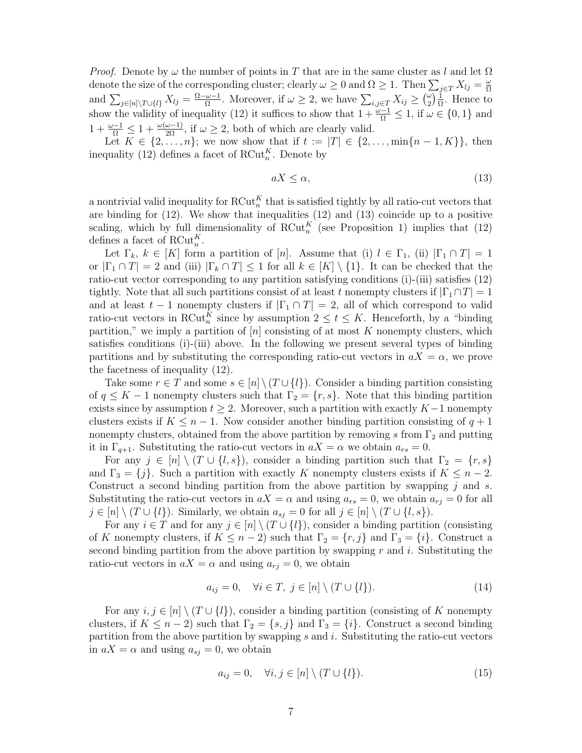*Proof.* Denote by $\omega$ the number of points in $T$ that are in the same cluster as $l$ and let $\Omega$ denote the size of the corresponding cluster; clearly $\omega \geq 0$ and $\Omega \geq 1$. Then $\sum_{j \in T} X_{lj} = \frac{\omega}{\Omega}$ and $\sum_{j \in [n] \setminus T \cup \{l\}} X_{lj} = \frac{\Omega - \omega - 1}{\Omega}$. Moreover, if $\omega \geq 2$, we have $\sum_{i,j \in T} X_{ij} \geq \binom{\omega}{2} \frac{1}{\Omega}$. Hence to show the validity of inequality (12) it suffices to show that $1 + \frac{\omega - 1}{\Omega} \leq 1$, if $\omega \in \{0, 1\}$ and $1 + \frac{\omega - 1}{\Omega} \leq 1 + \frac{\omega(\omega-1)}{2\Omega}$, if $\omega \geq 2$, both of which are clearly valid.

Let $K \in \{2, \ldots, n\}$; we now show that if $t := |T| \in \{2, \ldots, \min\{n-1, K\}\}$, then inequality (12) defines a facet of $\mathrm{RCut}_n^K$. Denote by

$$aX \leq \alpha, \tag{13}$$

a nontrivial valid inequality for $\mathrm{RCut}_n^K$ that is satisfied tightly by all ratio-cut vectors that are binding for (12). We show that inequalities (12) and (13) coincide up to a positive scaling, which by full dimensionality of $\mathrm{RCut}_n^K$ (see Proposition 1) implies that (12) defines a facet of $\mathrm{RCut}_n^K$.

Let $\Gamma_k$, $k \in [K]$ form a partition of $[n]$. Assume that (i) $l \in \Gamma_1$, (ii) $|\Gamma_1 \cap T| = 1$ or $|\Gamma_1 \cap T| = 2$ and (iii) $|\Gamma_k \cap T| \leq 1$ for all $k \in [K] \setminus \{1\}$. It can be checked that the ratio-cut vector corresponding to any partition satisfying conditions (i)-(iii) satisfies (12) tightly. Note that all such partitions consist of at least $t$ nonempty clusters if $|\Gamma_1 \cap T| = 1$ and at least $t-1$ nonempty clusters if $|\Gamma_1 \cap T| = 2$, all of which correspond to valid ratio-cut vectors in $\mathrm{RCut}_n^K$ since by assumption $2 \leq t \leq K$. Henceforth, by a "binding partition," we imply a partition of $[n]$ consisting of at most $K$ nonempty clusters, which satisfies conditions (i)-(iii) above. In the following we present several types of binding partitions and by substituting the corresponding ratio-cut vectors in $aX = \alpha$, we prove the facetness of inequality (12).

Take some $r \in T$ and some $s \in [n] \setminus (T \cup \{l\})$. Consider a binding partition consisting of $q \leq K-1$ nonempty clusters such that $\Gamma_2 = \{r, s\}$. Note that this binding partition exists since by assumption $t \geq 2$. Moreover, such a partition with exactly $K-1$ nonempty clusters exists if $K \leq n-1$. Now consider another binding partition consisting of $q+1$ nonempty clusters, obtained from the above partition by removing $s$ from $\Gamma_2$ and putting it in $\Gamma_{q+1}$. Substituting the ratio-cut vectors in $aX = \alpha$ we obtain $a_{rs} = 0$.

For any $j \in [n] \setminus (T \cup \{l, s\})$, consider a binding partition such that $\Gamma_2 = \{r, s\}$ and $\Gamma_3 = \{j\}$. Such a partition with exactly $K$ nonempty clusters exists if $K \leq n-2$. Construct a second binding partition from the above partition by swapping $j$ and $s$. Substituting the ratio-cut vectors in $aX = \alpha$ and using $a_{rs} = 0$, we obtain $a_{rj} = 0$ for all $j \in [n] \setminus (T \cup \{l\})$. Similarly, we obtain $a_{sj} = 0$ for all $j \in [n] \setminus (T \cup \{l, s\})$.

For any $i \in T$ and for any $j \in [n] \setminus (T \cup \{l\})$, consider a binding partition (consisting of $K$ nonempty clusters, if $K \leq n-2$) such that $\Gamma_2 = \{r, j\}$ and $\Gamma_3 = \{i\}$. Construct a second binding partition from the above partition by swapping $r$ and $i$. Substituting the ratio-cut vectors in $aX = \alpha$ and using $a_{rj} = 0$, we obtain

$$a_{ij} = 0, \quad \forall i \in T, \ j \in [n] \setminus (T \cup \{l\}). \tag{14}$$

For any $i, j \in [n] \setminus (T \cup \{l\})$, consider a binding partition (consisting of $K$ nonempty clusters, if $K \leq n-2$) such that $\Gamma_2 = \{s, j\}$ and $\Gamma_3 = \{i\}$. Construct a second binding partition from the above partition by swapping $s$ and $i$. Substituting the ratio-cut vectors in $aX = \alpha$ and using $a_{sj} = 0$, we obtain

$$a_{ij} = 0, \quad \forall i, j \in [n] \setminus (T \cup \{l\}). \tag{15}$$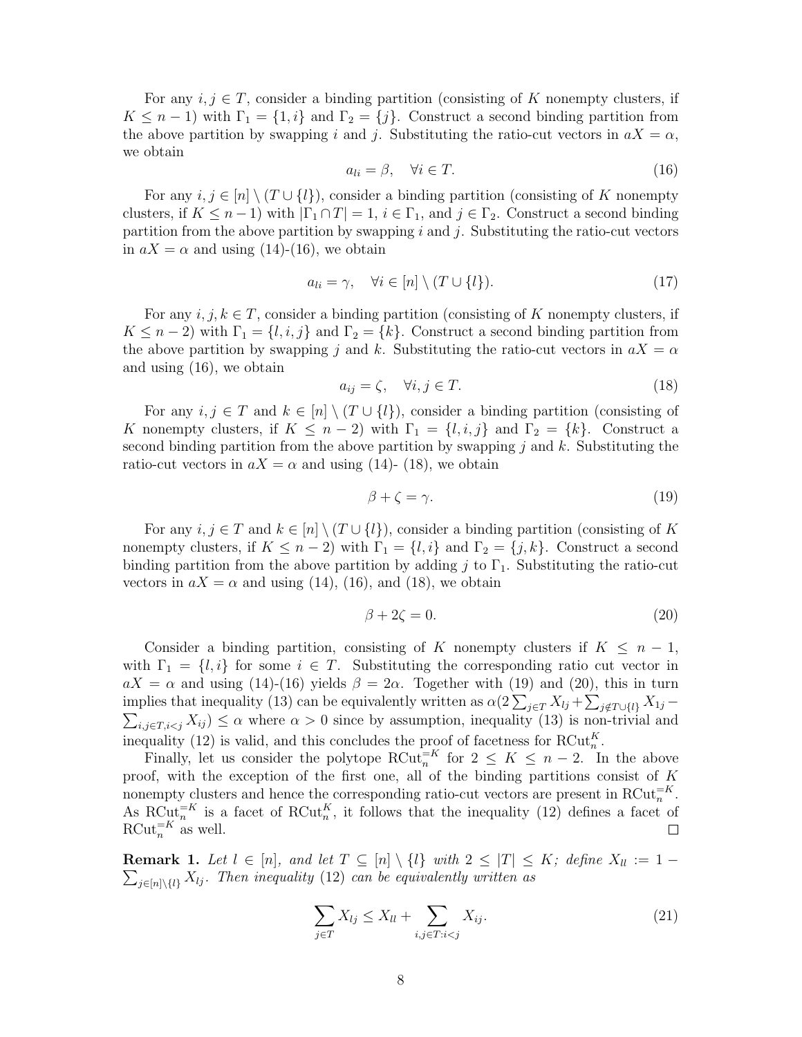For any $i, j \in T$, consider a binding partition (consisting of $K$ nonempty clusters, if $K \leq n-1$) with $\Gamma_1 = \{1, i\}$ and $\Gamma_2 = \{j\}$. Construct a second binding partition from the above partition by swapping $i$ and $j$. Substituting the ratio-cut vectors in $aX = \alpha$, we obtain

$$a_{li} = \beta, \quad \forall i \in T. \tag{16}$$

For any $i, j \in [n] \setminus (T \cup \{l\})$, consider a binding partition (consisting of $K$ nonempty clusters, if $K \leq n-1$) with $|\Gamma_1 \cap T| = 1$, $i \in \Gamma_1$, and $j \in \Gamma_2$. Construct a second binding partition from the above partition by swapping $i$ and $j$. Substituting the ratio-cut vectors in $aX = \alpha$ and using (14)-(16), we obtain

$$a_{li} = \gamma, \quad \forall i \in [n] \setminus (T \cup \{l\}). \tag{17}$$

For any $i, j, k \in T$, consider a binding partition (consisting of $K$ nonempty clusters, if $K \leq n-2$) with $\Gamma_1 = \{l, i, j\}$ and $\Gamma_2 = \{k\}$. Construct a second binding partition from the above partition by swapping $j$ and $k$. Substituting the ratio-cut vectors in $aX = \alpha$ and using (16), we obtain

$$a_{ij} = \zeta, \quad \forall i, j \in T. \tag{18}$$

For any $i, j \in T$ and $k \in [n] \setminus (T \cup \{l\})$, consider a binding partition (consisting of $K$ nonempty clusters, if $K \leq n-2$) with $\Gamma_1 = \{l, i, j\}$ and $\Gamma_2 = \{k\}$. Construct a second binding partition from the above partition by swapping $j$ and $k$. Substituting the ratio-cut vectors in $aX = \alpha$ and using (14)- (18), we obtain

$$\beta + \zeta = \gamma. \tag{19}$$

For any $i, j \in T$ and $k \in [n] \setminus (T \cup \{l\})$, consider a binding partition (consisting of $K$ nonempty clusters, if $K \leq n-2$) with $\Gamma_1 = \{l, i\}$ and $\Gamma_2 = \{j, k\}$. Construct a second binding partition from the above partition by adding $j$ to $\Gamma_1$. Substituting the ratio-cut vectors in $aX = \alpha$ and using (14), (16), and (18), we obtain

$$\beta + 2\zeta = 0. \tag{20}$$

Consider a binding partition, consisting of $K$ nonempty clusters if $K \leq n-1$, with $\Gamma_1 = \{l, i\}$ for some $i \in T$. Substituting the corresponding ratio cut vector in $aX = \alpha$ and using (14)-(16) yields $\beta = 2\alpha$. Together with (19) and (20), this in turn implies that inequality (13) can be equivalently written as $\alpha(2\sum_{j \in T} X_{lj} + \sum_{j \notin T \cup \{l\}} X_{1j} - \sum_{i,j \in T, i<j} X_{ij}) \leq \alpha$ where $\alpha > 0$ since by assumption, inequality (13) is non-trivial and inequality (12) is valid, and this concludes the proof of facetness for $\text{RCut}_n^K$.

Finally, let us consider the polytope $\text{RCut}_n^{=K}$ for $2 \leq K \leq n-2$. In the above proof, with the exception of the first one, all of the binding partitions consist of $K$ nonempty clusters and hence the corresponding ratio-cut vectors are present in $\text{RCut}_n^{=K}$. As $\text{RCut}_n^{=K}$ is a facet of $\text{RCut}_n^K$, it follows that the inequality (12) defines a facet of $\text{RCut}_n^{=K}$ as well. □

**Remark 1.** *Let $l \in [n]$, and let $T \subseteq [n] \setminus \{l\}$ with $2 \leq |T| \leq K$; define $X_{ll} := 1 - \sum_{j \in [n] \setminus \{l\}} X_{lj}$. Then inequality (12) can be equivalently written as*

$$\sum_{j \in T} X_{lj} \leq X_{ll} + \sum_{i,j \in T: i<j} X_{ij}. \tag{21}$$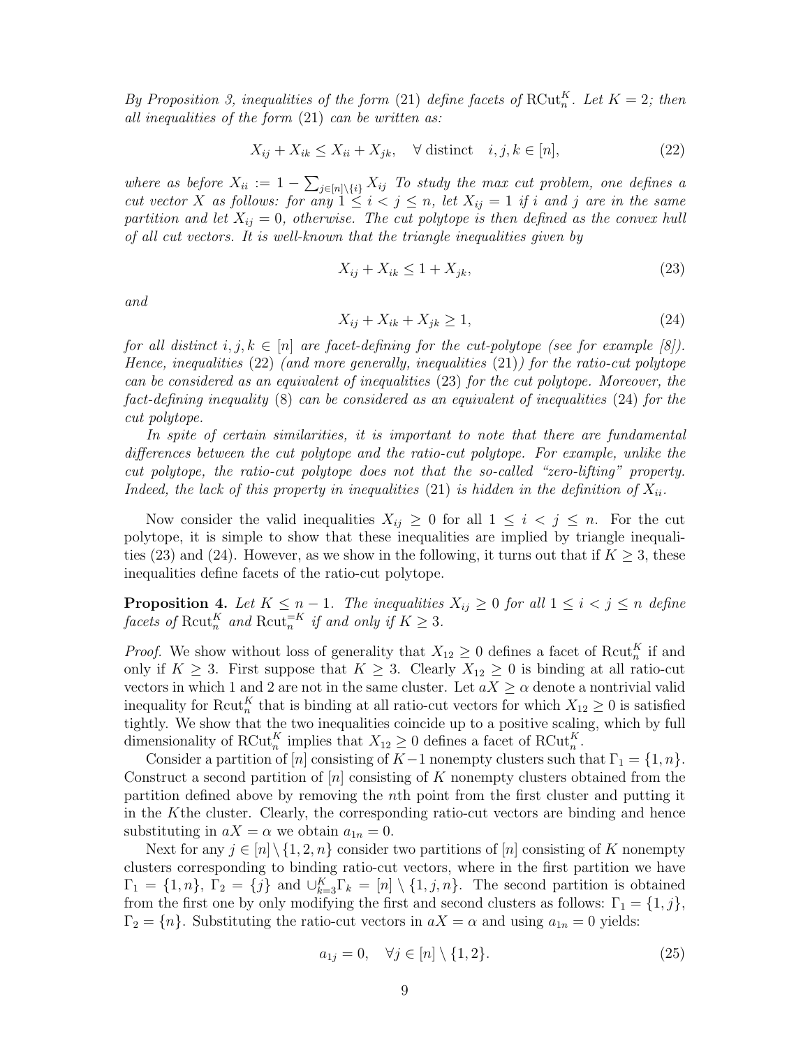*By Proposition 3, inequalities of the form* (21) *define facets of* $\mathrm{RCut}_n^K$*. Let* $K = 2$*; then all inequalities of the form* (21) *can be written as:*

$$X_{ij} + X_{ik} \leq X_{ii} + X_{jk}, \quad \forall \text{ distinct} \quad i,j,k \in [n], \tag{22}$$

*where as before* $X_{ii} := 1 - \sum_{j \in [n] \setminus \{i\}} X_{ij}$ *To study the max cut problem, one defines a cut vector* $X$ *as follows: for any* $1 \leq i < j \leq n$*, let* $X_{ij} = 1$ *if* $i$ *and* $j$ *are in the same partition and let* $X_{ij} = 0$*, otherwise. The cut polytope is then defined as the convex hull of all cut vectors. It is well-known that the triangle inequalities given by*

$$X_{ij} + X_{ik} \leq 1 + X_{jk}, \tag{23}$$

*and*

$$X_{ij} + X_{ik} + X_{jk} \geq 1, \tag{24}$$

*for all distinct* $i,j,k \in [n]$ *are facet-defining for the cut-polytope (see for example [8]). Hence, inequalities* (22) *(and more generally, inequalities* (21)*) for the ratio-cut polytope can be considered as an equivalent of inequalities* (23) *for the cut polytope. Moreover, the fact-defining inequality* (8) *can be considered as an equivalent of inequalities* (24) *for the cut polytope.*

*In spite of certain similarities, it is important to note that there are fundamental differences between the cut polytope and the ratio-cut polytope. For example, unlike the cut polytope, the ratio-cut polytope does not that the so-called "zero-lifting" property. Indeed, the lack of this property in inequalities* (21) *is hidden in the definition of* $X_{ii}$*.*

Now consider the valid inequalities $X_{ij} \geq 0$ for all $1 \leq i < j \leq n$. For the cut polytope, it is simple to show that these inequalities are implied by triangle inequalities (23) and (24). However, as we show in the following, it turns out that if $K \geq 3$, these inequalities define facets of the ratio-cut polytope.

**Proposition 4.** *Let* $K \leq n-1$*. The inequalities* $X_{ij} \geq 0$ *for all* $1 \leq i < j \leq n$ *define facets of* $\mathrm{Rcut}_n^K$ *and* $\mathrm{Rcut}_n^{=K}$ *if and only if* $K \geq 3$*.*

*Proof.* We show without loss of generality that $X_{12} \geq 0$ defines a facet of $\mathrm{Rcut}_n^K$ if and only if $K \geq 3$. First suppose that $K \geq 3$. Clearly $X_{12} \geq 0$ is binding at all ratio-cut vectors in which 1 and 2 are not in the same cluster. Let $aX \geq \alpha$ denote a nontrivial valid inequality for $\mathrm{Rcut}_n^K$ that is binding at all ratio-cut vectors for which $X_{12} \geq 0$ is satisfied tightly. We show that the two inequalities coincide up to a positive scaling, which by full dimensionality of $\mathrm{RCut}_n^K$ implies that $X_{12} \geq 0$ defines a facet of $\mathrm{RCut}_n^K$.

Consider a partition of $[n]$ consisting of $K-1$ nonempty clusters such that $\Gamma_1 = \{1, n\}$. Construct a second partition of $[n]$ consisting of $K$ nonempty clusters obtained from the partition defined above by removing the $n$th point from the first cluster and putting it in the $K$the cluster. Clearly, the corresponding ratio-cut vectors are binding and hence substituting in $aX = \alpha$ we obtain $a_{1n} = 0$.

Next for any $j \in [n] \setminus \{1, 2, n\}$ consider two partitions of $[n]$ consisting of $K$ nonempty clusters corresponding to binding ratio-cut vectors, where in the first partition we have $\Gamma_1 = \{1, n\}$, $\Gamma_2 = \{j\}$ and $\cup_{k=3}^K \Gamma_k = [n] \setminus \{1, j, n\}$. The second partition is obtained from the first one by only modifying the first and second clusters as follows: $\Gamma_1 = \{1, j\}$, $\Gamma_2 = \{n\}$. Substituting the ratio-cut vectors in $aX = \alpha$ and using $a_{1n} = 0$ yields:

$$a_{1j} = 0, \quad \forall j \in [n] \setminus \{1, 2\}. \tag{25}$$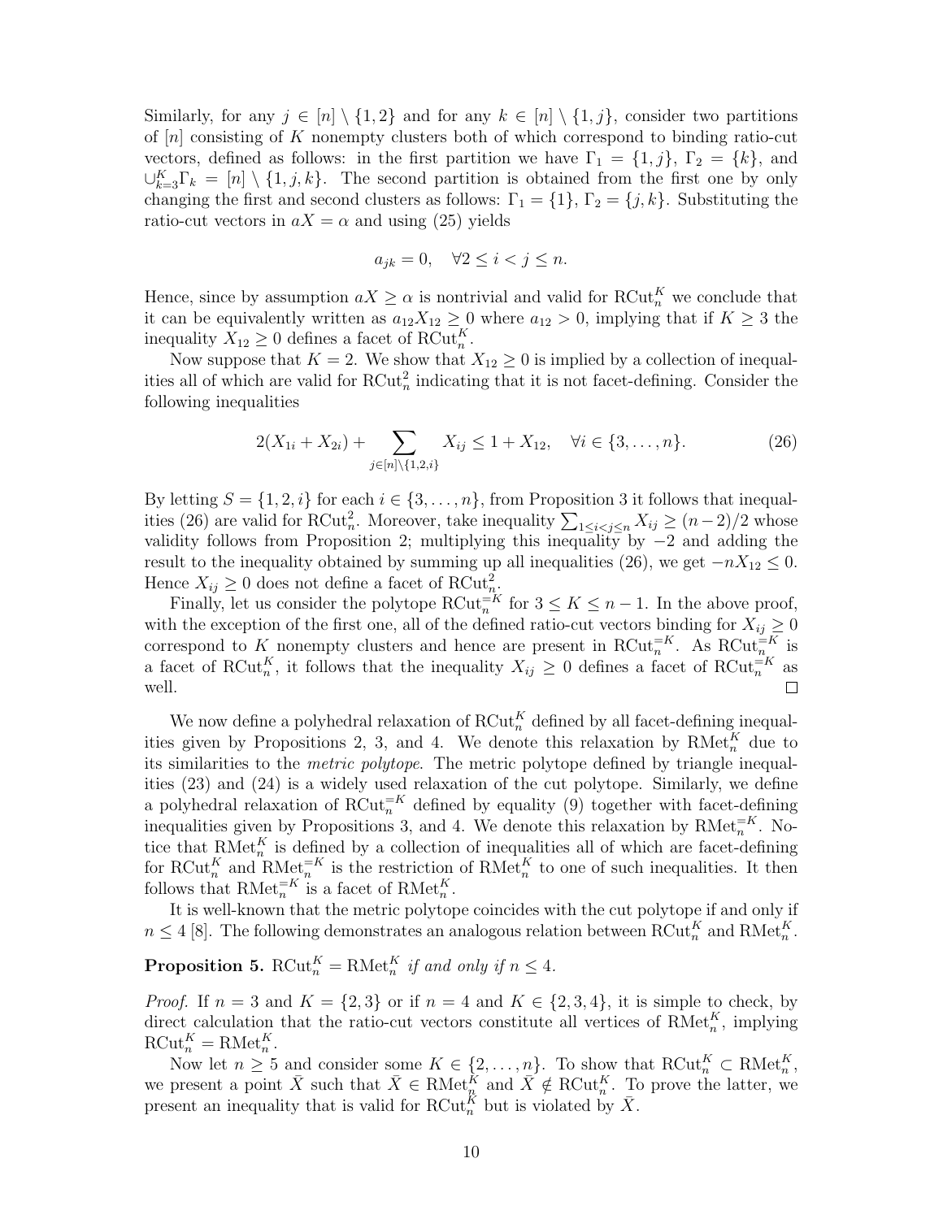Similarly, for any $j \in [n] \setminus \{1, 2\}$ and for any $k \in [n] \setminus \{1, j\}$, consider two partitions of $[n]$ consisting of $K$ nonempty clusters both of which correspond to binding ratio-cut vectors, defined as follows: in the first partition we have $\Gamma_1 = \{1, j\}$, $\Gamma_2 = \{k\}$, and $\cup_{k=3}^{K} \Gamma_k = [n] \setminus \{1, j, k\}$. The second partition is obtained from the first one by only changing the first and second clusters as follows: $\Gamma_1 = \{1\}$, $\Gamma_2 = \{j, k\}$. Substituting the ratio-cut vectors in $aX = \alpha$ and using (25) yields

$$a_{jk} = 0, \quad \forall 2 \leq i < j \leq n.$$

Hence, since by assumption $aX \geq \alpha$ is nontrivial and valid for $\mathrm{RCut}_n^K$ we conclude that it can be equivalently written as $a_{12} X_{12} \geq 0$ where $a_{12} > 0$, implying that if $K \geq 3$ the inequality $X_{12} \geq 0$ defines a facet of $\mathrm{RCut}_n^K$.

Now suppose that $K = 2$. We show that $X_{12} \geq 0$ is implied by a collection of inequalities all of which are valid for $\mathrm{RCut}_n^2$ indicating that it is not facet-defining. Consider the following inequalities

$$2(X_{1i} + X_{2i}) + \sum_{j \in [n] \setminus \{1,2,i\}} X_{ij} \leq 1 + X_{12}, \quad \forall i \in \{3, \ldots, n\}. \tag{26}$$

By letting $S = \{1, 2, i\}$ for each $i \in \{3, \ldots, n\}$, from Proposition 3 it follows that inequalities (26) are valid for $\mathrm{RCut}_n^2$. Moreover, take inequality $\sum_{1 \leq i < j \leq n} X_{ij} \geq (n-2)/2$ whose validity follows from Proposition 2; multiplying this inequality by $-2$ and adding the result to the inequality obtained by summing up all inequalities (26), we get $-nX_{12} \leq 0$. Hence $X_{ij} \geq 0$ does not define a facet of $\mathrm{RCut}_n^2$.

Finally, let us consider the polytope $\mathrm{RCut}_n^{=K}$ for $3 \leq K \leq n-1$. In the above proof, with the exception of the first one, all of the defined ratio-cut vectors binding for $X_{ij} \geq 0$ correspond to $K$ nonempty clusters and hence are present in $\mathrm{RCut}_n^{=K}$. As $\mathrm{RCut}_n^{=K}$ is a facet of $\mathrm{RCut}_n^K$, it follows that the inequality $X_{ij} \geq 0$ defines a facet of $\mathrm{RCut}_n^{=K}$ as well. $\square$

We now define a polyhedral relaxation of $\mathrm{RCut}_n^K$ defined by all facet-defining inequalities given by Propositions 2, 3, and 4. We denote this relaxation by $\mathrm{RMet}_n^K$ due to its similarities to the *metric polytope*. The metric polytope defined by triangle inequalities (23) and (24) is a widely used relaxation of the cut polytope. Similarly, we define a polyhedral relaxation of $\mathrm{RCut}_n^{=K}$ defined by equality (9) together with facet-defining inequalities given by Propositions 3, and 4. We denote this relaxation by $\mathrm{RMet}_n^{=K}$. Notice that $\mathrm{RMet}_n^K$ is defined by a collection of inequalities all of which are facet-defining for $\mathrm{RCut}_n^K$ and $\mathrm{RMet}_n^{=K}$ is the restriction of $\mathrm{RMet}_n^K$ to one of such inequalities. It then follows that $\mathrm{RMet}_n^{=K}$ is a facet of $\mathrm{RMet}_n^K$.

It is well-known that the metric polytope coincides with the cut polytope if and only if $n \leq 4$ [8]. The following demonstrates an analogous relation between $\mathrm{RCut}_n^K$ and $\mathrm{RMet}_n^K$.

**Proposition 5.** *$\mathrm{RCut}_n^K = \mathrm{RMet}_n^K$ if and only if $n \leq 4$.*

*Proof.* If $n = 3$ and $K = \{2, 3\}$ or if $n = 4$ and $K \in \{2, 3, 4\}$, it is simple to check, by direct calculation that the ratio-cut vectors constitute all vertices of $\mathrm{RMet}_n^K$, implying $\mathrm{RCut}_n^K = \mathrm{RMet}_n^K$.

Now let $n \geq 5$ and consider some $K \in \{2, \ldots, n\}$. To show that $\mathrm{RCut}_n^K \subset \mathrm{RMet}_n^K$, we present a point $\bar{X}$ such that $\bar{X} \in \mathrm{RMet}_n^K$ and $\bar{X} \notin \mathrm{RCut}_n^K$. To prove the latter, we present an inequality that is valid for $\mathrm{RCut}_n^K$ but is violated by $\bar{X}$.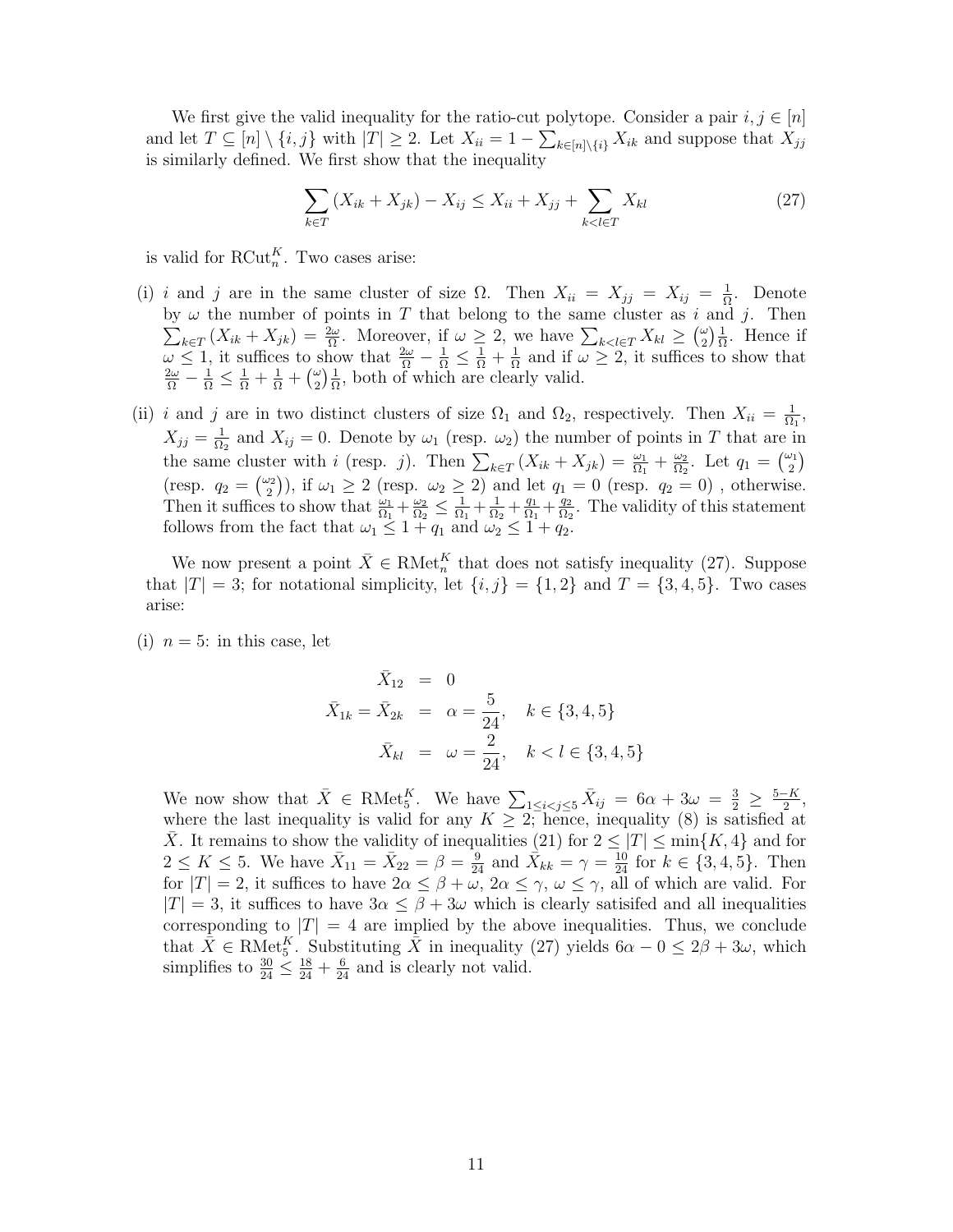We first give the valid inequality for the ratio-cut polytope. Consider a pair $i, j \in [n]$ and let $T \subseteq [n] \setminus \{i, j\}$ with $|T| \geq 2$. Let $X_{ii} = 1 - \sum_{k \in [n] \setminus \{i\}} X_{ik}$ and suppose that $X_{jj}$ is similarly defined. We first show that the inequality

$$\sum_{k \in T} (X_{ik} + X_{jk}) - X_{ij} \leq X_{ii} + X_{jj} + \sum_{k<l \in T} X_{kl} \tag{27}$$

is valid for $\mathrm{RCut}_n^K$. Two cases arise:

(i) $i$ and $j$ are in the same cluster of size $\Omega$. Then $X_{ii} = X_{jj} = X_{ij} = \frac{1}{\Omega}$. Denote by $\omega$ the number of points in $T$ that belong to the same cluster as $i$ and $j$. Then $\sum_{k \in T} (X_{ik} + X_{jk}) = \frac{2\omega}{\Omega}$. Moreover, if $\omega \geq 2$, we have $\sum_{k<l \in T} X_{kl} \geq \binom{\omega}{2} \frac{1}{\Omega}$. Hence if $\omega \leq 1$, it suffices to show that $\frac{2\omega}{\Omega} - \frac{1}{\Omega} \leq \frac{1}{\Omega} + \frac{1}{\Omega}$ and if $\omega \geq 2$, it suffices to show that $\frac{2\omega}{\Omega} - \frac{1}{\Omega} \leq \frac{1}{\Omega} + \frac{1}{\Omega} + \binom{\omega}{2}\frac{1}{\Omega}$, both of which are clearly valid.

(ii) $i$ and $j$ are in two distinct clusters of size $\Omega_1$ and $\Omega_2$, respectively. Then $X_{ii} = \frac{1}{\Omega_1}$, $X_{jj} = \frac{1}{\Omega_2}$ and $X_{ij} = 0$. Denote by $\omega_1$ (resp. $\omega_2$) the number of points in $T$ that are in the same cluster with $i$ (resp. $j$). Then $\sum_{k \in T} (X_{ik} + X_{jk}) = \frac{\omega_1}{\Omega_1} + \frac{\omega_2}{\Omega_2}$. Let $q_1 = \binom{\omega_1}{2}$ (resp. $q_2 = \binom{\omega_2}{2}$), if $\omega_1 \geq 2$ (resp. $\omega_2 \geq 2$) and let $q_1 = 0$ (resp. $q_2 = 0$) , otherwise. Then it suffices to show that $\frac{\omega_1}{\Omega_1} + \frac{\omega_2}{\Omega_2} \leq \frac{1}{\Omega_1} + \frac{1}{\Omega_2} + \frac{q_1}{\Omega_1} + \frac{q_2}{\Omega_2}$. The validity of this statement follows from the fact that $\omega_1 \leq 1 + q_1$ and $\omega_2 \leq 1 + q_2$.

We now present a point $\bar{X} \in \mathrm{RMet}_n^K$ that does not satisfy inequality (27). Suppose that $|T| = 3$; for notational simplicity, let $\{i, j\} = \{1, 2\}$ and $T = \{3, 4, 5\}$. Two cases arise:

(i) $n = 5$: in this case, let

$$\begin{aligned}
\bar{X}_{12} &= 0 \\
\bar{X}_{1k} = \bar{X}_{2k} &= \alpha = \frac{5}{24}, \quad k \in \{3, 4, 5\} \\
\bar{X}_{kl} &= \omega = \frac{2}{24}, \quad k < l \in \{3, 4, 5\}
\end{aligned}$$

We now show that $\bar{X} \in \mathrm{RMet}_5^K$. We have $\sum_{1 \leq i<j \leq 5} \bar{X}_{ij} = 6\alpha + 3\omega = \frac{3}{2} \geq \frac{5-K}{2}$, where the last inequality is valid for any $K \geq 2$; hence, inequality (8) is satisfied at $\bar{X}$. It remains to show the validity of inequalities (21) for $2 \leq |T| \leq \min\{K, 4\}$ and for $2 \leq K \leq 5$. We have $\bar{X}_{11} = \bar{X}_{22} = \beta = \frac{9}{24}$ and $\bar{X}_{kk} = \gamma = \frac{10}{24}$ for $k \in \{3, 4, 5\}$. Then for $|T| = 2$, it suffices to have $2\alpha \leq \beta + \omega$, $2\alpha \leq \gamma$, $\omega \leq \gamma$, all of which are valid. For $|T| = 3$, it suffices to have $3\alpha \leq \beta + 3\omega$ which is clearly satisifed and all inequalities corresponding to $|T| = 4$ are implied by the above inequalities. Thus, we conclude that $\bar{X} \in \mathrm{RMet}_5^K$. Substituting $\bar{X}$ in inequality (27) yields $6\alpha - 0 \leq 2\beta + 3\omega$, which simplifies to $\frac{30}{24} \leq \frac{18}{24} + \frac{6}{24}$ and is clearly not valid.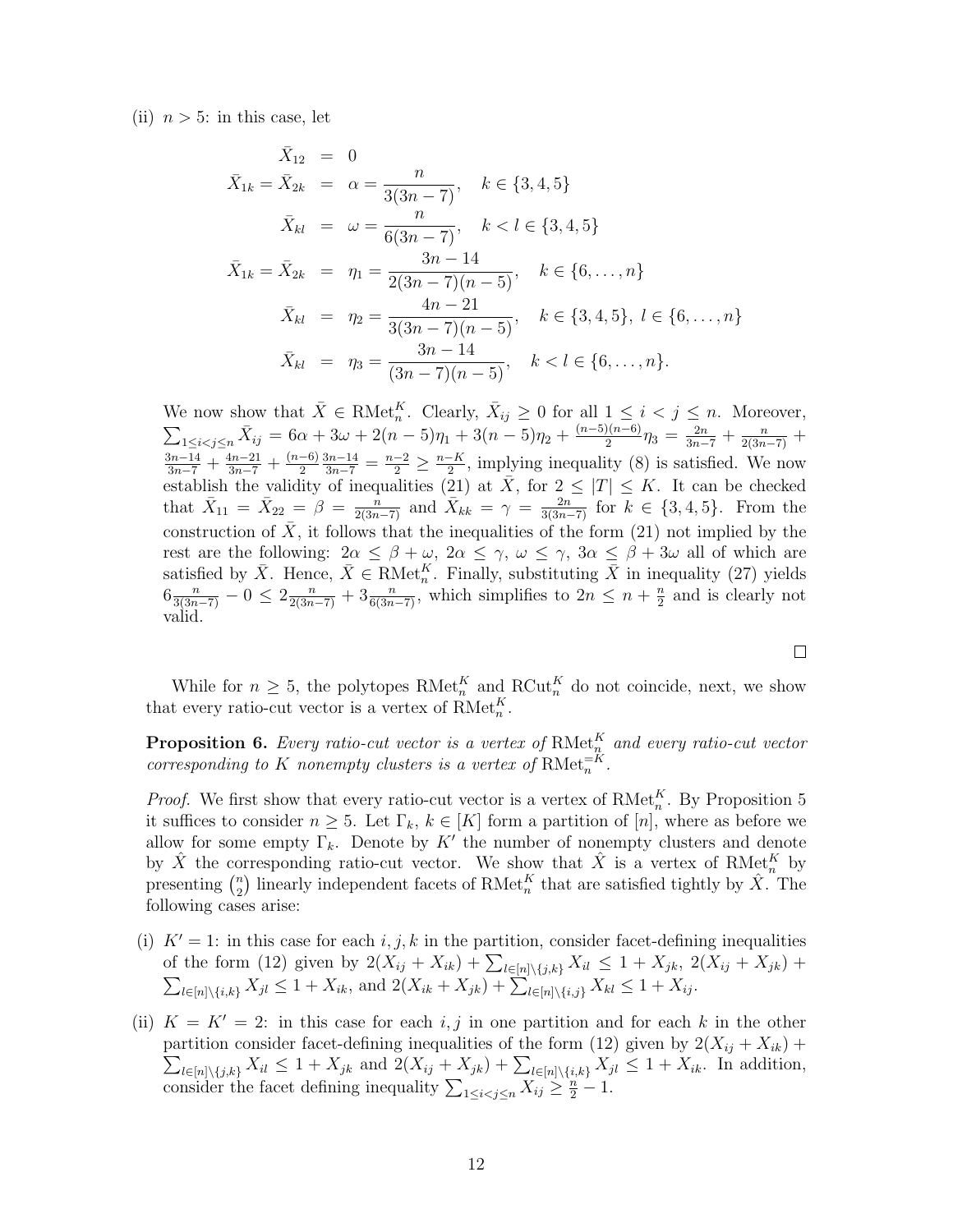(ii) $n > 5$: in this case, let

$$
\begin{aligned}
\bar{X}_{12} &= 0\\
\bar{X}_{1k} = \bar{X}_{2k} &= \alpha = \frac{n}{3(3n-7)}, \quad k \in \{3,4,5\}\\
\bar{X}_{kl} &= \omega = \frac{n}{6(3n-7)}, \quad k < l \in \{3,4,5\}\\
\bar{X}_{1k} = \bar{X}_{2k} &= \eta_1 = \frac{3n-14}{2(3n-7)(n-5)}, \quad k \in \{6,\ldots,n\}\\
\bar{X}_{kl} &= \eta_2 = \frac{4n-21}{3(3n-7)(n-5)}, \quad k \in \{3,4,5\},\ l \in \{6,\ldots,n\}\\
\bar{X}_{kl} &= \eta_3 = \frac{3n-14}{(3n-7)(n-5)}, \quad k < l \in \{6,\ldots,n\}.
\end{aligned}
$$

We now show that $\bar{X} \in \mathrm{RMet}_n^K$. Clearly, $\bar{X}_{ij} \geq 0$ for all $1 \leq i < j \leq n$. Moreover, $\sum_{1 \leq i<j \leq n} \bar{X}_{ij} = 6\alpha + 3\omega + 2(n-5)\eta_1 + 3(n-5)\eta_2 + \frac{(n-5)(n-6)}{2}\eta_3 = \frac{2n}{3n-7} + \frac{n}{2(3n-7)} + \frac{3n-14}{3n-7} + \frac{4n-21}{3n-7} + \frac{(n-6)}{2}\frac{3n-14}{3n-7} = \frac{n-2}{2} \geq \frac{n-K}{2}$, implying inequality (8) is satisfied. We now establish the validity of inequalities (21) at $\bar{X}$, for $2 \leq |T| \leq K$. It can be checked that $\bar{X}_{11} = \bar{X}_{22} = \beta = \frac{n}{2(3n-7)}$ and $\bar{X}_{kk} = \gamma = \frac{2n}{3(3n-7)}$ for $k \in \{3,4,5\}$. From the construction of $\bar{X}$, it follows that the inequalities of the form (21) not implied by the rest are the following: $2\alpha \leq \beta + \omega$, $2\alpha \leq \gamma$, $\omega \leq \gamma$, $3\alpha \leq \beta + 3\omega$ all of which are satisfied by $\bar{X}$. Hence, $\bar{X} \in \mathrm{RMet}_n^K$. Finally, substituting $\bar{X}$ in inequality (27) yields $6\frac{n}{3(3n-7)} - 0 \leq 2\frac{n}{2(3n-7)} + 3\frac{n}{6(3n-7)}$, which simplifies to $2n \leq n + \frac{n}{2}$ and is clearly not valid.

□

While for $n \geq 5$, the polytopes $\mathrm{RMet}_n^K$ and $\mathrm{RCut}_n^K$ do not coincide, next, we show that every ratio-cut vector is a vertex of $\mathrm{RMet}_n^K$.

**Proposition 6.** *Every ratio-cut vector is a vertex of* $\mathrm{RMet}_n^K$ *and every ratio-cut vector corresponding to* $K$ *nonempty clusters is a vertex of* $\mathrm{RMet}_n^{=K}$.

*Proof.* We first show that every ratio-cut vector is a vertex of $\mathrm{RMet}_n^K$. By Proposition 5 it suffices to consider $n \geq 5$. Let $\Gamma_k$, $k \in [K]$ form a partition of $[n]$, where as before we allow for some empty $\Gamma_k$. Denote by $K'$ the number of nonempty clusters and denote by $\hat{X}$ the corresponding ratio-cut vector. We show that $\hat{X}$ is a vertex of $\mathrm{RMet}_n^K$ by presenting $\binom{n}{2}$ linearly independent facets of $\mathrm{RMet}_n^K$ that are satisfied tightly by $\hat{X}$. The following cases arise:

(i) $K' = 1$: in this case for each $i, j, k$ in the partition, consider facet-defining inequalities of the form (12) given by $2(X_{ij} + X_{ik}) + \sum_{l \in [n]\setminus\{j,k\}} X_{il} \leq 1 + X_{jk}$, $2(X_{ij} + X_{jk}) + \sum_{l \in [n]\setminus\{i,k\}} X_{jl} \leq 1 + X_{ik}$, and $2(X_{ik} + X_{jk}) + \sum_{l \in [n]\setminus\{i,j\}} X_{kl} \leq 1 + X_{ij}$.

(ii) $K = K' = 2$: in this case for each $i, j$ in one partition and for each $k$ in the other partition consider facet-defining inequalities of the form (12) given by $2(X_{ij} + X_{ik}) + \sum_{l \in [n]\setminus\{j,k\}} X_{il} \leq 1 + X_{jk}$ and $2(X_{ij} + X_{jk}) + \sum_{l \in [n]\setminus\{i,k\}} X_{jl} \leq 1 + X_{ik}$. In addition, consider the facet defining inequality $\sum_{1 \leq i<j \leq n} X_{ij} \geq \frac{n}{2} - 1$.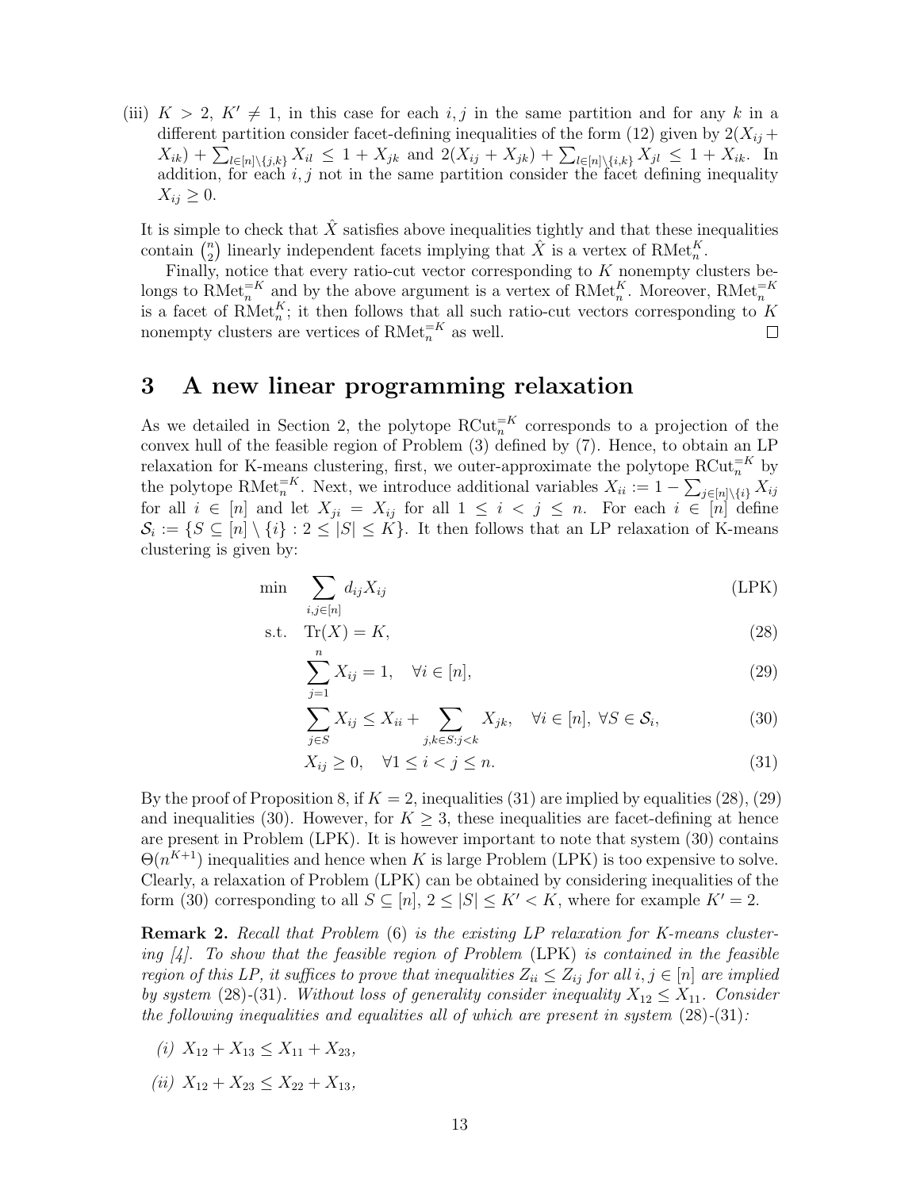(iii) $K > 2$, $K' \neq 1$, in this case for each $i, j$ in the same partition and for any $k$ in a different partition consider facet-defining inequalities of the form (12) given by $2(X_{ij} + X_{ik}) + \sum_{l \in [n] \setminus \{j,k\}} X_{il} \leq 1 + X_{jk}$ and $2(X_{ij} + X_{jk}) + \sum_{l \in [n] \setminus \{i,k\}} X_{jl} \leq 1 + X_{ik}$. In addition, for each $i, j$ not in the same partition consider the facet defining inequality $X_{ij} \geq 0$.

It is simple to check that $\hat{X}$ satisfies above inequalities tightly and that these inequalities contain $\binom{n}{2}$ linearly independent facets implying that $\hat{X}$ is a vertex of $\text{RMet}_n^K$.

Finally, notice that every ratio-cut vector corresponding to $K$ nonempty clusters belongs to $\text{RMet}_n^{=K}$ and by the above argument is a vertex of $\text{RMet}_n^K$. Moreover, $\text{RMet}_n^{=K}$ is a facet of $\text{RMet}_n^K$; it then follows that all such ratio-cut vectors corresponding to $K$ nonempty clusters are vertices of $\text{RMet}_n^{=K}$ as well. □

# 3 A new linear programming relaxation

As we detailed in Section 2, the polytope $\text{RCut}_n^{=K}$ corresponds to a projection of the convex hull of the feasible region of Problem (3) defined by (7). Hence, to obtain an LP relaxation for K-means clustering, first, we outer-approximate the polytope $\text{RCut}_n^{=K}$ by the polytope $\text{RMet}_n^{=K}$. Next, we introduce additional variables $X_{ii} := 1 - \sum_{j \in [n] \setminus \{i\}} X_{ij}$ for all $i \in [n]$ and let $X_{ji} = X_{ij}$ for all $1 \leq i < j \leq n$. For each $i \in [n]$ define $\mathcal{S}_i := \{S \subseteq [n] \setminus \{i\} : 2 \leq |S| \leq K\}$. It then follows that an LP relaxation of K-means clustering is given by:

$$
\begin{aligned}
\min \quad & \sum_{i,j \in [n]} d_{ij} X_{ij} && \text{(LPK)} \\
\text{s.t.} \quad & \text{Tr}(X) = K, && (28) \\
& \sum_{j=1}^{n} X_{ij} = 1, \quad \forall i \in [n], && (29) \\
& \sum_{j \in S} X_{ij} \leq X_{ii} + \sum_{j,k \in S: j < k} X_{jk}, \quad \forall i \in [n],\ \forall S \in \mathcal{S}_i, && (30) \\
& X_{ij} \geq 0, \quad \forall 1 \leq i < j \leq n. && (31)
\end{aligned}
$$

By the proof of Proposition 8, if $K = 2$, inequalities (31) are implied by equalities (28), (29) and inequalities (30). However, for $K \geq 3$, these inequalities are facet-defining at hence are present in Problem (LPK). It is however important to note that system (30) contains $\Theta(n^{K+1})$ inequalities and hence when $K$ is large Problem (LPK) is too expensive to solve. Clearly, a relaxation of Problem (LPK) can be obtained by considering inequalities of the form (30) corresponding to all $S \subseteq [n]$, $2 \leq |S| \leq K' < K$, where for example $K' = 2$.

**Remark 2.** *Recall that Problem* (6) *is the existing LP relaxation for K-means clustering [4]. To show that the feasible region of Problem* (LPK) *is contained in the feasible region of this LP, it suffices to prove that inequalities $Z_{ii} \leq Z_{ij}$ for all $i, j \in [n]$ are implied by system* (28)-(31)*. Without loss of generality consider inequality $X_{12} \leq X_{11}$. Consider the following inequalities and equalities all of which are present in system* (28)-(31)*:*

*(i)* $X_{12} + X_{13} \leq X_{11} + X_{23}$,

*(ii)* $X_{12} + X_{23} \leq X_{22} + X_{13}$,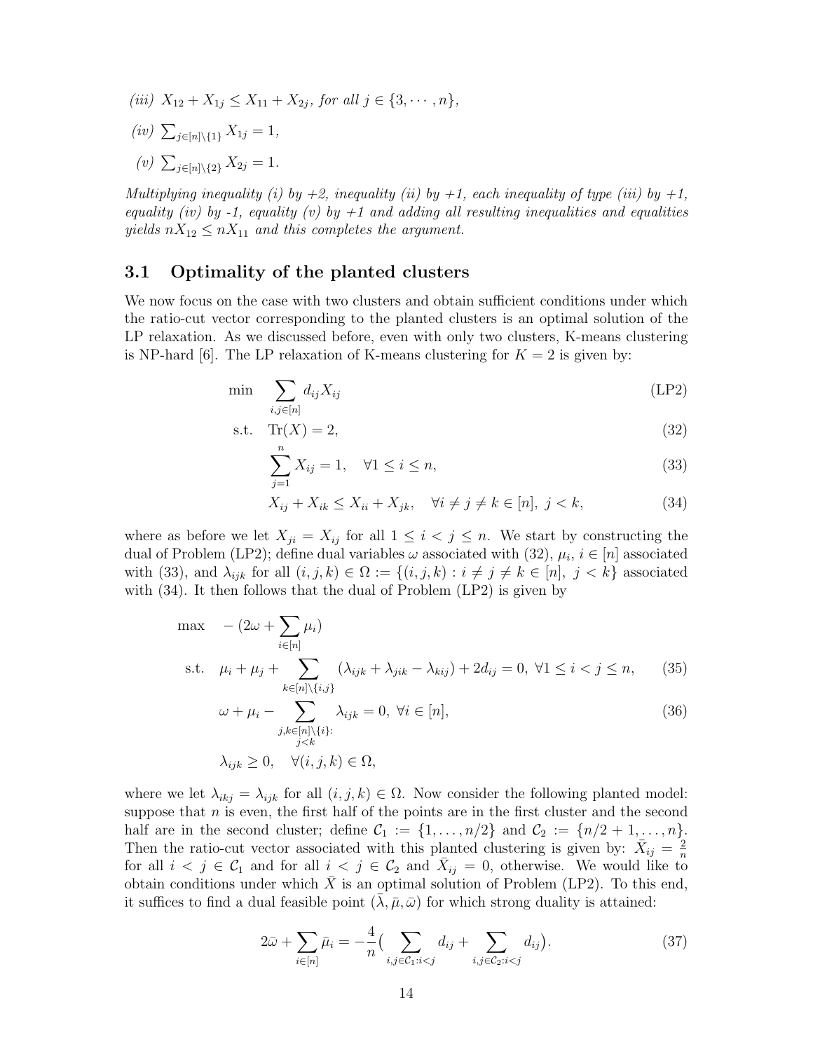*(iii)* $X_{12} + X_{1j} \leq X_{11} + X_{2j}$, *for all* $j \in \{3, \cdots, n\}$,

*(iv)* $\sum_{j \in [n] \setminus \{1\}} X_{1j} = 1$,

*(v)* $\sum_{j \in [n] \setminus \{2\}} X_{2j} = 1$.

*Multiplying inequality (i) by +2, inequality (ii) by +1, each inequality of type (iii) by +1, equality (iv) by -1, equality (v) by +1 and adding all resulting inequalities and equalities yields* $nX_{12} \leq nX_{11}$ *and this completes the argument.*

## 3.1 Optimality of the planted clusters

We now focus on the case with two clusters and obtain sufficient conditions under which the ratio-cut vector corresponding to the planted clusters is an optimal solution of the LP relaxation. As we discussed before, even with only two clusters, K-means clustering is NP-hard [6]. The LP relaxation of K-means clustering for $K = 2$ is given by:

$$
\begin{aligned}
\min \quad & \sum_{i,j \in [n]} d_{ij} X_{ij} && \text{(LP2)} \\
\text{s.t.} \quad & \operatorname{Tr}(X) = 2, && (32) \\
& \sum_{j=1}^{n} X_{ij} = 1, \quad \forall 1 \leq i \leq n, && (33) \\
& X_{ij} + X_{ik} \leq X_{ii} + X_{jk}, \quad \forall i \neq j \neq k \in [n],\ j < k, && (34)
\end{aligned}
$$

where as before we let $X_{ji} = X_{ij}$ for all $1 \leq i < j \leq n$. We start by constructing the dual of Problem (LP2); define dual variables $\omega$ associated with (32), $\mu_i$, $i \in [n]$ associated with (33), and $\lambda_{ijk}$ for all $(i,j,k) \in \Omega := \{(i,j,k) : i \neq j \neq k \in [n],\ j < k\}$ associated with (34). It then follows that the dual of Problem (LP2) is given by

$$
\begin{aligned}
\max \quad & -(2\omega + \sum_{i \in [n]} \mu_i) \\
\text{s.t.} \quad & \mu_i + \mu_j + \sum_{k \in [n] \setminus \{i,j\}} (\lambda_{ijk} + \lambda_{jik} - \lambda_{kij}) + 2d_{ij} = 0,\ \forall 1 \leq i < j \leq n, && (35) \\
& \omega + \mu_i - \sum_{\substack{j,k \in [n] \setminus \{i\}: \\ j<k}} \lambda_{ijk} = 0,\ \forall i \in [n], && (36) \\
& \lambda_{ijk} \geq 0, \quad \forall (i,j,k) \in \Omega,
\end{aligned}
$$

where we let $\lambda_{ikj} = \lambda_{ijk}$ for all $(i,j,k) \in \Omega$. Now consider the following planted model: suppose that $n$ is even, the first half of the points are in the first cluster and the second half are in the second cluster; define $\mathcal{C}_1 := \{1, \ldots, n/2\}$ and $\mathcal{C}_2 := \{n/2+1, \ldots, n\}$. Then the ratio-cut vector associated with this planted clustering is given by: $\bar{X}_{ij} = \frac{2}{n}$ for all $i < j \in \mathcal{C}_1$ and for all $i < j \in \mathcal{C}_2$ and $\bar{X}_{ij} = 0$, otherwise. We would like to obtain conditions under which $\bar{X}$ is an optimal solution of Problem (LP2). To this end, it suffices to find a dual feasible point $(\bar{\lambda}, \bar{\mu}, \bar{\omega})$ for which strong duality is attained:

$$
2\bar{\omega} + \sum_{i \in [n]} \bar{\mu}_i = -\frac{4}{n}\Big( \sum_{i,j \in \mathcal{C}_1 : i<j} d_{ij} + \sum_{i,j \in \mathcal{C}_2 : i<j} d_{ij} \Big). \qquad (37)
$$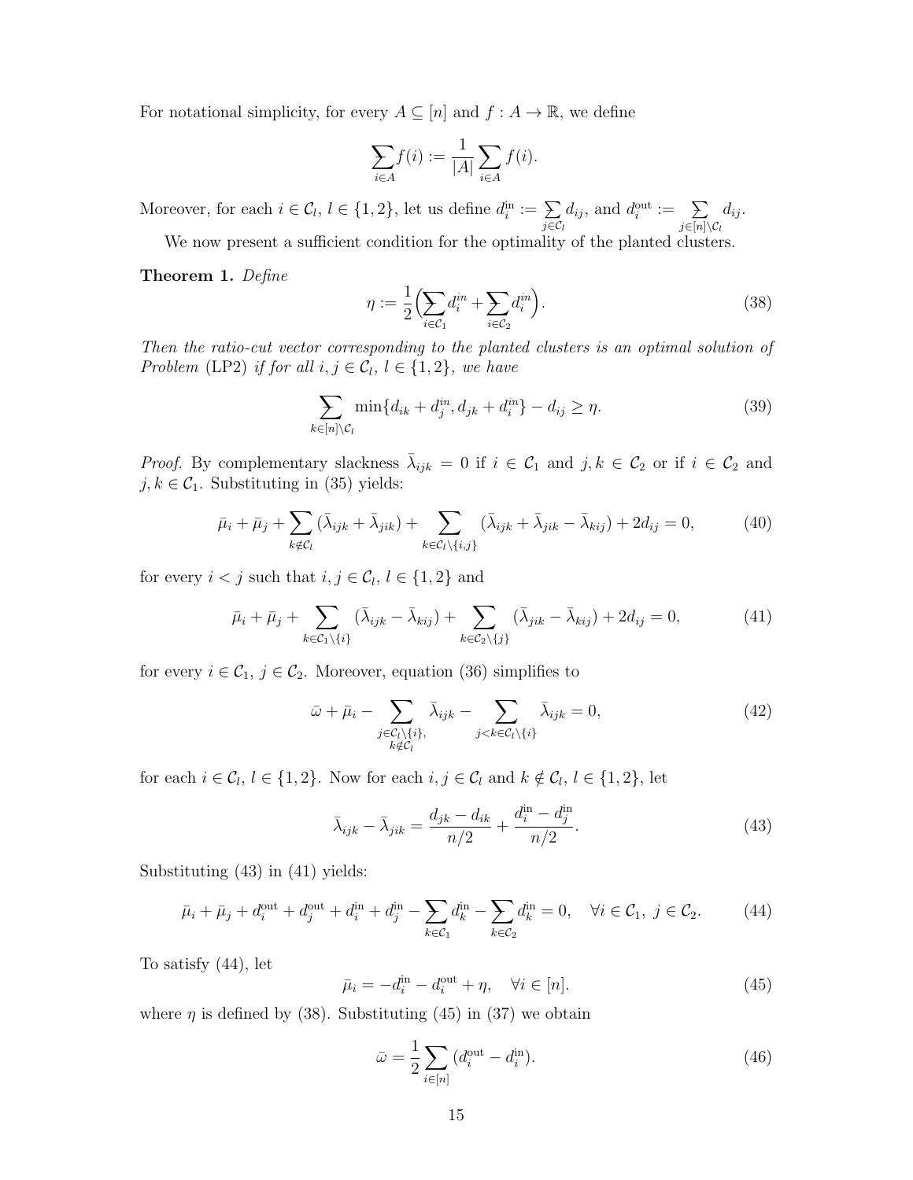For notational simplicity, for every $A \subseteq [n]$ and $f : A \to \mathbb{R}$, we define

$$\sum\!\!\!\!\!\!-_{i \in A} f(i) := \frac{1}{|A|} \sum_{i \in A} f(i).$$

Moreover, for each $i \in \mathcal{C}_l$, $l \in \{1, 2\}$, let us define $d_i^{\text{in}} := \sum\!\!\!\!\!\!-_{j \in \mathcal{C}_l} d_{ij}$, and $d_i^{\text{out}} := \sum\!\!\!\!\!\!-_{j \in [n] \setminus \mathcal{C}_l} d_{ij}$.

We now present a sufficient condition for the optimality of the planted clusters.

**Theorem 1.** *Define*

$$\eta := \frac{1}{2}\Big(\sum\!\!\!\!\!\!-_{i \in \mathcal{C}_1} d_i^{in} + \sum\!\!\!\!\!\!-_{i \in \mathcal{C}_2} d_i^{in}\Big). \tag{38}$$

*Then the ratio-cut vector corresponding to the planted clusters is an optimal solution of Problem* (LP2) *if for all $i, j \in \mathcal{C}_l$, $l \in \{1, 2\}$, we have*

$$\sum\!\!\!\!\!\!-_{k \in [n] \setminus \mathcal{C}_l} \min\{d_{ik} + d_j^{in}, d_{jk} + d_i^{in}\} - d_{ij} \geq \eta. \tag{39}$$

*Proof.* By complementary slackness $\bar{\lambda}_{ijk} = 0$ if $i \in \mathcal{C}_1$ and $j, k \in \mathcal{C}_2$ or if $i \in \mathcal{C}_2$ and $j, k \in \mathcal{C}_1$. Substituting in (35) yields:

$$\bar{\mu}_i + \bar{\mu}_j + \sum_{k \notin \mathcal{C}_l} (\bar{\lambda}_{ijk} + \bar{\lambda}_{jik}) + \sum_{k \in \mathcal{C}_l \setminus \{i,j\}} (\bar{\lambda}_{ijk} + \bar{\lambda}_{jik} - \bar{\lambda}_{kij}) + 2d_{ij} = 0, \tag{40}$$

for every $i < j$ such that $i, j \in \mathcal{C}_l$, $l \in \{1, 2\}$ and

$$\bar{\mu}_i + \bar{\mu}_j + \sum_{k \in \mathcal{C}_1 \setminus \{i\}} (\bar{\lambda}_{ijk} - \bar{\lambda}_{kij}) + \sum_{k \in \mathcal{C}_2 \setminus \{j\}} (\bar{\lambda}_{jik} - \bar{\lambda}_{kij}) + 2d_{ij} = 0, \tag{41}$$

for every $i \in \mathcal{C}_1$, $j \in \mathcal{C}_2$. Moreover, equation (36) simplifies to

$$\bar{\omega} + \bar{\mu}_i - \sum_{\substack{j \in \mathcal{C}_l \setminus \{i\}, \\ k \notin \mathcal{C}_l}} \bar{\lambda}_{ijk} - \sum_{j < k \in \mathcal{C}_l \setminus \{i\}} \bar{\lambda}_{ijk} = 0, \tag{42}$$

for each $i \in \mathcal{C}_l$, $l \in \{1, 2\}$. Now for each $i, j \in \mathcal{C}_l$ and $k \notin \mathcal{C}_l$, $l \in \{1, 2\}$, let

$$\bar{\lambda}_{ijk} - \bar{\lambda}_{jik} = \frac{d_{jk} - d_{ik}}{n/2} + \frac{d_i^{\text{in}} - d_j^{\text{in}}}{n/2}. \tag{43}$$

Substituting (43) in (41) yields:

$$\bar{\mu}_i + \bar{\mu}_j + d_i^{\text{out}} + d_j^{\text{out}} + d_i^{\text{in}} + d_j^{\text{in}} - \sum\!\!\!\!\!\!-_{k \in \mathcal{C}_1} d_k^{\text{in}} - \sum\!\!\!\!\!\!-_{k \in \mathcal{C}_2} d_k^{\text{in}} = 0, \quad \forall i \in \mathcal{C}_1,\ j \in \mathcal{C}_2. \tag{44}$$

To satisfy (44), let

$$\bar{\mu}_i = -d_i^{\text{in}} - d_i^{\text{out}} + \eta, \quad \forall i \in [n]. \tag{45}$$

where $\eta$ is defined by (38). Substituting (45) in (37) we obtain

$$\bar{\omega} = \frac{1}{2} \sum_{i \in [n]} (d_i^{\text{out}} - d_i^{\text{in}}). \tag{46}$$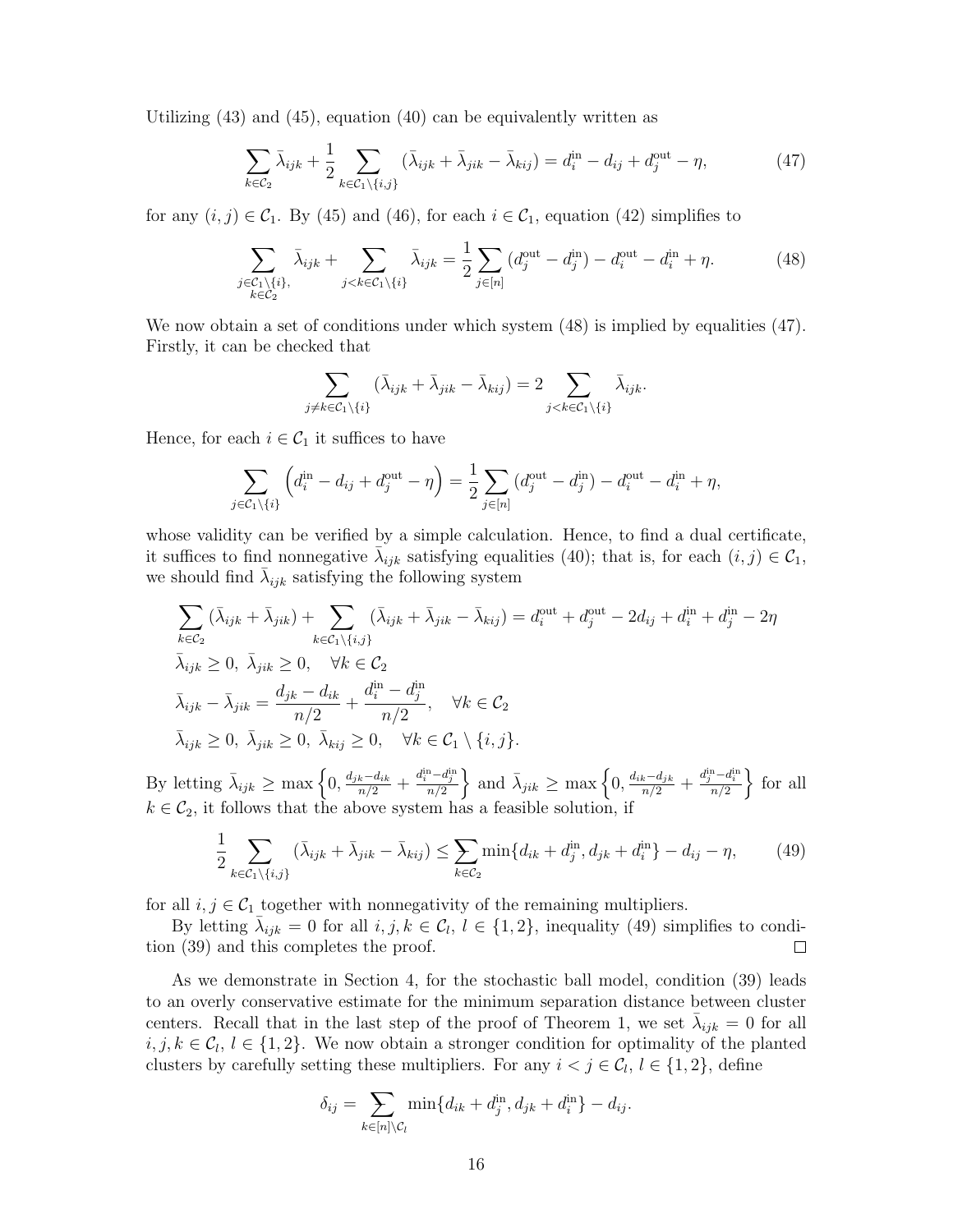Utilizing (43) and (45), equation (40) can be equivalently written as

$$\sum_{k\in\mathcal{C}_2}\bar{\lambda}_{ijk} + \frac{1}{2}\sum_{k\in\mathcal{C}_1\setminus\{i,j\}}(\bar{\lambda}_{ijk}+\bar{\lambda}_{jik}-\bar{\lambda}_{kij}) = d^{\rm in}_i - d_{ij} + d^{\rm out}_j - \eta, \tag{47}$$

for any $(i,j)\in\mathcal{C}_1$. By (45) and (46), for each $i\in\mathcal{C}_1$, equation (42) simplifies to

$$\sum_{\substack{j\in\mathcal{C}_1\setminus\{i\},\\ k\in\mathcal{C}_2}}\bar{\lambda}_{ijk} + \sum_{j<k\in\mathcal{C}_1\setminus\{i\}}\bar{\lambda}_{ijk} = \frac{1}{2}\sum_{j\in[n]}(d^{\rm out}_j - d^{\rm in}_j) - d^{\rm out}_i - d^{\rm in}_i + \eta. \tag{48}$$

We now obtain a set of conditions under which system (48) is implied by equalities (47). Firstly, it can be checked that

$$\sum_{j\neq k\in\mathcal{C}_1\setminus\{i\}}(\bar{\lambda}_{ijk}+\bar{\lambda}_{jik}-\bar{\lambda}_{kij}) = 2\sum_{j<k\in\mathcal{C}_1\setminus\{i\}}\bar{\lambda}_{ijk}.$$

Hence, for each $i\in\mathcal{C}_1$ it suffices to have

$$\sum_{j\in\mathcal{C}_1\setminus\{i\}}\left(d^{\rm in}_i - d_{ij} + d^{\rm out}_j - \eta\right) = \frac{1}{2}\sum_{j\in[n]}(d^{\rm out}_j - d^{\rm in}_j) - d^{\rm out}_i - d^{\rm in}_i + \eta,$$

whose validity can be verified by a simple calculation. Hence, to find a dual certificate, it suffices to find nonnegative $\bar{\lambda}_{ijk}$ satisfying equalities (40); that is, for each $(i,j)\in\mathcal{C}_1$, we should find $\bar{\lambda}_{ijk}$ satisfying the following system

$$\begin{aligned}
&\sum_{k\in\mathcal{C}_2}(\bar{\lambda}_{ijk}+\bar{\lambda}_{jik}) + \sum_{k\in\mathcal{C}_1\setminus\{i,j\}}(\bar{\lambda}_{ijk}+\bar{\lambda}_{jik}-\bar{\lambda}_{kij}) = d^{\rm out}_i + d^{\rm out}_j - 2d_{ij} + d^{\rm in}_i + d^{\rm in}_j - 2\eta\\
&\bar{\lambda}_{ijk}\geq 0,\ \bar{\lambda}_{jik}\geq 0, \quad \forall k\in\mathcal{C}_2\\
&\bar{\lambda}_{ijk}-\bar{\lambda}_{jik} = \frac{d_{jk}-d_{ik}}{n/2} + \frac{d^{\rm in}_i - d^{\rm in}_j}{n/2}, \quad \forall k\in\mathcal{C}_2\\
&\bar{\lambda}_{ijk}\geq 0,\ \bar{\lambda}_{jik}\geq 0,\ \bar{\lambda}_{kij}\geq 0, \quad \forall k\in\mathcal{C}_1\setminus\{i,j\}.
\end{aligned}$$

By letting $\bar{\lambda}_{ijk}\geq \max\left\{0, \frac{d_{jk}-d_{ik}}{n/2}+\frac{d^{\rm in}_i - d^{\rm in}_j}{n/2}\right\}$ and $\bar{\lambda}_{jik}\geq \max\left\{0, \frac{d_{ik}-d_{jk}}{n/2}+\frac{d^{\rm in}_j - d^{\rm in}_i}{n/2}\right\}$ for all $k\in\mathcal{C}_2$, it follows that the above system has a feasible solution, if

$$\frac{1}{2}\sum_{k\in\mathcal{C}_1\setminus\{i,j\}}(\bar{\lambda}_{ijk}+\bar{\lambda}_{jik}-\bar{\lambda}_{kij}) \leq \sum_{k\in\mathcal{C}_2}\min\{d_{ik}+d^{\rm in}_j, d_{jk}+d^{\rm in}_i\} - d_{ij} - \eta, \tag{49}$$

for all $i,j\in\mathcal{C}_1$ together with nonnegativity of the remaining multipliers.

By letting $\bar{\lambda}_{ijk}=0$ for all $i,j,k\in\mathcal{C}_l$, $l\in\{1,2\}$, inequality (49) simplifies to condition (39) and this completes the proof. $\square$

As we demonstrate in Section 4, for the stochastic ball model, condition (39) leads to an overly conservative estimate for the minimum separation distance between cluster centers. Recall that in the last step of the proof of Theorem 1, we set $\bar{\lambda}_{ijk}=0$ for all $i,j,k\in\mathcal{C}_l$, $l\in\{1,2\}$. We now obtain a stronger condition for optimality of the planted clusters by carefully setting these multipliers. For any $i<j\in\mathcal{C}_l$, $l\in\{1,2\}$, define

$$\delta_{ij} = \sum_{k\in[n]\setminus\mathcal{C}_l}\min\{d_{ik}+d^{\rm in}_j, d_{jk}+d^{\rm in}_i\} - d_{ij}.$$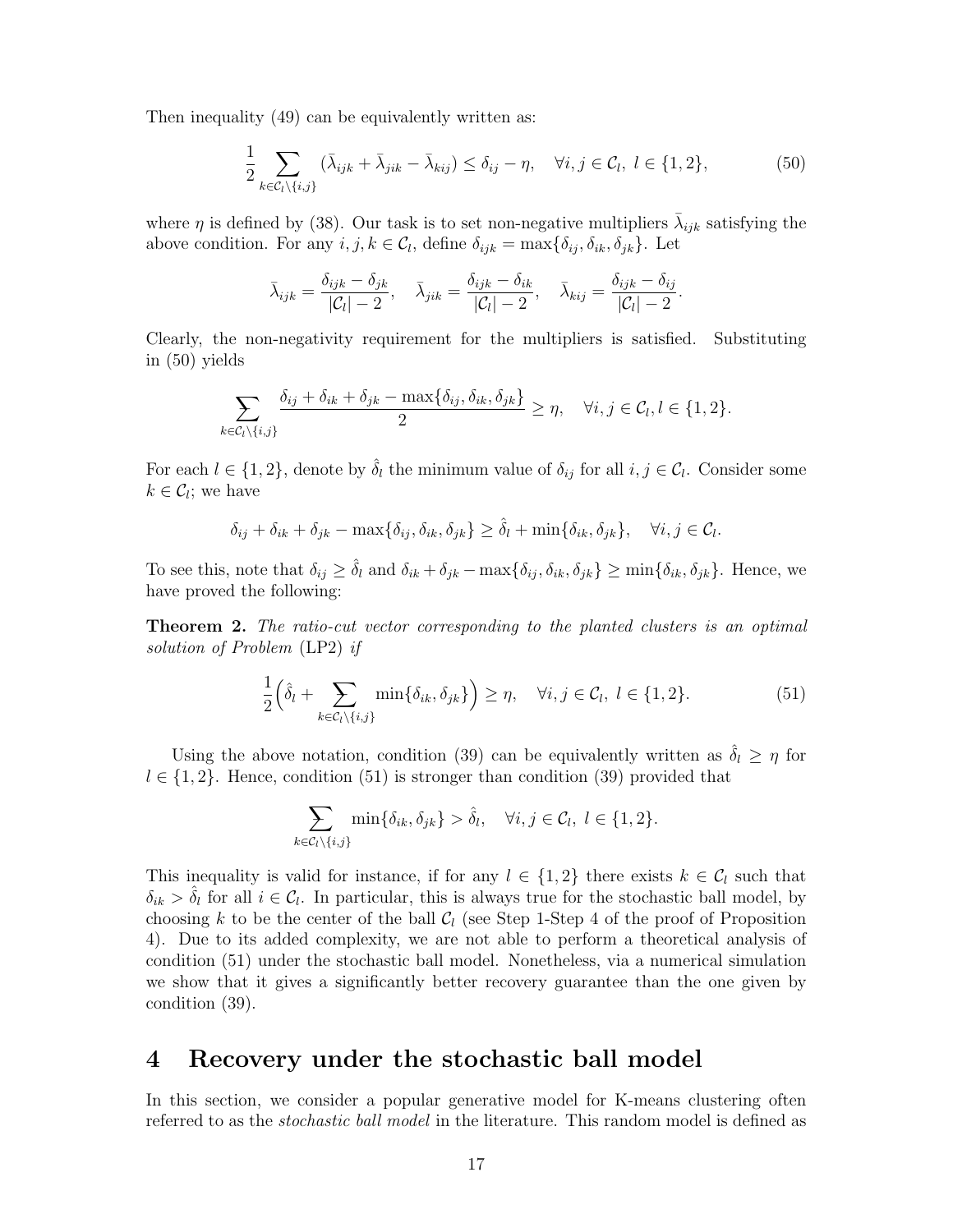Then inequality (49) can be equivalently written as:

$$\frac{1}{2}\sum_{k\in\mathcal{C}_l\setminus\{i,j\}}(\bar{\lambda}_{ijk}+\bar{\lambda}_{jik}-\bar{\lambda}_{kij})\leq \delta_{ij}-\eta,\quad \forall i,j\in\mathcal{C}_l,\ l\in\{1,2\},\tag{50}$$

where $\eta$ is defined by (38). Our task is to set non-negative multipliers $\bar{\lambda}_{ijk}$ satisfying the above condition. For any $i,j,k\in\mathcal{C}_l$, define $\delta_{ijk}=\max\{\delta_{ij},\delta_{ik},\delta_{jk}\}$. Let

$$\bar{\lambda}_{ijk}=\frac{\delta_{ijk}-\delta_{jk}}{|\mathcal{C}_l|-2},\quad \bar{\lambda}_{jik}=\frac{\delta_{ijk}-\delta_{ik}}{|\mathcal{C}_l|-2},\quad \bar{\lambda}_{kij}=\frac{\delta_{ijk}-\delta_{ij}}{|\mathcal{C}_l|-2}.$$

Clearly, the non-negativity requirement for the multipliers is satisfied. Substituting in (50) yields

$$\sum_{k\in\mathcal{C}_l\setminus\{i,j\}}\frac{\delta_{ij}+\delta_{ik}+\delta_{jk}-\max\{\delta_{ij},\delta_{ik},\delta_{jk}\}}{2}\geq\eta,\quad \forall i,j\in\mathcal{C}_l, l\in\{1,2\}.$$

For each $l\in\{1,2\}$, denote by $\hat{\delta}_l$ the minimum value of $\delta_{ij}$ for all $i,j\in\mathcal{C}_l$. Consider some $k\in\mathcal{C}_l$; we have

$$\delta_{ij}+\delta_{ik}+\delta_{jk}-\max\{\delta_{ij},\delta_{ik},\delta_{jk}\}\geq\hat{\delta}_l+\min\{\delta_{ik},\delta_{jk}\},\quad \forall i,j\in\mathcal{C}_l.$$

To see this, note that $\delta_{ij}\geq\hat{\delta}_l$ and $\delta_{ik}+\delta_{jk}-\max\{\delta_{ij},\delta_{ik},\delta_{jk}\}\geq\min\{\delta_{ik},\delta_{jk}\}$. Hence, we have proved the following:

**Theorem 2.** *The ratio-cut vector corresponding to the planted clusters is an optimal solution of Problem* (LP2) *if*

$$\frac{1}{2}\Big(\hat{\delta}_l+\sum_{k\in\mathcal{C}_l\setminus\{i,j\}}\min\{\delta_{ik},\delta_{jk}\}\Big)\geq\eta,\quad \forall i,j\in\mathcal{C}_l,\ l\in\{1,2\}.\tag{51}$$

Using the above notation, condition (39) can be equivalently written as $\hat{\delta}_l\geq\eta$ for $l\in\{1,2\}$. Hence, condition (51) is stronger than condition (39) provided that

$$\sum_{k\in\mathcal{C}_l\setminus\{i,j\}}\min\{\delta_{ik},\delta_{jk}\}>\hat{\delta}_l,\quad \forall i,j\in\mathcal{C}_l,\ l\in\{1,2\}.$$

This inequality is valid for instance, if for any $l\in\{1,2\}$ there exists $k\in\mathcal{C}_l$ such that $\delta_{ik}>\hat{\delta}_l$ for all $i\in\mathcal{C}_l$. In particular, this is always true for the stochastic ball model, by choosing $k$ to be the center of the ball $\mathcal{C}_l$ (see Step 1-Step 4 of the proof of Proposition 4). Due to its added complexity, we are not able to perform a theoretical analysis of condition (51) under the stochastic ball model. Nonetheless, via a numerical simulation we show that it gives a significantly better recovery guarantee than the one given by condition (39).

# 4 Recovery under the stochastic ball model

In this section, we consider a popular generative model for K-means clustering often referred to as the *stochastic ball model* in the literature. This random model is defined as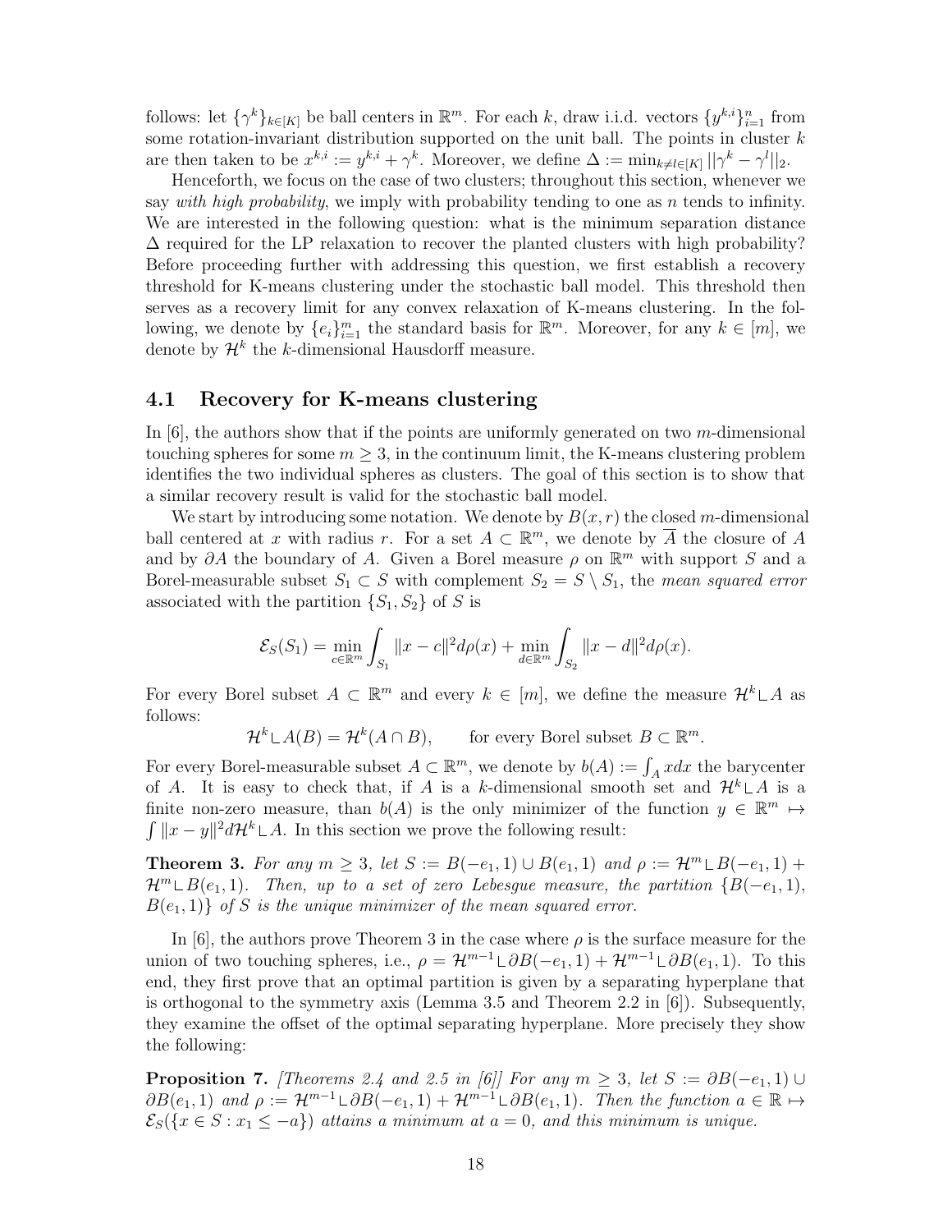follows: let $\{\gamma^k\}_{k\in[K]}$ be ball centers in $\mathbb{R}^m$. For each $k$, draw i.i.d. vectors $\{y^{k,i}\}_{i=1}^n$ from some rotation-invariant distribution supported on the unit ball. The points in cluster $k$ are then taken to be $x^{k,i} := y^{k,i} + \gamma^k$. Moreover, we define $\Delta := \min_{k\neq l\in[K]} ||\gamma^k - \gamma^l||_2$.

Henceforth, we focus on the case of two clusters; throughout this section, whenever we say *with high probability*, we imply with probability tending to one as $n$ tends to infinity. We are interested in the following question: what is the minimum separation distance $\Delta$ required for the LP relaxation to recover the planted clusters with high probability? Before proceeding further with addressing this question, we first establish a recovery threshold for K-means clustering under the stochastic ball model. This threshold then serves as a recovery limit for any convex relaxation of K-means clustering. In the following, we denote by $\{e_i\}_{i=1}^m$ the standard basis for $\mathbb{R}^m$. Moreover, for any $k \in [m]$, we denote by $\mathcal{H}^k$ the $k$-dimensional Hausdorff measure.

## 4.1 Recovery for K-means clustering

In [6], the authors show that if the points are uniformly generated on two $m$-dimensional touching spheres for some $m \geq 3$, in the continuum limit, the K-means clustering problem identifies the two individual spheres as clusters. The goal of this section is to show that a similar recovery result is valid for the stochastic ball model.

We start by introducing some notation. We denote by $B(x, r)$ the closed $m$-dimensional ball centered at $x$ with radius $r$. For a set $A \subset \mathbb{R}^m$, we denote by $\overline{A}$ the closure of $A$ and by $\partial A$ the boundary of $A$. Given a Borel measure $\rho$ on $\mathbb{R}^m$ with support $S$ and a Borel-measurable subset $S_1 \subset S$ with complement $S_2 = S \setminus S_1$, the *mean squared error* associated with the partition $\{S_1, S_2\}$ of $S$ is

$$\mathcal{E}_S(S_1) = \min_{c\in\mathbb{R}^m} \int_{S_1} \|x - c\|^2 d\rho(x) + \min_{d\in\mathbb{R}^m} \int_{S_2} \|x - d\|^2 d\rho(x).$$

For every Borel subset $A \subset \mathbb{R}^m$ and every $k \in [m]$, we define the measure $\mathcal{H}^k \llcorner A$ as follows:

$$\mathcal{H}^k \llcorner A(B) = \mathcal{H}^k(A \cap B), \qquad \text{for every Borel subset } B \subset \mathbb{R}^m.$$

For every Borel-measurable subset $A \subset \mathbb{R}^m$, we denote by $b(A) := \int_A x dx$ the barycenter of $A$. It is easy to check that, if $A$ is a $k$-dimensional smooth set and $\mathcal{H}^k \llcorner A$ is a finite non-zero measure, than $b(A)$ is the only minimizer of the function $y \in \mathbb{R}^m \mapsto \int \|x - y\|^2 d\mathcal{H}^k \llcorner A$. In this section we prove the following result:

**Theorem 3.** *For any $m \geq 3$, let $S := B(-e_1, 1) \cup B(e_1, 1)$ and $\rho := \mathcal{H}^m \llcorner B(-e_1, 1) + \mathcal{H}^m \llcorner B(e_1, 1)$. Then, up to a set of zero Lebesgue measure, the partition $\{B(-e_1, 1), B(e_1, 1)\}$ of $S$ is the unique minimizer of the mean squared error.*

In [6], the authors prove Theorem 3 in the case where $\rho$ is the surface measure for the union of two touching spheres, i.e., $\rho = \mathcal{H}^{m-1} \llcorner \partial B(-e_1, 1) + \mathcal{H}^{m-1} \llcorner \partial B(e_1, 1)$. To this end, they first prove that an optimal partition is given by a separating hyperplane that is orthogonal to the symmetry axis (Lemma 3.5 and Theorem 2.2 in [6]). Subsequently, they examine the offset of the optimal separating hyperplane. More precisely they show the following:

**Proposition 7.** *[Theorems 2.4 and 2.5 in [6]] For any $m \geq 3$, let $S := \partial B(-e_1, 1) \cup \partial B(e_1, 1)$ and $\rho := \mathcal{H}^{m-1} \llcorner \partial B(-e_1, 1) + \mathcal{H}^{m-1} \llcorner \partial B(e_1, 1)$. Then the function $a \in \mathbb{R} \mapsto \mathcal{E}_S(\{x \in S : x_1 \leq -a\})$ attains a minimum at $a = 0$, and this minimum is unique.*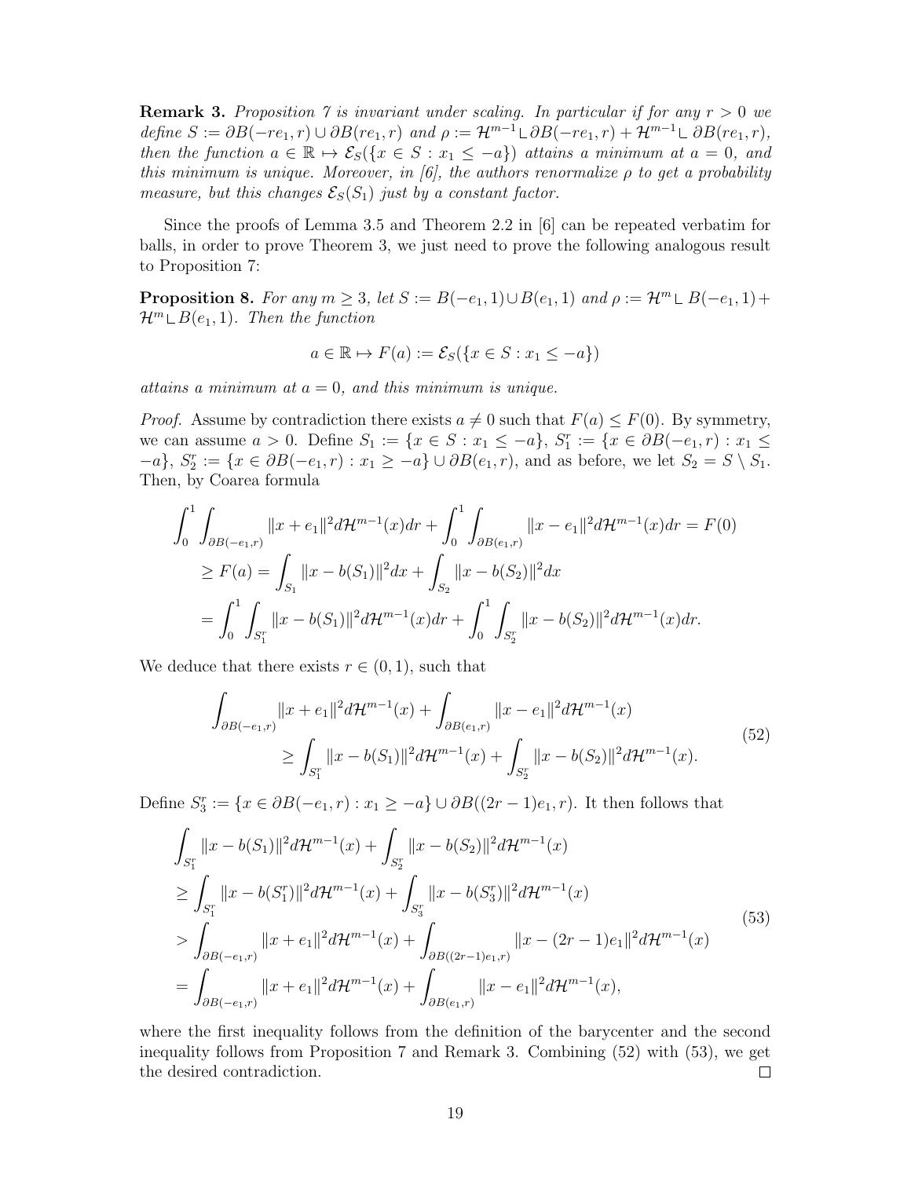**Remark 3.** *Proposition 7 is invariant under scaling. In particular if for any $r > 0$ we define $S := \partial B(-re_1, r) \cup \partial B(re_1, r)$ and $\rho := \mathcal{H}^{m-1} \llcorner \partial B(-re_1, r) + \mathcal{H}^{m-1} \llcorner \partial B(re_1, r)$, then the function $a \in \mathbb{R} \mapsto \mathcal{E}_S(\{x \in S : x_1 \leq -a\})$ attains a minimum at $a = 0$, and this minimum is unique. Moreover, in [6], the authors renormalize $\rho$ to get a probability measure, but this changes $\mathcal{E}_S(S_1)$ just by a constant factor.*

Since the proofs of Lemma 3.5 and Theorem 2.2 in [6] can be repeated verbatim for balls, in order to prove Theorem 3, we just need to prove the following analogous result to Proposition 7:

**Proposition 8.** *For any $m \geq 3$, let $S := B(-e_1, 1) \cup B(e_1, 1)$ and $\rho := \mathcal{H}^m \llcorner B(-e_1, 1) + \mathcal{H}^m \llcorner B(e_1, 1)$. Then the function*

$$a \in \mathbb{R} \mapsto F(a) := \mathcal{E}_S(\{x \in S : x_1 \leq -a\})$$

*attains a minimum at $a = 0$, and this minimum is unique.*

*Proof.* Assume by contradiction there exists $a \neq 0$ such that $F(a) \leq F(0)$. By symmetry, we can assume $a > 0$. Define $S_1 := \{x \in S : x_1 \leq -a\}$, $S_1^r := \{x \in \partial B(-e_1, r) : x_1 \leq -a\}$, $S_2^r := \{x \in \partial B(-e_1, r) : x_1 \geq -a\} \cup \partial B(e_1, r)$, and as before, we let $S_2 = S \setminus S_1$. Then, by Coarea formula

$$\begin{aligned}
&\int_0^1 \int_{\partial B(-e_1,r)} \|x + e_1\|^2 d\mathcal{H}^{m-1}(x) dr + \int_0^1 \int_{\partial B(e_1,r)} \|x - e_1\|^2 d\mathcal{H}^{m-1}(x) dr = F(0) \\
&\quad \geq F(a) = \int_{S_1} \|x - b(S_1)\|^2 dx + \int_{S_2} \|x - b(S_2)\|^2 dx \\
&\quad = \int_0^1 \int_{S_1^r} \|x - b(S_1)\|^2 d\mathcal{H}^{m-1}(x) dr + \int_0^1 \int_{S_2^r} \|x - b(S_2)\|^2 d\mathcal{H}^{m-1}(x) dr.
\end{aligned}$$

We deduce that there exists $r \in (0, 1)$, such that

$$\begin{aligned}
&\int_{\partial B(-e_1,r)} \|x + e_1\|^2 d\mathcal{H}^{m-1}(x) + \int_{\partial B(e_1,r)} \|x - e_1\|^2 d\mathcal{H}^{m-1}(x) \\
&\qquad \geq \int_{S_1^r} \|x - b(S_1)\|^2 d\mathcal{H}^{m-1}(x) + \int_{S_2^r} \|x - b(S_2)\|^2 d\mathcal{H}^{m-1}(x).
\end{aligned} \tag{52}$$

Define $S_3^r := \{x \in \partial B(-e_1, r) : x_1 \geq -a\} \cup \partial B((2r - 1)e_1, r)$. It then follows that

$$\begin{aligned}
&\int_{S_1^r} \|x - b(S_1)\|^2 d\mathcal{H}^{m-1}(x) + \int_{S_2^r} \|x - b(S_2)\|^2 d\mathcal{H}^{m-1}(x) \\
&\geq \int_{S_1^r} \|x - b(S_1^r)\|^2 d\mathcal{H}^{m-1}(x) + \int_{S_3^r} \|x - b(S_3^r)\|^2 d\mathcal{H}^{m-1}(x) \\
&> \int_{\partial B(-e_1,r)} \|x + e_1\|^2 d\mathcal{H}^{m-1}(x) + \int_{\partial B((2r-1)e_1,r)} \|x - (2r - 1)e_1\|^2 d\mathcal{H}^{m-1}(x) \\
&= \int_{\partial B(-e_1,r)} \|x + e_1\|^2 d\mathcal{H}^{m-1}(x) + \int_{\partial B(e_1,r)} \|x - e_1\|^2 d\mathcal{H}^{m-1}(x),
\end{aligned} \tag{53}$$

where the first inequality follows from the definition of the barycenter and the second inequality follows from Proposition 7 and Remark 3. Combining (52) with (53), we get the desired contradiction. $\square$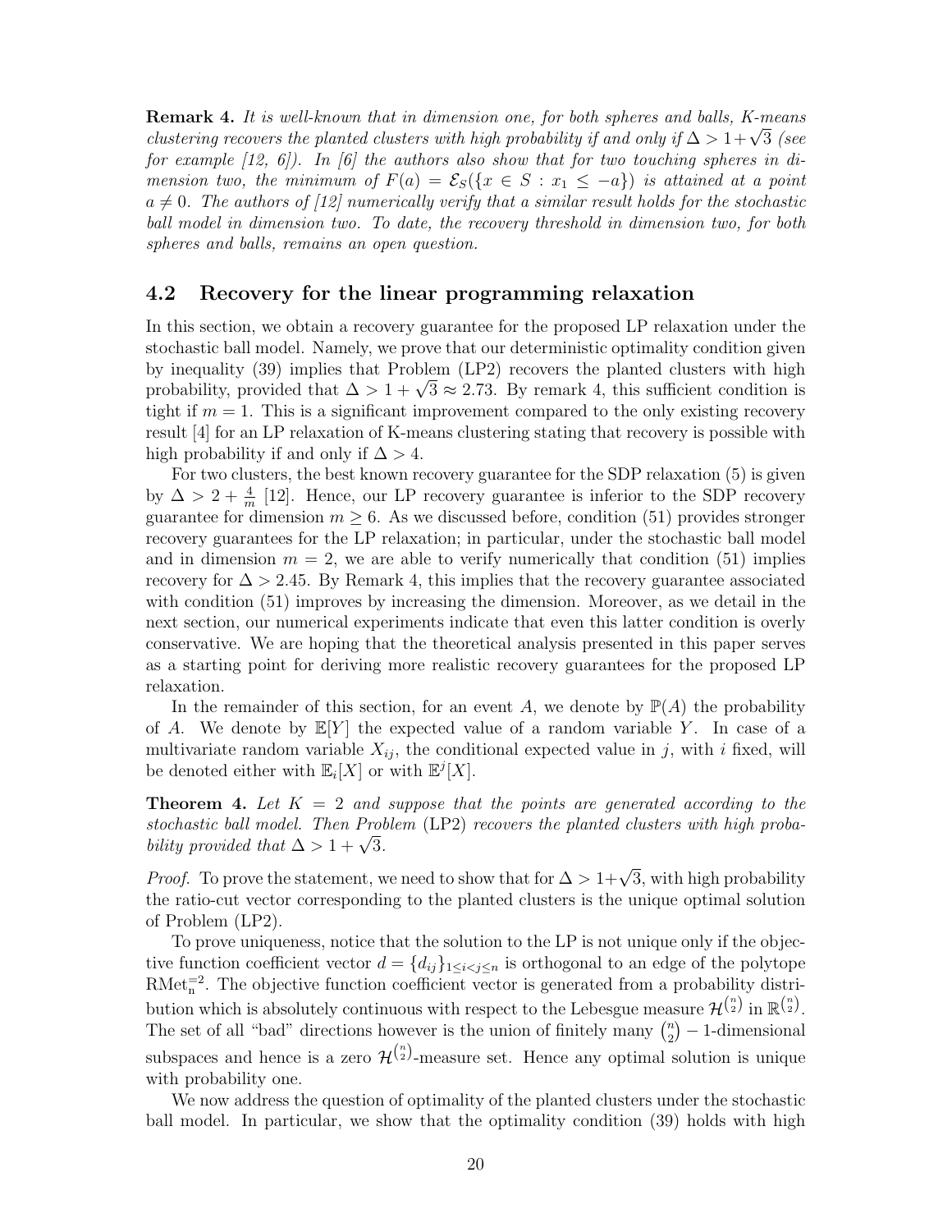**Remark 4.** *It is well-known that in dimension one, for both spheres and balls, K-means clustering recovers the planted clusters with high probability if and only if $\Delta > 1+\sqrt{3}$ (see for example [12, 6]). In [6] the authors also show that for two touching spheres in dimension two, the minimum of $F(a) = \mathcal{E}_S(\{x \in S : x_1 \leq -a\})$ is attained at a point $a \neq 0$. The authors of [12] numerically verify that a similar result holds for the stochastic ball model in dimension two. To date, the recovery threshold in dimension two, for both spheres and balls, remains an open question.*

## 4.2 Recovery for the linear programming relaxation

In this section, we obtain a recovery guarantee for the proposed LP relaxation under the stochastic ball model. Namely, we prove that our deterministic optimality condition given by inequality (39) implies that Problem (LP2) recovers the planted clusters with high probability, provided that $\Delta > 1 + \sqrt{3} \approx 2.73$. By remark 4, this sufficient condition is tight if $m = 1$. This is a significant improvement compared to the only existing recovery result [4] for an LP relaxation of K-means clustering stating that recovery is possible with high probability if and only if $\Delta > 4$.

For two clusters, the best known recovery guarantee for the SDP relaxation (5) is given by $\Delta > 2 + \frac{4}{m}$ [12]. Hence, our LP recovery guarantee is inferior to the SDP recovery guarantee for dimension $m \geq 6$. As we discussed before, condition (51) provides stronger recovery guarantees for the LP relaxation; in particular, under the stochastic ball model and in dimension $m = 2$, we are able to verify numerically that condition (51) implies recovery for $\Delta > 2.45$. By Remark 4, this implies that the recovery guarantee associated with condition (51) improves by increasing the dimension. Moreover, as we detail in the next section, our numerical experiments indicate that even this latter condition is overly conservative. We are hoping that the theoretical analysis presented in this paper serves as a starting point for deriving more realistic recovery guarantees for the proposed LP relaxation.

In the remainder of this section, for an event $A$, we denote by $\mathbb{P}(A)$ the probability of $A$. We denote by $\mathbb{E}[Y]$ the expected value of a random variable $Y$. In case of a multivariate random variable $X_{ij}$, the conditional expected value in $j$, with $i$ fixed, will be denoted either with $\mathbb{E}_i[X]$ or with $\mathbb{E}^j[X]$.

**Theorem 4.** *Let $K = 2$ and suppose that the points are generated according to the stochastic ball model. Then Problem* (LP2) *recovers the planted clusters with high probability provided that $\Delta > 1 + \sqrt{3}$.*

*Proof.* To prove the statement, we need to show that for $\Delta > 1+\sqrt{3}$, with high probability the ratio-cut vector corresponding to the planted clusters is the unique optimal solution of Problem (LP2).

To prove uniqueness, notice that the solution to the LP is not unique only if the objective function coefficient vector $d = \{d_{ij}\}_{1 \leq i < j \leq n}$ is orthogonal to an edge of the polytope $\text{RMet}_n^{=2}$. The objective function coefficient vector is generated from a probability distribution which is absolutely continuous with respect to the Lebesgue measure $\mathcal{H}^{\binom{n}{2}}$ in $\mathbb{R}^{\binom{n}{2}}$. The set of all "bad" directions however is the union of finitely many $\binom{n}{2} - 1$-dimensional subspaces and hence is a zero $\mathcal{H}^{\binom{n}{2}}$-measure set. Hence any optimal solution is unique with probability one.

We now address the question of optimality of the planted clusters under the stochastic ball model. In particular, we show that the optimality condition (39) holds with high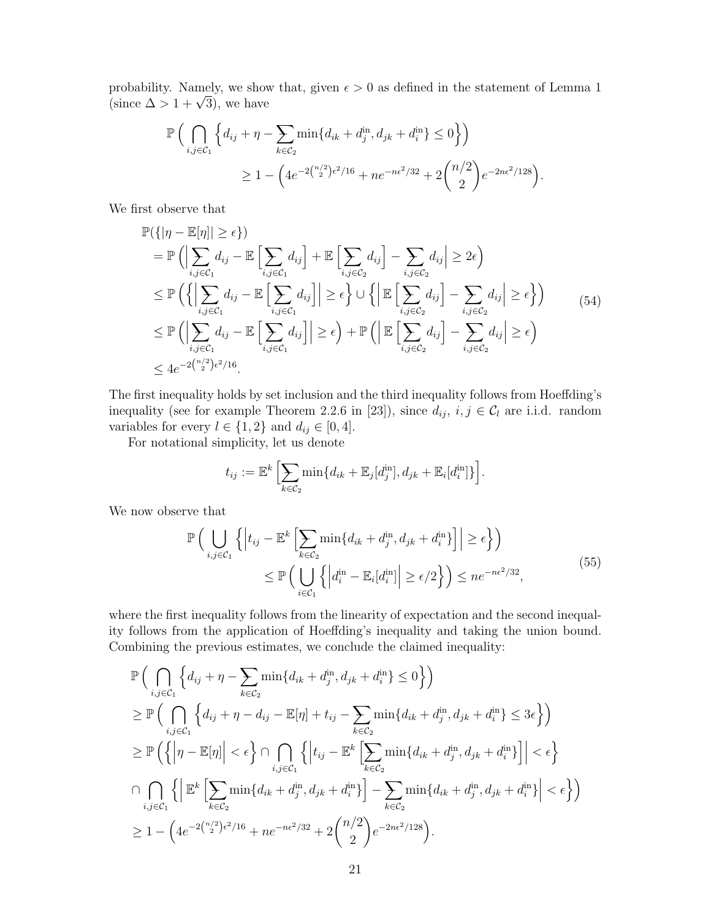probability. Namely, we show that, given $\epsilon > 0$ as defined in the statement of Lemma 1 (since $\Delta > 1 + \sqrt{3}$), we have

$$
\begin{aligned}
\mathbb{P}\Big( \bigcap_{i,j \in \mathcal{C}_1} \Big\{ d_{ij} + \eta - \sum_{k \in \mathcal{C}_2} \min\{d_{ik} + d_j^{\text{in}}, d_{jk} + d_i^{\text{in}}\} \leq 0 \Big\} \Big) \\
\geq 1 - \Big( 4e^{-2\binom{n/2}{2}\epsilon^2/16} + ne^{-n\epsilon^2/32} + 2\binom{n/2}{2} e^{-2n\epsilon^2/128} \Big).
\end{aligned}
$$

We first observe that

$$
\begin{aligned}
&\mathbb{P}(\{|\eta - \mathbb{E}[\eta]| \geq \epsilon\}) \\
&= \mathbb{P}\Big( \Big| \sum_{i,j \in \mathcal{C}_1} d_{ij} - \mathbb{E}\Big[\sum_{i,j \in \mathcal{C}_1} d_{ij}\Big] + \mathbb{E}\Big[\sum_{i,j \in \mathcal{C}_2} d_{ij}\Big] - \sum_{i,j \in \mathcal{C}_2} d_{ij} \Big| \geq 2\epsilon \Big) \\
&\leq \mathbb{P}\Big( \Big\{ \Big| \sum_{i,j \in \mathcal{C}_1} d_{ij} - \mathbb{E}\Big[\sum_{i,j \in \mathcal{C}_1} d_{ij}\Big] \Big| \geq \epsilon \Big\} \cup \Big\{ \Big| \mathbb{E}\Big[\sum_{i,j \in \mathcal{C}_2} d_{ij}\Big] - \sum_{i,j \in \mathcal{C}_2} d_{ij} \Big| \geq \epsilon \Big\} \Big) \\
&\leq \mathbb{P}\Big( \Big| \sum_{i,j \in \mathcal{C}_1} d_{ij} - \mathbb{E}\Big[\sum_{i,j \in \mathcal{C}_1} d_{ij}\Big] \Big| \geq \epsilon \Big) + \mathbb{P}\Big( \Big| \mathbb{E}\Big[\sum_{i,j \in \mathcal{C}_2} d_{ij}\Big] - \sum_{i,j \in \mathcal{C}_2} d_{ij} \Big| \geq \epsilon \Big) \\
&\leq 4e^{-2\binom{n/2}{2}\epsilon^2/16}.
\end{aligned}
\tag{54}
$$

The first inequality holds by set inclusion and the third inequality follows from Hoeffding's inequality (see for example Theorem 2.2.6 in [23]), since $d_{ij}$, $i, j \in \mathcal{C}_l$ are i.i.d. random variables for every $l \in \{1, 2\}$ and $d_{ij} \in [0, 4]$.

For notational simplicity, let us denote

$$
t_{ij} := \mathbb{E}^k\Big[ \sum_{k \in \mathcal{C}_2} \min\{d_{ik} + \mathbb{E}_j[d_j^{\text{in}}], d_{jk} + \mathbb{E}_i[d_i^{\text{in}}]\} \Big].
$$

We now observe that

$$
\begin{aligned}
\mathbb{P}\Big( \bigcup_{i,j \in \mathcal{C}_1} \Big\{ \Big| t_{ij} - \mathbb{E}^k\Big[ \sum_{k \in \mathcal{C}_2} \min\{d_{ik} + d_j^{\text{in}}, d_{jk} + d_i^{\text{in}}\} \Big] \Big| \geq \epsilon \Big\} \Big) \\
\leq \mathbb{P}\Big( \bigcup_{i \in \mathcal{C}_1} \Big\{ \Big| d_i^{\text{in}} - \mathbb{E}_i[d_i^{\text{in}}] \Big| \geq \epsilon/2 \Big\} \Big) \leq ne^{-n\epsilon^2/32},
\end{aligned}
\tag{55}
$$

where the first inequality follows from the linearity of expectation and the second inequality follows from the application of Hoeffding's inequality and taking the union bound. Combining the previous estimates, we conclude the claimed inequality:

$$
\begin{aligned}
&\mathbb{P}\Big( \bigcap_{i,j \in \mathcal{C}_1} \Big\{ d_{ij} + \eta - \sum_{k \in \mathcal{C}_2} \min\{d_{ik} + d_j^{\text{in}}, d_{jk} + d_i^{\text{in}}\} \leq 0 \Big\} \Big) \\
&\geq \mathbb{P}\Big( \bigcap_{i,j \in \mathcal{C}_1} \Big\{ d_{ij} + \eta - d_{ij} - \mathbb{E}[\eta] + t_{ij} - \sum_{k \in \mathcal{C}_2} \min\{d_{ik} + d_j^{\text{in}}, d_{jk} + d_i^{\text{in}}\} \leq 3\epsilon \Big\} \Big) \\
&\geq \mathbb{P}\Big( \Big\{ \Big| \eta - \mathbb{E}[\eta] \Big| < \epsilon \Big\} \cap \bigcap_{i,j \in \mathcal{C}_1} \Big\{ \Big| t_{ij} - \mathbb{E}^k\Big[ \sum_{k \in \mathcal{C}_2} \min\{d_{ik} + d_j^{\text{in}}, d_{jk} + d_i^{\text{in}}\} \Big] \Big| < \epsilon \Big\} \\
&\cap \bigcap_{i,j \in \mathcal{C}_1} \Big\{ \Big| \mathbb{E}^k\Big[ \sum_{k \in \mathcal{C}_2} \min\{d_{ik} + d_j^{\text{in}}, d_{jk} + d_i^{\text{in}}\} \Big] - \sum_{k \in \mathcal{C}_2} \min\{d_{ik} + d_j^{\text{in}}, d_{jk} + d_i^{\text{in}}\} \Big| < \epsilon \Big\} \Big) \\
&\geq 1 - \Big( 4e^{-2\binom{n/2}{2}\epsilon^2/16} + ne^{-n\epsilon^2/32} + 2\binom{n/2}{2} e^{-2n\epsilon^2/128} \Big).
\end{aligned}
$$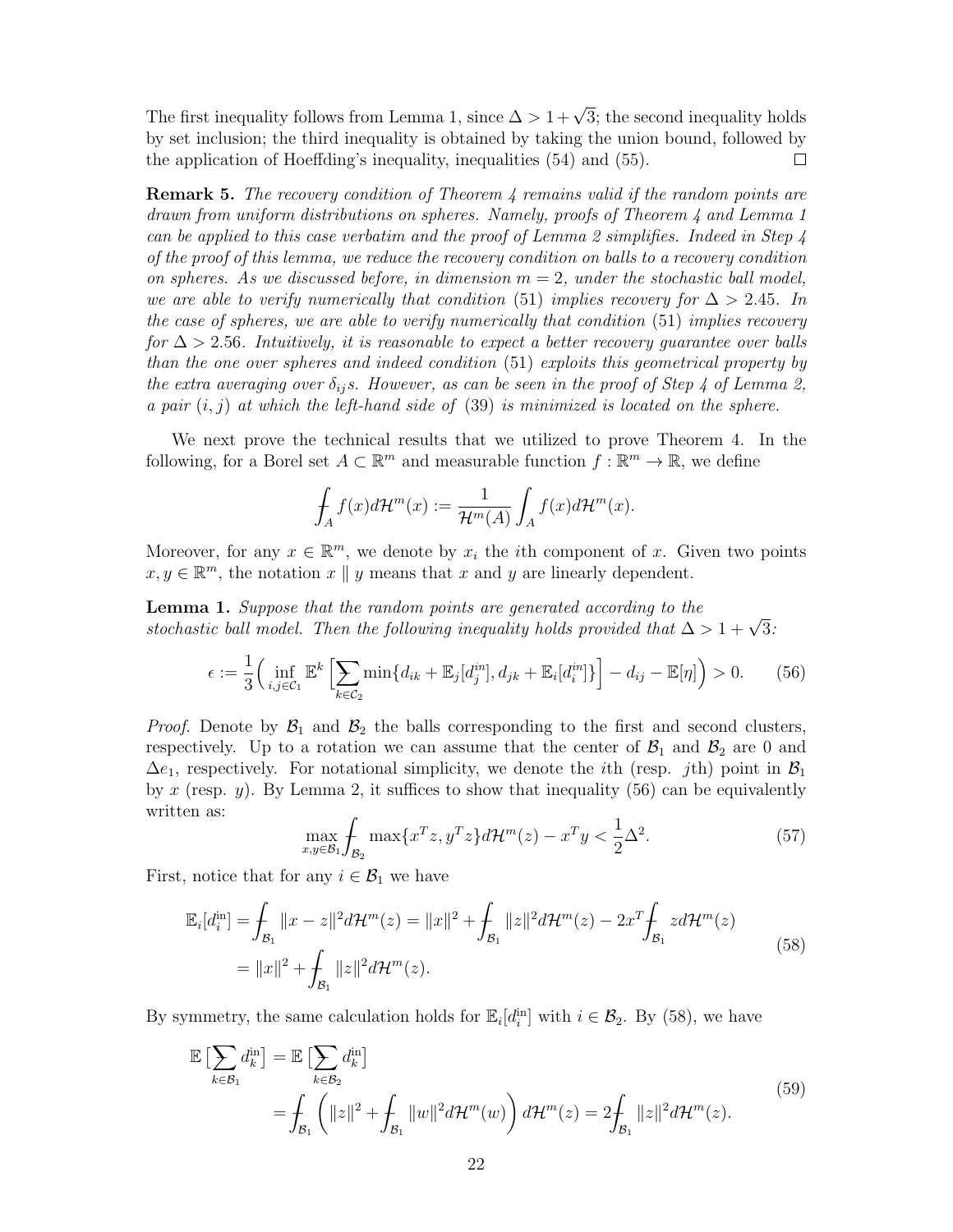The first inequality follows from Lemma 1, since $\Delta > 1+\sqrt{3}$; the second inequality holds by set inclusion; the third inequality is obtained by taking the union bound, followed by the application of Hoeffding's inequality, inequalities (54) and (55). $\square$

**Remark 5.** *The recovery condition of Theorem 4 remains valid if the random points are drawn from uniform distributions on spheres. Namely, proofs of Theorem 4 and Lemma 1 can be applied to this case verbatim and the proof of Lemma 2 simplifies. Indeed in Step 4 of the proof of this lemma, we reduce the recovery condition on balls to a recovery condition on spheres. As we discussed before, in dimension $m = 2$, under the stochastic ball model, we are able to verify numerically that condition (51) implies recovery for $\Delta > 2.45$. In the case of spheres, we are able to verify numerically that condition (51) implies recovery for $\Delta > 2.56$. Intuitively, it is reasonable to expect a better recovery guarantee over balls than the one over spheres and indeed condition (51) exploits this geometrical property by the extra averaging over $\delta_{ij}$s. However, as can be seen in the proof of Step 4 of Lemma 2, a pair $(i, j)$ at which the left-hand side of (39) is minimized is located on the sphere.*

We next prove the technical results that we utilized to prove Theorem 4. In the following, for a Borel set $A \subset \mathbb{R}^m$ and measurable function $f : \mathbb{R}^m \to \mathbb{R}$, we define

$$\fint_A f(x) d\mathcal{H}^m(x) := \frac{1}{\mathcal{H}^m(A)} \int_A f(x) d\mathcal{H}^m(x).$$

Moreover, for any $x \in \mathbb{R}^m$, we denote by $x_i$ the $i$th component of $x$. Given two points $x, y \in \mathbb{R}^m$, the notation $x \parallel y$ means that $x$ and $y$ are linearly dependent.

**Lemma 1.** *Suppose that the random points are generated according to the stochastic ball model. Then the following inequality holds provided that $\Delta > 1+\sqrt{3}$:*

$$\epsilon := \frac{1}{3}\Big( \inf_{i,j \in \mathcal{C}_1} \mathbb{E}^k \Big[ \sum_{k \in \mathcal{C}_2} \min\{d_{ik} + \mathbb{E}_j[d^{in}_j], d_{jk} + \mathbb{E}_i[d^{in}_i]\} \Big] - d_{ij} - \mathbb{E}[\eta] \Big) > 0. \tag{56}$$

*Proof.* Denote by $\mathcal{B}_1$ and $\mathcal{B}_2$ the balls corresponding to the first and second clusters, respectively. Up to a rotation we can assume that the center of $\mathcal{B}_1$ and $\mathcal{B}_2$ are 0 and $\Delta e_1$, respectively. For notational simplicity, we denote the $i$th (resp. $j$th) point in $\mathcal{B}_1$ by $x$ (resp. $y$). By Lemma 2, it suffices to show that inequality (56) can be equivalently written as:

$$\max_{x,y \in \mathcal{B}_1} \fint_{\mathcal{B}_2} \max\{x^T z, y^T z\} d\mathcal{H}^m(z) - x^T y < \frac{1}{2}\Delta^2. \tag{57}$$

First, notice that for any $i \in \mathcal{B}_1$ we have

$$\begin{aligned}
\mathbb{E}_i[d^{\text{in}}_i] &= \fint_{\mathcal{B}_1} \|x - z\|^2 d\mathcal{H}^m(z) = \|x\|^2 + \fint_{\mathcal{B}_1} \|z\|^2 d\mathcal{H}^m(z) - 2x^T \fint_{\mathcal{B}_1} z d\mathcal{H}^m(z) \\
&= \|x\|^2 + \fint_{\mathcal{B}_1} \|z\|^2 d\mathcal{H}^m(z).
\end{aligned} \tag{58}$$

By symmetry, the same calculation holds for $\mathbb{E}_i[d^{\text{in}}_i]$ with $i \in \mathcal{B}_2$. By (58), we have

$$\begin{aligned}
\mathbb{E}\big[\sum_{k \in \mathcal{B}_1} d^{\text{in}}_k\big] &= \mathbb{E}\big[\sum_{k \in \mathcal{B}_2} d^{\text{in}}_k\big] \\
&= \fint_{\mathcal{B}_1} \left( \|z\|^2 + \fint_{\mathcal{B}_1} \|w\|^2 d\mathcal{H}^m(w) \right) d\mathcal{H}^m(z) = 2\fint_{\mathcal{B}_1} \|z\|^2 d\mathcal{H}^m(z).
\end{aligned} \tag{59}$$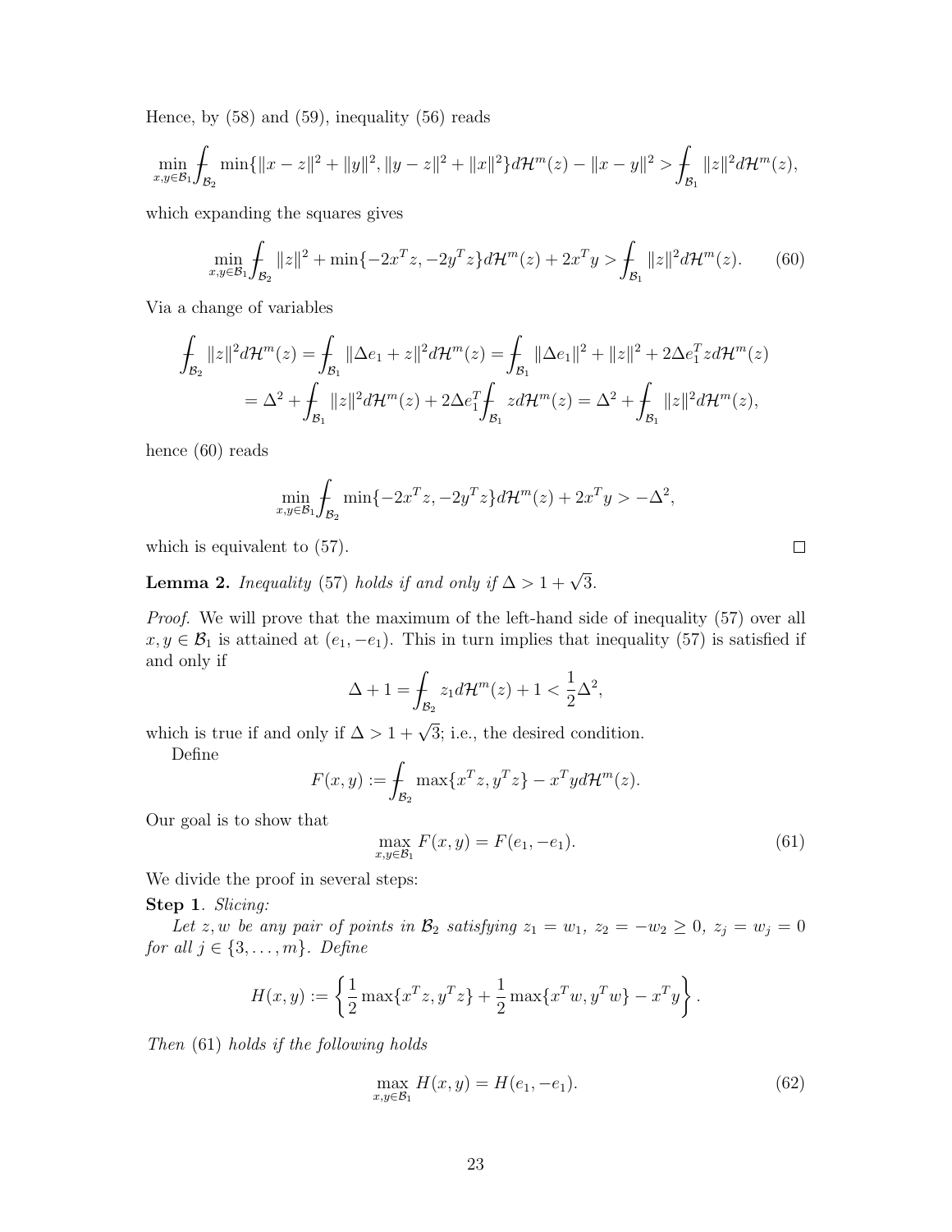Hence, by (58) and (59), inequality (56) reads

$$\min_{x,y\in\mathcal{B}_1} \fint_{\mathcal{B}_2} \min\{\|x-z\|^2+\|y\|^2, \|y-z\|^2+\|x\|^2\} d\mathcal{H}^m(z) - \|x-y\|^2 > \fint_{\mathcal{B}_1} \|z\|^2 d\mathcal{H}^m(z),$$

which expanding the squares gives

$$\min_{x,y\in\mathcal{B}_1} \fint_{\mathcal{B}_2} \|z\|^2 + \min\{-2x^T z, -2y^T z\} d\mathcal{H}^m(z) + 2x^T y > \fint_{\mathcal{B}_1} \|z\|^2 d\mathcal{H}^m(z). \tag{60}$$

Via a change of variables

$$\begin{aligned}\fint_{\mathcal{B}_2} \|z\|^2 d\mathcal{H}^m(z) &= \fint_{\mathcal{B}_1} \|\Delta e_1 + z\|^2 d\mathcal{H}^m(z) = \fint_{\mathcal{B}_1} \|\Delta e_1\|^2 + \|z\|^2 + 2\Delta e_1^T z d\mathcal{H}^m(z) \\ &= \Delta^2 + \fint_{\mathcal{B}_1} \|z\|^2 d\mathcal{H}^m(z) + 2\Delta e_1^T \fint_{\mathcal{B}_1} z d\mathcal{H}^m(z) = \Delta^2 + \fint_{\mathcal{B}_1} \|z\|^2 d\mathcal{H}^m(z),\end{aligned}$$

hence (60) reads

$$\min_{x,y\in\mathcal{B}_1} \fint_{\mathcal{B}_2} \min\{-2x^T z, -2y^T z\} d\mathcal{H}^m(z) + 2x^T y > -\Delta^2,$$

which is equivalent to (57). $\square$

**Lemma 2.** *Inequality* (57) *holds if and only if* $\Delta > 1+\sqrt{3}$.

*Proof.* We will prove that the maximum of the left-hand side of inequality (57) over all $x, y \in \mathcal{B}_1$ is attained at $(e_1, -e_1)$. This in turn implies that inequality (57) is satisfied if and only if

$$\Delta + 1 = \fint_{\mathcal{B}_2} z_1 d\mathcal{H}^m(z) + 1 < \frac{1}{2}\Delta^2,$$

which is true if and only if $\Delta > 1+\sqrt{3}$; i.e., the desired condition.

Define

$$F(x,y) := \fint_{\mathcal{B}_2} \max\{x^T z, y^T z\} - x^T y d\mathcal{H}^m(z).$$

Our goal is to show that

$$\max_{x,y\in\mathcal{B}_1} F(x,y) = F(e_1, -e_1). \tag{61}$$

We divide the proof in several steps:

**Step 1**. *Slicing:*

*Let $z, w$ be any pair of points in $\mathcal{B}_2$ satisfying $z_1 = w_1$, $z_2 = -w_2 \geq 0$, $z_j = w_j = 0$ for all $j \in \{3, \ldots, m\}$. Define*

$$H(x,y) := \left\{\frac{1}{2}\max\{x^T z, y^T z\} + \frac{1}{2}\max\{x^T w, y^T w\} - x^T y\right\}.$$

*Then* (61) *holds if the following holds*

$$\max_{x,y\in\mathcal{B}_1} H(x,y) = H(e_1, -e_1). \tag{62}$$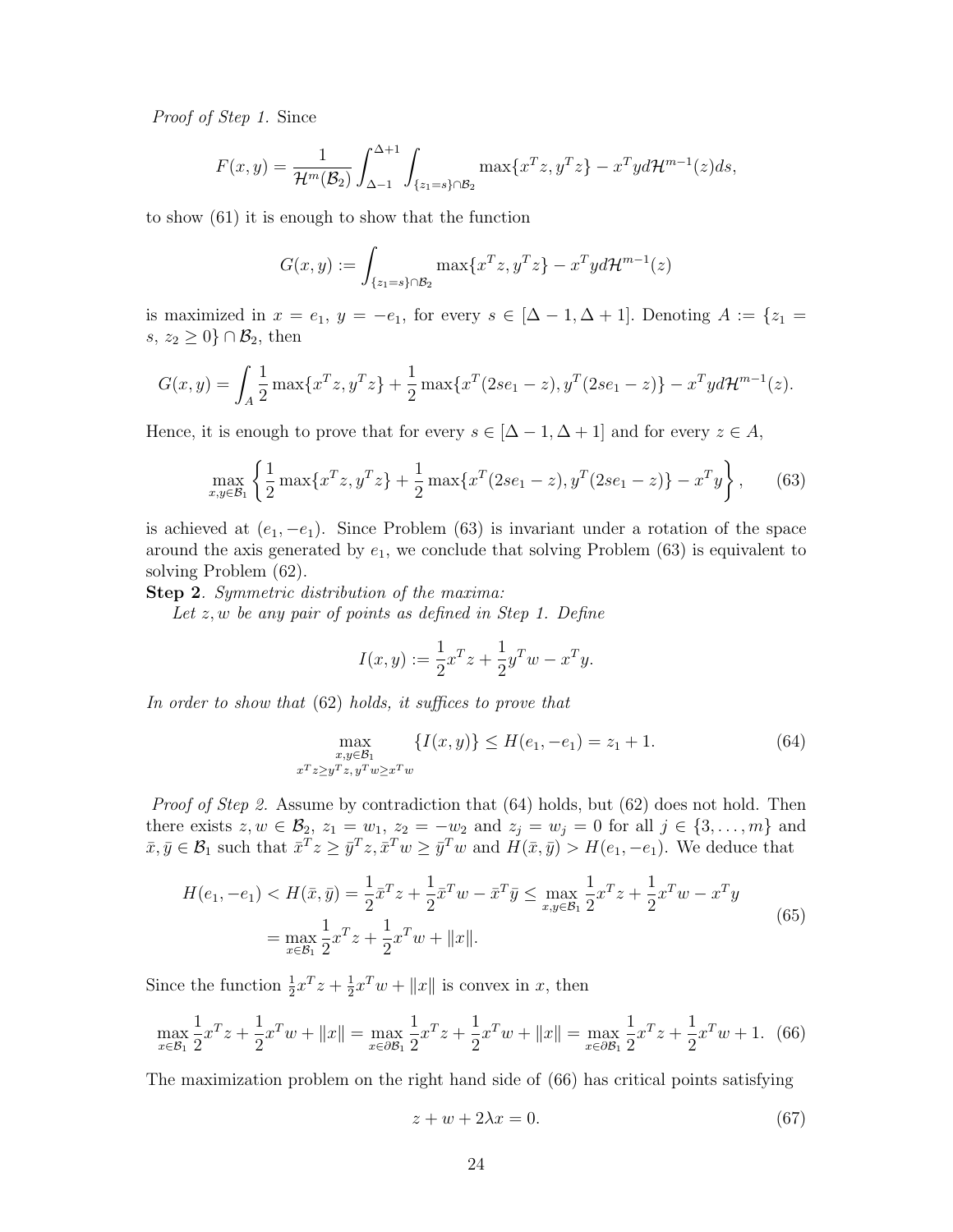*Proof of Step 1.* Since

$$F(x,y) = \frac{1}{\mathcal{H}^m(\mathcal{B}_2)} \int_{\Delta-1}^{\Delta+1} \int_{\{z_1=s\}\cap\mathcal{B}_2} \max\{x^T z, y^T z\} - x^T y d\mathcal{H}^{m-1}(z) ds,$$

to show (61) it is enough to show that the function

$$G(x,y) := \int_{\{z_1=s\}\cap\mathcal{B}_2} \max\{x^T z, y^T z\} - x^T y d\mathcal{H}^{m-1}(z)$$

is maximized in $x = e_1,\ y = -e_1$, for every $s \in [\Delta - 1, \Delta + 1]$. Denoting $A := \{z_1 = s,\ z_2 \geq 0\} \cap \mathcal{B}_2$, then

$$G(x,y) = \int_A \frac{1}{2} \max\{x^T z, y^T z\} + \frac{1}{2} \max\{x^T(2se_1 - z), y^T(2se_1 - z)\} - x^T y d\mathcal{H}^{m-1}(z).$$

Hence, it is enough to prove that for every $s \in [\Delta - 1, \Delta + 1]$ and for every $z \in A$,

$$\max_{x,y\in\mathcal{B}_1} \left\{ \frac{1}{2} \max\{x^T z, y^T z\} + \frac{1}{2} \max\{x^T(2se_1 - z), y^T(2se_1 - z)\} - x^T y \right\}, \tag{63}$$

is achieved at $(e_1, -e_1)$. Since Problem (63) is invariant under a rotation of the space around the axis generated by $e_1$, we conclude that solving Problem (63) is equivalent to solving Problem (62).

**Step 2**. *Symmetric distribution of the maxima:*

*Let $z, w$ be any pair of points as defined in Step 1. Define*

$$I(x,y) := \frac{1}{2} x^T z + \frac{1}{2} y^T w - x^T y.$$

*In order to show that* (62) *holds, it suffices to prove that*

$$\max_{\substack{x,y\in\mathcal{B}_1 \\ x^T z \geq y^T z,\, y^T w \geq x^T w}} \{I(x,y)\} \leq H(e_1, -e_1) = z_1 + 1. \tag{64}$$

*Proof of Step 2.* Assume by contradiction that (64) holds, but (62) does not hold. Then there exists $z, w \in \mathcal{B}_2$, $z_1 = w_1$, $z_2 = -w_2$ and $z_j = w_j = 0$ for all $j \in \{3, \dots, m\}$ and $\bar{x}, \bar{y} \in \mathcal{B}_1$ such that $\bar{x}^T z \geq \bar{y}^T z, \bar{x}^T w \geq \bar{y}^T w$ and $H(\bar{x}, \bar{y}) > H(e_1, -e_1)$. We deduce that

$$\begin{aligned} H(e_1, -e_1) < H(\bar{x}, \bar{y}) &= \frac{1}{2} \bar{x}^T z + \frac{1}{2} \bar{x}^T w - \bar{x}^T \bar{y} \leq \max_{x,y\in\mathcal{B}_1} \frac{1}{2} x^T z + \frac{1}{2} x^T w - x^T y \\ &= \max_{x\in\mathcal{B}_1} \frac{1}{2} x^T z + \frac{1}{2} x^T w + \|x\|. \end{aligned} \tag{65}$$

Since the function $\frac{1}{2} x^T z + \frac{1}{2} x^T w + \|x\|$ is convex in $x$, then

$$\max_{x\in\mathcal{B}_1} \frac{1}{2} x^T z + \frac{1}{2} x^T w + \|x\| = \max_{x\in\partial\mathcal{B}_1} \frac{1}{2} x^T z + \frac{1}{2} x^T w + \|x\| = \max_{x\in\partial\mathcal{B}_1} \frac{1}{2} x^T z + \frac{1}{2} x^T w + 1. \tag{66}$$

The maximization problem on the right hand side of (66) has critical points satisfying

$$z + w + 2\lambda x = 0. \tag{67}$$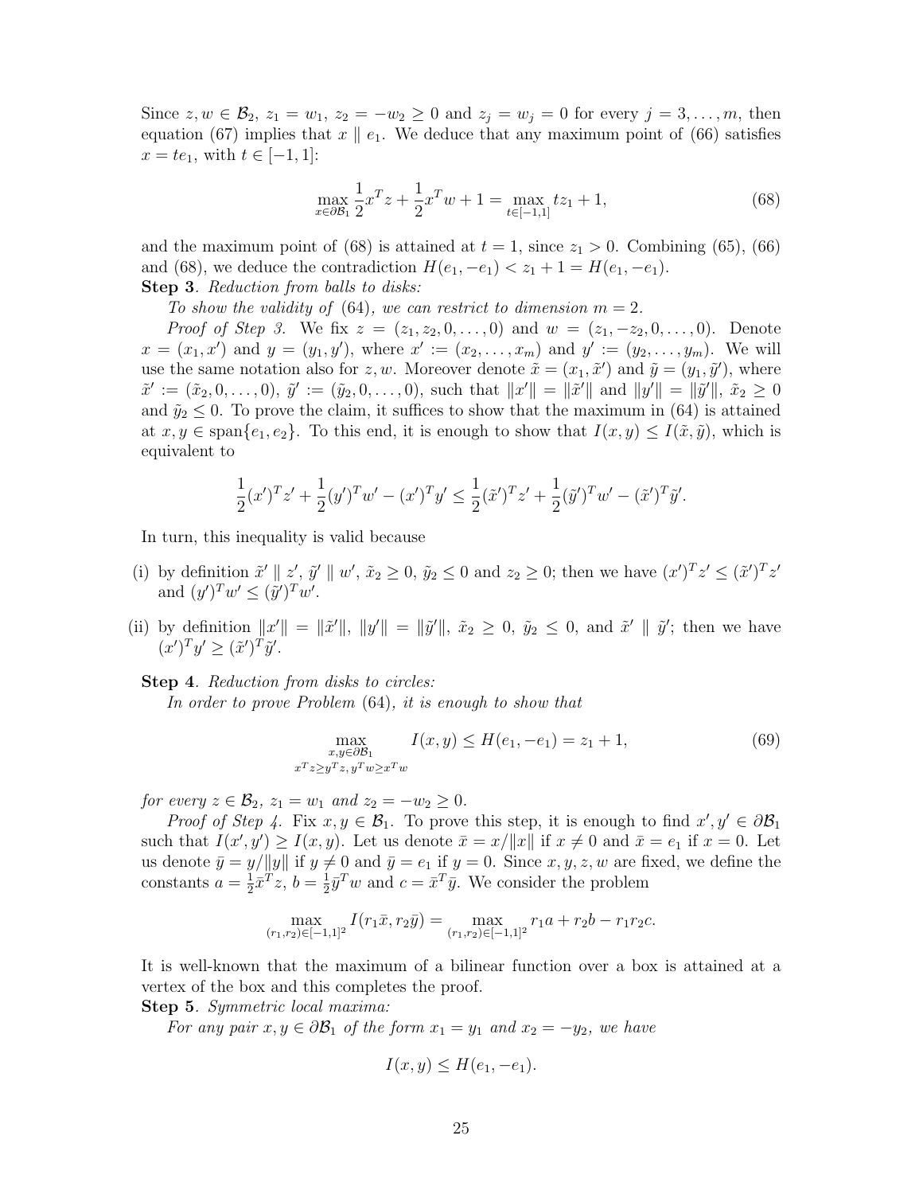Since $z, w \in \mathcal{B}_2$, $z_1 = w_1$, $z_2 = -w_2 \geq 0$ and $z_j = w_j = 0$ for every $j = 3, \ldots, m$, then equation (67) implies that $x \parallel e_1$. We deduce that any maximum point of (66) satisfies $x = te_1$, with $t \in [-1, 1]$:

$$\max_{x \in \partial\mathcal{B}_1} \frac{1}{2}x^T z + \frac{1}{2}x^T w + 1 = \max_{t \in [-1,1]} tz_1 + 1, \tag{68}$$

and the maximum point of (68) is attained at $t = 1$, since $z_1 > 0$. Combining (65), (66) and (68), we deduce the contradiction $H(e_1, -e_1) < z_1 + 1 = H(e_1, -e_1)$.

**Step 3**. *Reduction from balls to disks:*

*To show the validity of* (64)*, we can restrict to dimension* $m = 2$.

*Proof of Step 3.* We fix $z = (z_1, z_2, 0, \ldots, 0)$ and $w = (z_1, -z_2, 0, \ldots, 0)$. Denote $x = (x_1, x')$ and $y = (y_1, y')$, where $x' := (x_2, \ldots, x_m)$ and $y' := (y_2, \ldots, y_m)$. We will use the same notation also for $z, w$. Moreover denote $\tilde{x} = (x_1, \tilde{x}')$ and $\tilde{y} = (y_1, \tilde{y}')$, where $\tilde{x}' := (\tilde{x}_2, 0, \ldots, 0)$, $\tilde{y}' := (\tilde{y}_2, 0, \ldots, 0)$, such that $\|x'\| = \|\tilde{x}'\|$ and $\|y'\| = \|\tilde{y}'\|$, $\tilde{x}_2 \geq 0$ and $\tilde{y}_2 \leq 0$. To prove the claim, it suffices to show that the maximum in (64) is attained at $x, y \in \operatorname{span}\{e_1, e_2\}$. To this end, it is enough to show that $I(x, y) \leq I(\tilde{x}, \tilde{y})$, which is equivalent to

$$\frac{1}{2}(x')^T z' + \frac{1}{2}(y')^T w' - (x')^T y' \leq \frac{1}{2}(\tilde{x}')^T z' + \frac{1}{2}(\tilde{y}')^T w' - (\tilde{x}')^T \tilde{y}'.$$

In turn, this inequality is valid because

(i) by definition $\tilde{x}' \parallel z'$, $\tilde{y}' \parallel w'$, $\tilde{x}_2 \geq 0$, $\tilde{y}_2 \leq 0$ and $z_2 \geq 0$; then we have $(x')^T z' \leq (\tilde{x}')^T z'$ and $(y')^T w' \leq (\tilde{y}')^T w'$.

(ii) by definition $\|x'\| = \|\tilde{x}'\|$, $\|y'\| = \|\tilde{y}'\|$, $\tilde{x}_2 \geq 0$, $\tilde{y}_2 \leq 0$, and $\tilde{x}' \parallel \tilde{y}'$; then we have $(x')^T y' \geq (\tilde{x}')^T \tilde{y}'$.

**Step 4**. *Reduction from disks to circles:*

*In order to prove Problem* (64)*, it is enough to show that*

$$\max_{\substack{x, y \in \partial\mathcal{B}_1 \\ x^T z \geq y^T z,\, y^T w \geq x^T w}} I(x, y) \leq H(e_1, -e_1) = z_1 + 1, \tag{69}$$

*for every* $z \in \mathcal{B}_2$, $z_1 = w_1$ *and* $z_2 = -w_2 \geq 0$.

*Proof of Step 4.* Fix $x, y \in \mathcal{B}_1$. To prove this step, it is enough to find $x', y' \in \partial\mathcal{B}_1$ such that $I(x', y') \geq I(x, y)$. Let us denote $\bar{x} = x/\|x\|$ if $x \neq 0$ and $\bar{x} = e_1$ if $x = 0$. Let us denote $\bar{y} = y/\|y\|$ if $y \neq 0$ and $\bar{y} = e_1$ if $y = 0$. Since $x, y, z, w$ are fixed, we define the constants $a = \frac{1}{2}\bar{x}^T z$, $b = \frac{1}{2}\bar{y}^T w$ and $c = \bar{x}^T \bar{y}$. We consider the problem

$$\max_{(r_1, r_2) \in [-1,1]^2} I(r_1 \bar{x}, r_2 \bar{y}) = \max_{(r_1, r_2) \in [-1,1]^2} r_1 a + r_2 b - r_1 r_2 c.$$

It is well-known that the maximum of a bilinear function over a box is attained at a vertex of the box and this completes the proof.

**Step 5**. *Symmetric local maxima:*

*For any pair* $x, y \in \partial\mathcal{B}_1$ *of the form* $x_1 = y_1$ *and* $x_2 = -y_2$*, we have*

$$I(x, y) \leq H(e_1, -e_1).$$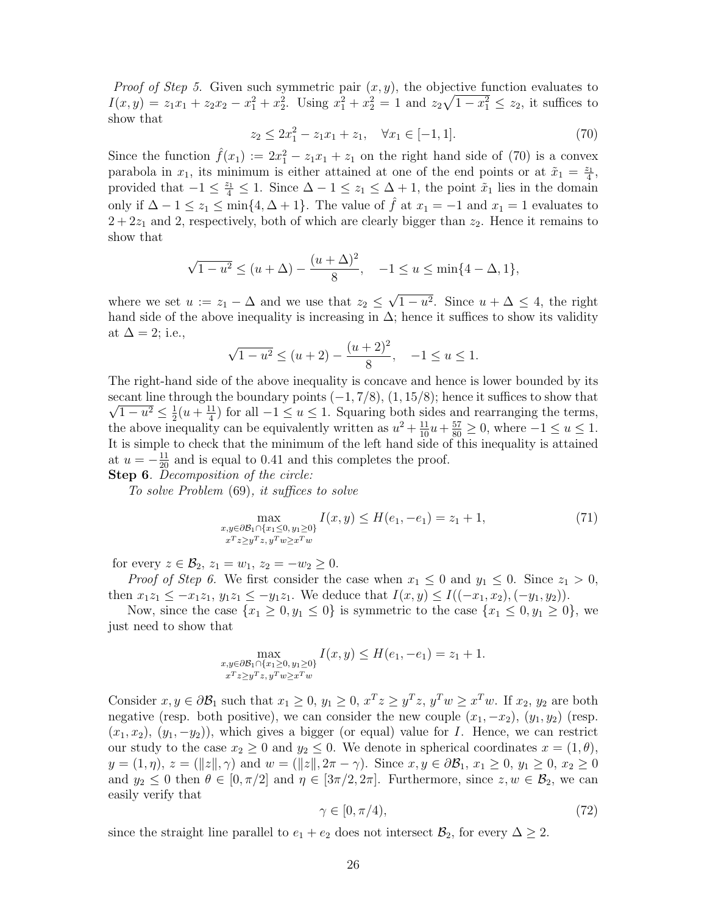*Proof of Step 5.* Given such symmetric pair $(x, y)$, the objective function evaluates to $I(x, y) = z_1 x_1 + z_2 x_2 - x_1^2 + x_2^2$. Using $x_1^2 + x_2^2 = 1$ and $z_2\sqrt{1 - x_1^2} \le z_2$, it suffices to show that

$$
z_2 \le 2x_1^2 - z_1 x_1 + z_1, \quad \forall x_1 \in [-1, 1]. \tag{70}
$$

Since the function $\hat{f}(x_1) := 2x_1^2 - z_1 x_1 + z_1$ on the right hand side of (70) is a convex parabola in $x_1$, its minimum is either attained at one of the end points or at $\tilde{x}_1 = \frac{z_1}{4}$, provided that $-1 \le \frac{z_1}{4} \le 1$. Since $\Delta - 1 \le z_1 \le \Delta + 1$, the point $\tilde{x}_1$ lies in the domain only if $\Delta - 1 \le z_1 \le \min\{4, \Delta + 1\}$. The value of $\hat{f}$ at $x_1 = -1$ and $x_1 = 1$ evaluates to $2 + 2z_1$ and $2$, respectively, both of which are clearly bigger than $z_2$. Hence it remains to show that

$$
\sqrt{1 - u^2} \le (u + \Delta) - \frac{(u + \Delta)^2}{8}, \quad -1 \le u \le \min\{4 - \Delta, 1\},
$$

where we set $u := z_1 - \Delta$ and we use that $z_2 \le \sqrt{1 - u^2}$. Since $u + \Delta \le 4$, the right hand side of the above inequality is increasing in $\Delta$; hence it suffices to show its validity at $\Delta = 2$; i.e.,

$$
\sqrt{1 - u^2} \le (u + 2) - \frac{(u + 2)^2}{8}, \quad -1 \le u \le 1.
$$

The right-hand side of the above inequality is concave and hence is lower bounded by its secant line through the boundary points $(-1, 7/8)$, $(1, 15/8)$; hence it suffices to show that $\sqrt{1 - u^2} \le \frac{1}{2}(u + \frac{11}{4})$ for all $-1 \le u \le 1$. Squaring both sides and rearranging the terms, the above inequality can be equivalently written as $u^2 + \frac{11}{10}u + \frac{57}{80} \ge 0$, where $-1 \le u \le 1$. It is simple to check that the minimum of the left hand side of this inequality is attained at $u = -\frac{11}{20}$ and is equal to 0.41 and this completes the proof.

**Step 6**. *Decomposition of the circle:*

*To solve Problem* (69)*, it suffices to solve*

$$
\max_{\substack{x, y \in \partial\mathcal{B}_1 \cap \{x_1 \le 0, y_1 \ge 0\} \\ x^T z \ge y^T z,\, y^T w \ge x^T w}} I(x, y) \le H(e_1, -e_1) = z_1 + 1, \tag{71}
$$

for every $z \in \mathcal{B}_2$, $z_1 = w_1$, $z_2 = -w_2 \ge 0$.

*Proof of Step 6.* We first consider the case when $x_1 \le 0$ and $y_1 \le 0$. Since $z_1 > 0$, then $x_1 z_1 \le -x_1 z_1$, $y_1 z_1 \le -y_1 z_1$. We deduce that $I(x, y) \le I((-x_1, x_2), (-y_1, y_2))$.

Now, since the case $\{x_1 \ge 0, y_1 \le 0\}$ is symmetric to the case $\{x_1 \le 0, y_1 \ge 0\}$, we just need to show that

$$
\max_{\substack{x, y \in \partial\mathcal{B}_1 \cap \{x_1 \ge 0, y_1 \ge 0\} \\ x^T z \ge y^T z,\, y^T w \ge x^T w}} I(x, y) \le H(e_1, -e_1) = z_1 + 1.
$$

Consider $x, y \in \partial\mathcal{B}_1$ such that $x_1 \ge 0$, $y_1 \ge 0$, $x^T z \ge y^T z$, $y^T w \ge x^T w$. If $x_2$, $y_2$ are both negative (resp. both positive), we can consider the new couple $(x_1, -x_2)$, $(y_1, y_2)$ (resp. $(x_1, x_2)$, $(y_1, -y_2)$), which gives a bigger (or equal) value for $I$. Hence, we can restrict our study to the case $x_2 \ge 0$ and $y_2 \le 0$. We denote in spherical coordinates $x = (1, \theta)$, $y = (1, \eta)$, $z = (\|z\|, \gamma)$ and $w = (\|z\|, 2\pi - \gamma)$. Since $x, y \in \partial\mathcal{B}_1$, $x_1 \ge 0$, $y_1 \ge 0$, $x_2 \ge 0$ and $y_2 \le 0$ then $\theta \in [0, \pi/2]$ and $\eta \in [3\pi/2, 2\pi]$. Furthermore, since $z, w \in \mathcal{B}_2$, we can easily verify that

$$
\gamma \in [0, \pi/4), \tag{72}
$$

since the straight line parallel to $e_1 + e_2$ does not intersect $\mathcal{B}_2$, for every $\Delta \ge 2$.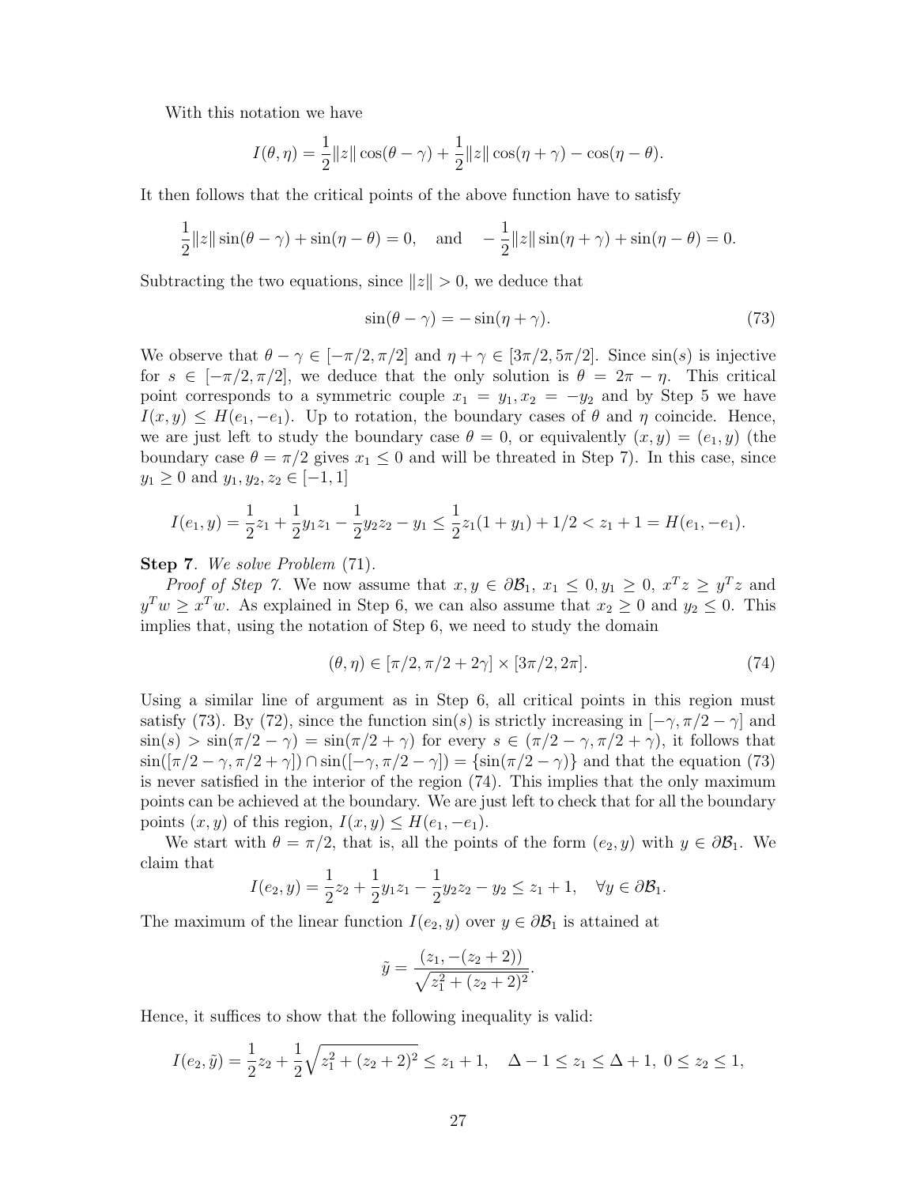With this notation we have

$$I(\theta,\eta) = \frac{1}{2}\|z\|\cos(\theta-\gamma) + \frac{1}{2}\|z\|\cos(\eta+\gamma) - \cos(\eta-\theta).$$

It then follows that the critical points of the above function have to satisfy

$$\frac{1}{2}\|z\|\sin(\theta-\gamma) + \sin(\eta-\theta) = 0, \quad \text{and} \quad -\frac{1}{2}\|z\|\sin(\eta+\gamma) + \sin(\eta-\theta) = 0.$$

Subtracting the two equations, since $\|z\| > 0$, we deduce that

$$\sin(\theta-\gamma) = -\sin(\eta+\gamma). \tag{73}$$

We observe that $\theta-\gamma \in [-\pi/2, \pi/2]$ and $\eta+\gamma \in [3\pi/2, 5\pi/2]$. Since $\sin(s)$ is injective for $s \in [-\pi/2, \pi/2]$, we deduce that the only solution is $\theta = 2\pi - \eta$. This critical point corresponds to a symmetric couple $x_1 = y_1, x_2 = -y_2$ and by Step 5 we have $I(x,y) \leq H(e_1, -e_1)$. Up to rotation, the boundary cases of $\theta$ and $\eta$ coincide. Hence, we are just left to study the boundary case $\theta = 0$, or equivalently $(x,y) = (e_1, y)$ (the boundary case $\theta = \pi/2$ gives $x_1 \leq 0$ and will be threated in Step 7). In this case, since $y_1 \geq 0$ and $y_1, y_2, z_2 \in [-1,1]$

$$I(e_1,y) = \frac{1}{2}z_1 + \frac{1}{2}y_1 z_1 - \frac{1}{2}y_2 z_2 - y_1 \leq \frac{1}{2}z_1(1+y_1) + 1/2 < z_1 + 1 = H(e_1, -e_1).$$

**Step 7**. *We solve Problem* (71).

*Proof of Step 7.* We now assume that $x, y \in \partial\mathcal{B}_1$, $x_1 \leq 0, y_1 \geq 0$, $x^T z \geq y^T z$ and $y^T w \geq x^T w$. As explained in Step 6, we can also assume that $x_2 \geq 0$ and $y_2 \leq 0$. This implies that, using the notation of Step 6, we need to study the domain

$$(\theta,\eta) \in [\pi/2, \pi/2 + 2\gamma] \times [3\pi/2, 2\pi]. \tag{74}$$

Using a similar line of argument as in Step 6, all critical points in this region must satisfy (73). By (72), since the function $\sin(s)$ is strictly increasing in $[-\gamma, \pi/2-\gamma]$ and $\sin(s) > \sin(\pi/2-\gamma) = \sin(\pi/2+\gamma)$ for every $s \in (\pi/2-\gamma, \pi/2+\gamma)$, it follows that $\sin([\pi/2-\gamma, \pi/2+\gamma]) \cap \sin([-\gamma, \pi/2-\gamma]) = \{\sin(\pi/2-\gamma)\}$ and that the equation (73) is never satisfied in the interior of the region (74). This implies that the only maximum points can be achieved at the boundary. We are just left to check that for all the boundary points $(x,y)$ of this region, $I(x,y) \leq H(e_1, -e_1)$.

We start with $\theta = \pi/2$, that is, all the points of the form $(e_2, y)$ with $y \in \partial\mathcal{B}_1$. We claim that

$$I(e_2, y) = \frac{1}{2}z_2 + \frac{1}{2}y_1 z_1 - \frac{1}{2}y_2 z_2 - y_2 \leq z_1 + 1, \quad \forall y \in \partial\mathcal{B}_1.$$

The maximum of the linear function $I(e_2, y)$ over $y \in \partial\mathcal{B}_1$ is attained at

$$\tilde{y} = \frac{(z_1, -(z_2+2))}{\sqrt{z_1^2 + (z_2+2)^2}}.$$

Hence, it suffices to show that the following inequality is valid:

$$I(e_2, \tilde{y}) = \frac{1}{2}z_2 + \frac{1}{2}\sqrt{z_1^2 + (z_2+2)^2} \leq z_1 + 1, \quad \Delta - 1 \leq z_1 \leq \Delta + 1, \; 0 \leq z_2 \leq 1,$$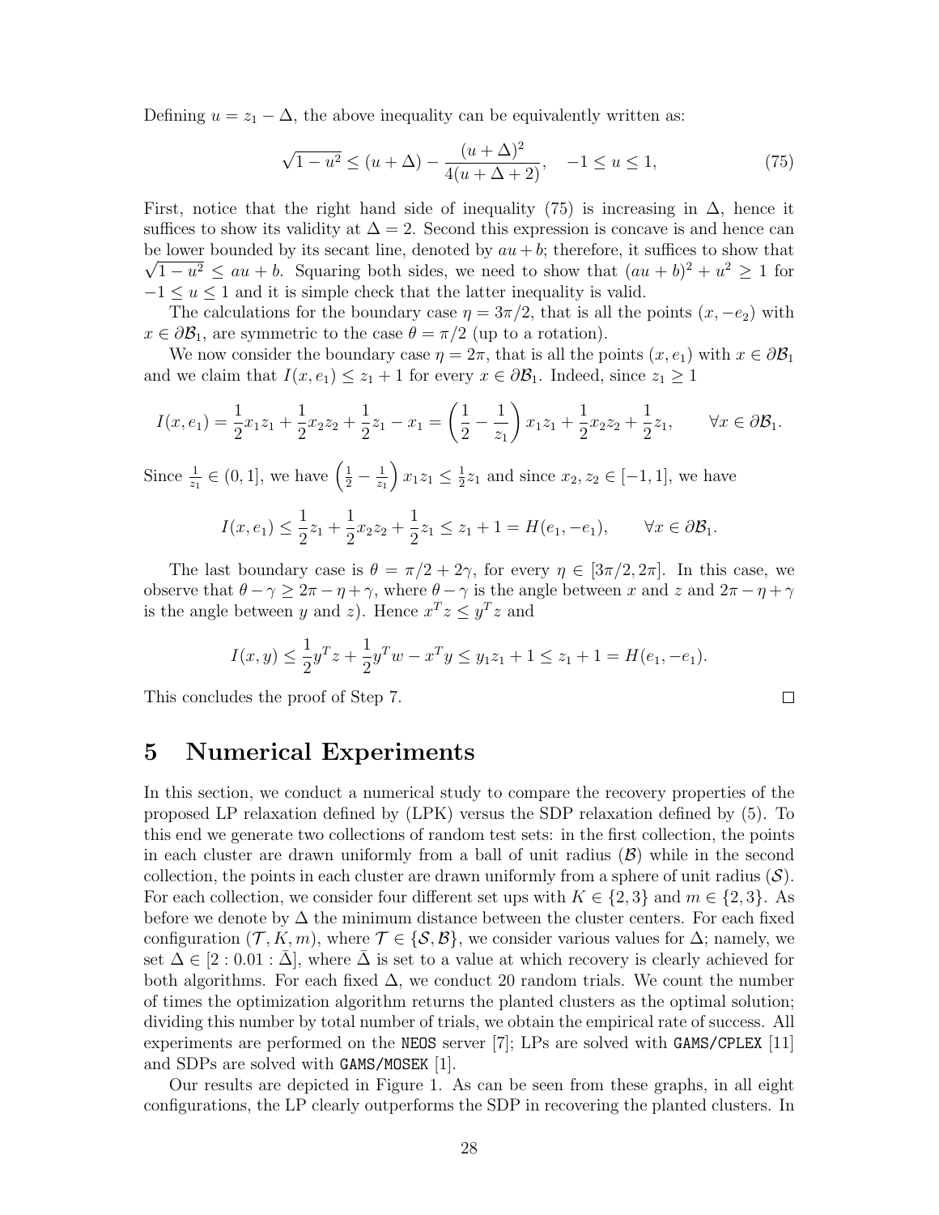Defining $u = z_1 - \Delta$, the above inequality can be equivalently written as:

$$\sqrt{1-u^2} \leq (u+\Delta) - \frac{(u+\Delta)^2}{4(u+\Delta+2)}, \quad -1 \leq u \leq 1, \tag{75}$$

First, notice that the right hand side of inequality (75) is increasing in $\Delta$, hence it suffices to show its validity at $\Delta = 2$. Second this expression is concave is and hence can be lower bounded by its secant line, denoted by $au + b$; therefore, it suffices to show that $\sqrt{1-u^2} \leq au + b$. Squaring both sides, we need to show that $(au+b)^2 + u^2 \geq 1$ for $-1 \leq u \leq 1$ and it is simple check that the latter inequality is valid.

The calculations for the boundary case $\eta = 3\pi/2$, that is all the points $(x, -e_2)$ with $x \in \partial\mathcal{B}_1$, are symmetric to the case $\theta = \pi/2$ (up to a rotation).

We now consider the boundary case $\eta = 2\pi$, that is all the points $(x, e_1)$ with $x \in \partial\mathcal{B}_1$ and we claim that $I(x, e_1) \leq z_1 + 1$ for every $x \in \partial\mathcal{B}_1$. Indeed, since $z_1 \geq 1$

$$I(x, e_1) = \frac{1}{2}x_1 z_1 + \frac{1}{2}x_2 z_2 + \frac{1}{2}z_1 - x_1 = \left(\frac{1}{2} - \frac{1}{z_1}\right) x_1 z_1 + \frac{1}{2}x_2 z_2 + \frac{1}{2}z_1, \qquad \forall x \in \partial\mathcal{B}_1.$$

Since $\frac{1}{z_1} \in (0, 1]$, we have $\left(\frac{1}{2} - \frac{1}{z_1}\right) x_1 z_1 \leq \frac{1}{2}z_1$ and since $x_2, z_2 \in [-1, 1]$, we have

$$I(x, e_1) \leq \frac{1}{2}z_1 + \frac{1}{2}x_2 z_2 + \frac{1}{2}z_1 \leq z_1 + 1 = H(e_1, -e_1), \qquad \forall x \in \partial\mathcal{B}_1.$$

The last boundary case is $\theta = \pi/2 + 2\gamma$, for every $\eta \in [3\pi/2, 2\pi]$. In this case, we observe that $\theta - \gamma \geq 2\pi - \eta + \gamma$, where $\theta - \gamma$ is the angle between $x$ and $z$ and $2\pi - \eta + \gamma$ is the angle between $y$ and $z$). Hence $x^T z \leq y^T z$ and

$$I(x, y) \leq \frac{1}{2}y^T z + \frac{1}{2}y^T w - x^T y \leq y_1 z_1 + 1 \leq z_1 + 1 = H(e_1, -e_1).$$

This concludes the proof of Step 7. $\square$

# 5 Numerical Experiments

In this section, we conduct a numerical study to compare the recovery properties of the proposed LP relaxation defined by (LPK) versus the SDP relaxation defined by (5). To this end we generate two collections of random test sets: in the first collection, the points in each cluster are drawn uniformly from a ball of unit radius ($\mathcal{B}$) while in the second collection, the points in each cluster are drawn uniformly from a sphere of unit radius ($\mathcal{S}$). For each collection, we consider four different set ups with $K \in \{2, 3\}$ and $m \in \{2, 3\}$. As before we denote by $\Delta$ the minimum distance between the cluster centers. For each fixed configuration $(\mathcal{T}, K, m)$, where $\mathcal{T} \in \{\mathcal{S}, \mathcal{B}\}$, we consider various values for $\Delta$; namely, we set $\Delta \in [2 : 0.01 : \bar{\Delta}]$, where $\bar{\Delta}$ is set to a value at which recovery is clearly achieved for both algorithms. For each fixed $\Delta$, we conduct 20 random trials. We count the number of times the optimization algorithm returns the planted clusters as the optimal solution; dividing this number by total number of trials, we obtain the empirical rate of success. All experiments are performed on the `NEOS` server [7]; LPs are solved with `GAMS/CPLEX` [11] and SDPs are solved with `GAMS/MOSEK` [1].

Our results are depicted in Figure 1. As can be seen from these graphs, in all eight configurations, the LP clearly outperforms the SDP in recovering the planted clusters. In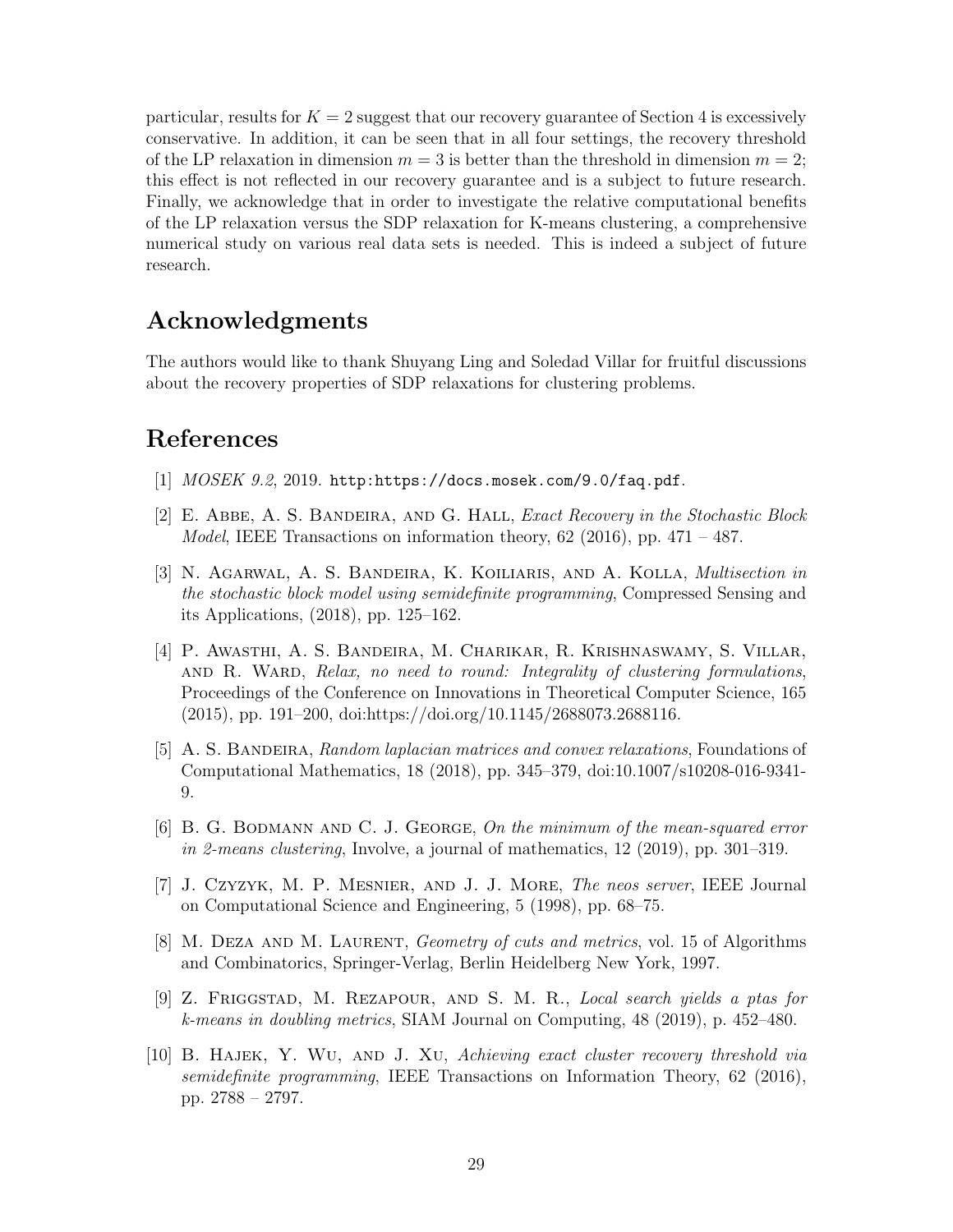particular, results for $K = 2$ suggest that our recovery guarantee of Section 4 is excessively conservative. In addition, it can be seen that in all four settings, the recovery threshold of the LP relaxation in dimension $m = 3$ is better than the threshold in dimension $m = 2$; this effect is not reflected in our recovery guarantee and is a subject to future research. Finally, we acknowledge that in order to investigate the relative computational benefits of the LP relaxation versus the SDP relaxation for K-means clustering, a comprehensive numerical study on various real data sets is needed. This is indeed a subject of future research.

## Acknowledgments

The authors would like to thank Shuyang Ling and Soledad Villar for fruitful discussions about the recovery properties of SDP relaxations for clustering problems.

## References

[1] *MOSEK 9.2*, 2019. `http:https://docs.mosek.com/9.0/faq.pdf`.

[2] E. Abbe, A. S. Bandeira, and G. Hall, *Exact Recovery in the Stochastic Block Model*, IEEE Transactions on information theory, 62 (2016), pp. 471 – 487.

[3] N. Agarwal, A. S. Bandeira, K. Koiliaris, and A. Kolla, *Multisection in the stochastic block model using semidefinite programming*, Compressed Sensing and its Applications, (2018), pp. 125–162.

[4] P. Awasthi, A. S. Bandeira, M. Charikar, R. Krishnaswamy, S. Villar, and R. Ward, *Relax, no need to round: Integrality of clustering formulations*, Proceedings of the Conference on Innovations in Theoretical Computer Science, 165 (2015), pp. 191–200, doi:https://doi.org/10.1145/2688073.2688116.

[5] A. S. Bandeira, *Random laplacian matrices and convex relaxations*, Foundations of Computational Mathematics, 18 (2018), pp. 345–379, doi:10.1007/s10208-016-9341-9.

[6] B. G. Bodmann and C. J. George, *On the minimum of the mean-squared error in 2-means clustering*, Involve, a journal of mathematics, 12 (2019), pp. 301–319.

[7] J. Czyzyk, M. P. Mesnier, and J. J. More, *The neos server*, IEEE Journal on Computational Science and Engineering, 5 (1998), pp. 68–75.

[8] M. Deza and M. Laurent, *Geometry of cuts and metrics*, vol. 15 of Algorithms and Combinatorics, Springer-Verlag, Berlin Heidelberg New York, 1997.

[9] Z. Friggstad, M. Rezapour, and S. M. R., *Local search yields a ptas for k-means in doubling metrics*, SIAM Journal on Computing, 48 (2019), p. 452–480.

[10] B. Hajek, Y. Wu, and J. Xu, *Achieving exact cluster recovery threshold via semidefinite programming*, IEEE Transactions on Information Theory, 62 (2016), pp. 2788 – 2797.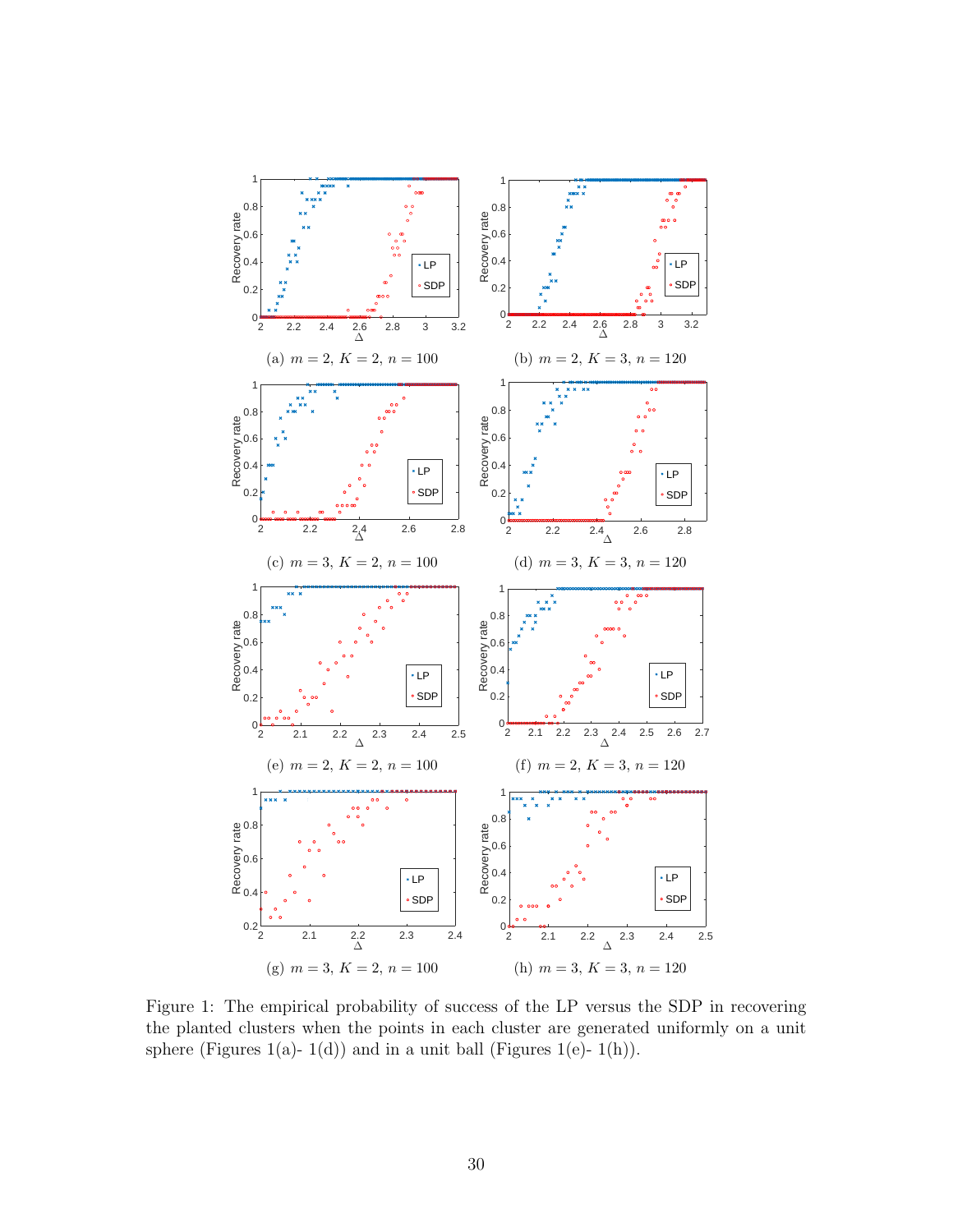(a) $m = 2$, $K = 2$, $n = 100$

(b) $m = 2$, $K = 3$, $n = 120$

(c) $m = 3$, $K = 2$, $n = 100$

(d) $m = 3$, $K = 3$, $n = 120$

(e) $m = 2$, $K = 2$, $n = 100$

(f) $m = 2$, $K = 3$, $n = 120$

(g) $m = 3$, $K = 2$, $n = 100$

(h) $m = 3$, $K = 3$, $n = 120$

Figure 1: The empirical probability of success of the LP versus the SDP in recovering the planted clusters when the points in each cluster are generated uniformly on a unit sphere (Figures 1(a)- 1(d)) and in a unit ball (Figures 1(e)- 1(h)).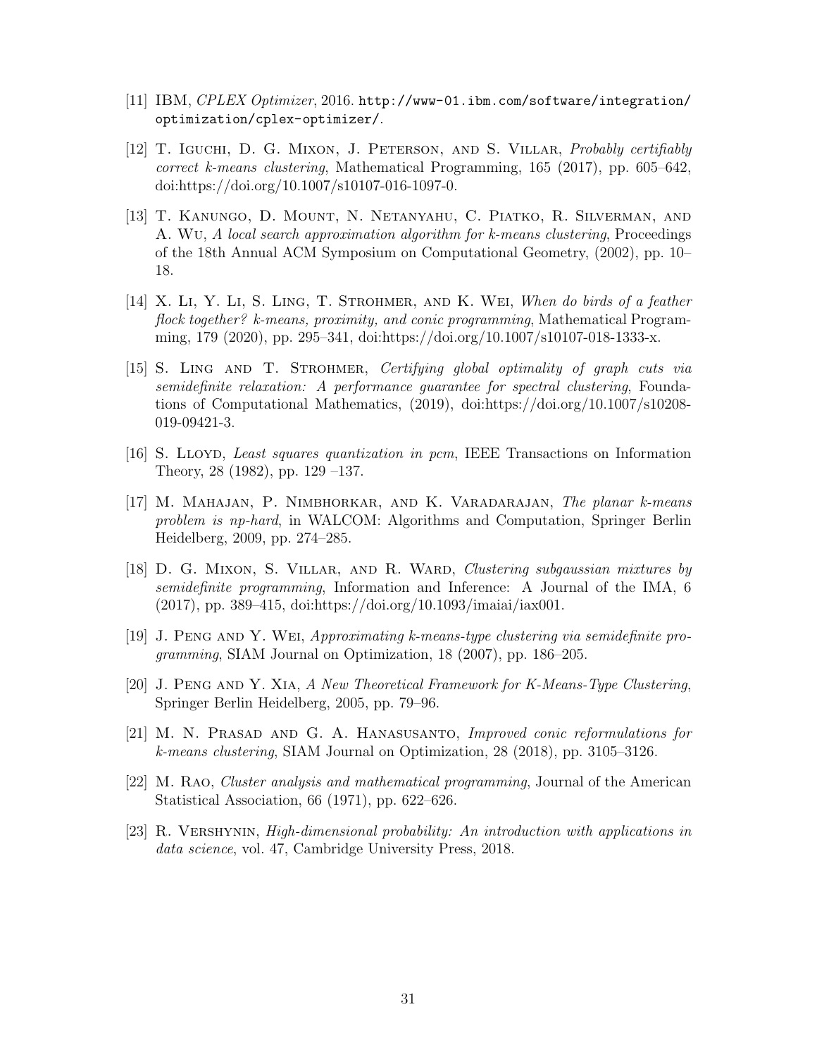[11] IBM, *CPLEX Optimizer*, 2016. `http://www-01.ibm.com/software/integration/optimization/cplex-optimizer/`.

[12] T. Iguchi, D. G. Mixon, J. Peterson, and S. Villar, *Probably certifiably correct k-means clustering*, Mathematical Programming, 165 (2017), pp. 605–642, doi:https://doi.org/10.1007/s10107-016-1097-0.

[13] T. Kanungo, D. Mount, N. Netanyahu, C. Piatko, R. Silverman, and A. Wu, *A local search approximation algorithm for k-means clustering*, Proceedings of the 18th Annual ACM Symposium on Computational Geometry, (2002), pp. 10–18.

[14] X. Li, Y. Li, S. Ling, T. Strohmer, and K. Wei, *When do birds of a feather flock together? k-means, proximity, and conic programming*, Mathematical Programming, 179 (2020), pp. 295–341, doi:https://doi.org/10.1007/s10107-018-1333-x.

[15] S. Ling and T. Strohmer, *Certifying global optimality of graph cuts via semidefinite relaxation: A performance guarantee for spectral clustering*, Foundations of Computational Mathematics, (2019), doi:https://doi.org/10.1007/s10208-019-09421-3.

[16] S. Lloyd, *Least squares quantization in pcm*, IEEE Transactions on Information Theory, 28 (1982), pp. 129 –137.

[17] M. Mahajan, P. Nimbhorkar, and K. Varadarajan, *The planar k-means problem is np-hard*, in WALCOM: Algorithms and Computation, Springer Berlin Heidelberg, 2009, pp. 274–285.

[18] D. G. Mixon, S. Villar, and R. Ward, *Clustering subgaussian mixtures by semidefinite programming*, Information and Inference: A Journal of the IMA, 6 (2017), pp. 389–415, doi:https://doi.org/10.1093/imaiai/iax001.

[19] J. Peng and Y. Wei, *Approximating k-means-type clustering via semidefinite programming*, SIAM Journal on Optimization, 18 (2007), pp. 186–205.

[20] J. Peng and Y. Xia, *A New Theoretical Framework for K-Means-Type Clustering*, Springer Berlin Heidelberg, 2005, pp. 79–96.

[21] M. N. Prasad and G. A. Hanasusanto, *Improved conic reformulations for k-means clustering*, SIAM Journal on Optimization, 28 (2018), pp. 3105–3126.

[22] M. Rao, *Cluster analysis and mathematical programming*, Journal of the American Statistical Association, 66 (1971), pp. 622–626.

[23] R. Vershynin, *High-dimensional probability: An introduction with applications in data science*, vol. 47, Cambridge University Press, 2018.